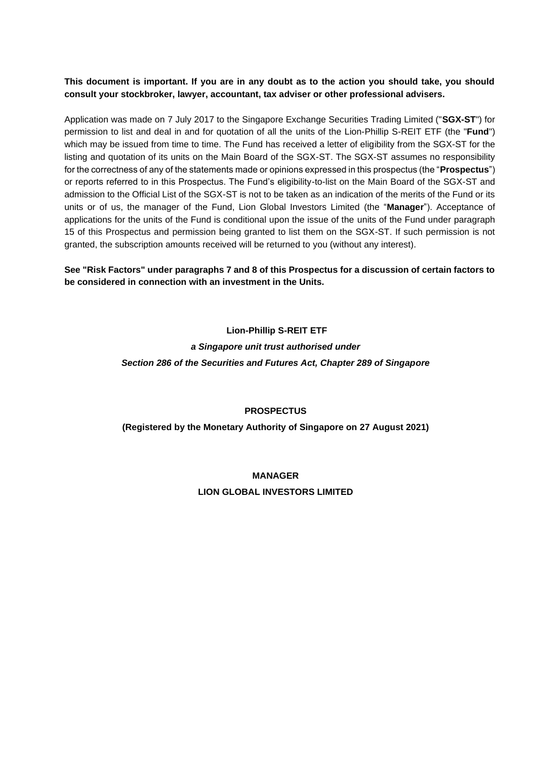**This document is important. If you are in any doubt as to the action you should take, you should consult your stockbroker, lawyer, accountant, tax adviser or other professional advisers.**

Application was made on 7 July 2017 to the Singapore Exchange Securities Trading Limited ("**SGX-ST**") for permission to list and deal in and for quotation of all the units of the Lion-Phillip S-REIT ETF (the "**Fund**") which may be issued from time to time. The Fund has received a letter of eligibility from the SGX-ST for the listing and quotation of its units on the Main Board of the SGX-ST. The SGX-ST assumes no responsibility for the correctness of any of the statements made or opinions expressed in this prospectus (the "**Prospectus**") or reports referred to in this Prospectus. The Fund's eligibility-to-list on the Main Board of the SGX-ST and admission to the Official List of the SGX-ST is not to be taken as an indication of the merits of the Fund or its units or of us, the manager of the Fund, Lion Global Investors Limited (the "**Manager**"). Acceptance of applications for the units of the Fund is conditional upon the issue of the units of the Fund under paragraph 15 of this Prospectus and permission being granted to list them on the SGX-ST. If such permission is not granted, the subscription amounts received will be returned to you (without any interest).

**See "Risk Factors" under paragraphs 7 and 8 of this Prospectus for a discussion of certain factors to be considered in connection with an investment in the Units.**

**Lion-Phillip S-REIT ETF**

***a Singapore unit trust authorised under***

***Section 286 of the Securities and Futures Act, Chapter 289 of Singapore***

**PROSPECTUS**

**(Registered by the Monetary Authority of Singapore on 27 August 2021)**

**MANAGER**

**LION GLOBAL INVESTORS LIMITED**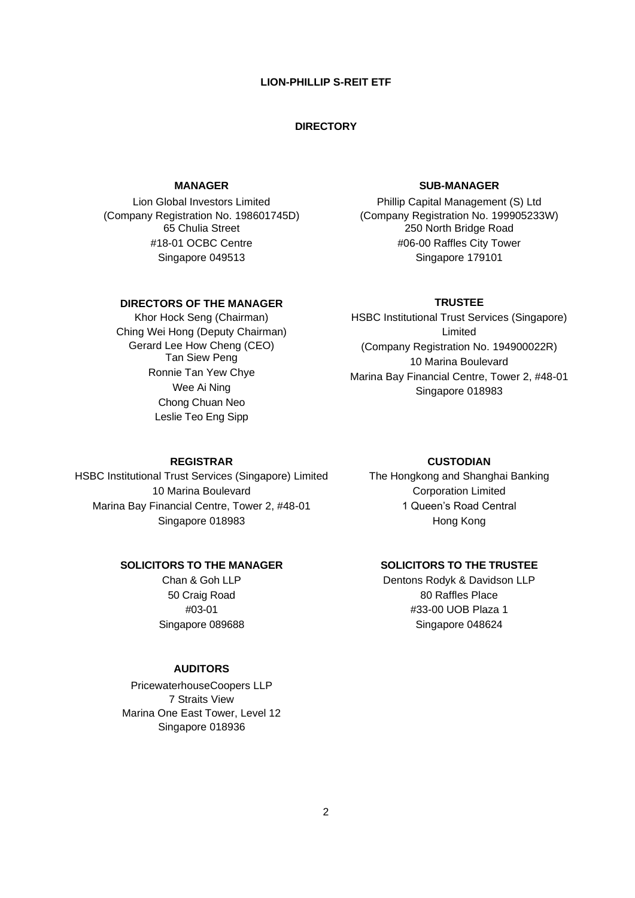# LION-PHILLIP S-REIT ETF

## DIRECTORY

### MANAGER

Lion Global Investors Limited
(Company Registration No. 198601745D)
65 Chulia Street
#18-01 OCBC Centre
Singapore 049513

### SUB-MANAGER

Phillip Capital Management (S) Ltd
(Company Registration No. 199905233W)
250 North Bridge Road
#06-00 Raffles City Tower
Singapore 179101

### DIRECTORS OF THE MANAGER

Khor Hock Seng (Chairman)
Ching Wei Hong (Deputy Chairman)
Gerard Lee How Cheng (CEO)
Tan Siew Peng
Ronnie Tan Yew Chye
Wee Ai Ning
Chong Chuan Neo
Leslie Teo Eng Sipp

### TRUSTEE

HSBC Institutional Trust Services (Singapore) Limited
(Company Registration No. 194900022R)
10 Marina Boulevard
Marina Bay Financial Centre, Tower 2, #48-01
Singapore 018983

### REGISTRAR

HSBC Institutional Trust Services (Singapore) Limited
10 Marina Boulevard
Marina Bay Financial Centre, Tower 2, #48-01
Singapore 018983

### CUSTODIAN

The Hongkong and Shanghai Banking Corporation Limited
1 Queen's Road Central
Hong Kong

### SOLICITORS TO THE MANAGER

Chan & Goh LLP
50 Craig Road
#03-01
Singapore 089688

### SOLICITORS TO THE TRUSTEE

Dentons Rodyk & Davidson LLP
80 Raffles Place
#33-00 UOB Plaza 1
Singapore 048624

### AUDITORS

PricewaterhouseCoopers LLP
7 Straits View
Marina One East Tower, Level 12
Singapore 018936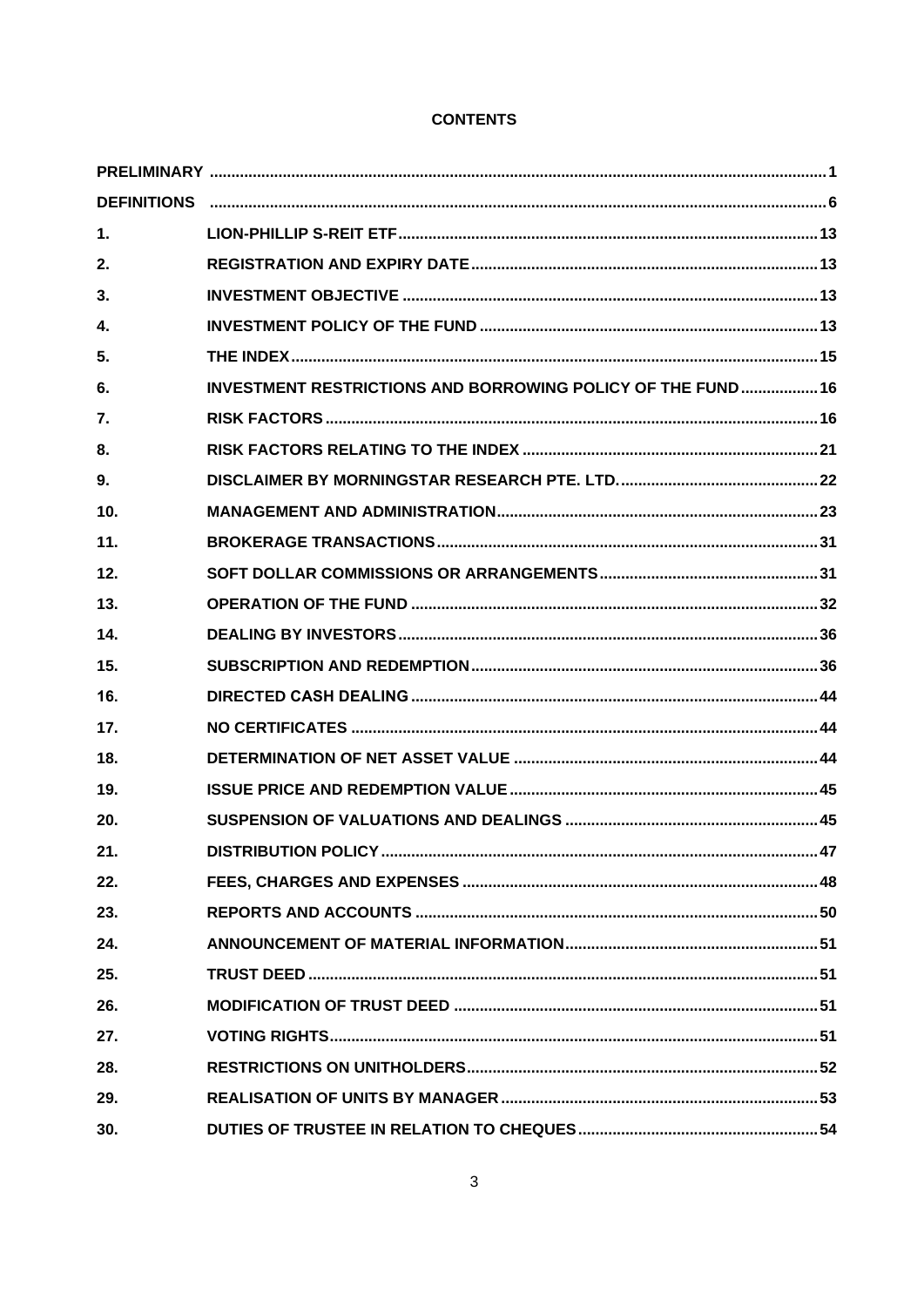**CONTENTS**

| | | |
|---|---|---|
| **PRELIMINARY** | | **1** |
| **DEFINITIONS** | | **6** |
| **1.** | **LION-PHILLIP S-REIT ETF** | **13** |
| **2.** | **REGISTRATION AND EXPIRY DATE** | **13** |
| **3.** | **INVESTMENT OBJECTIVE** | **13** |
| **4.** | **INVESTMENT POLICY OF THE FUND** | **13** |
| **5.** | **THE INDEX** | **15** |
| **6.** | **INVESTMENT RESTRICTIONS AND BORROWING POLICY OF THE FUND** | **16** |
| **7.** | **RISK FACTORS** | **16** |
| **8.** | **RISK FACTORS RELATING TO THE INDEX** | **21** |
| **9.** | **DISCLAIMER BY MORNINGSTAR RESEARCH PTE. LTD.** | **22** |
| **10.** | **MANAGEMENT AND ADMINISTRATION** | **23** |
| **11.** | **BROKERAGE TRANSACTIONS** | **31** |
| **12.** | **SOFT DOLLAR COMMISSIONS OR ARRANGEMENTS** | **31** |
| **13.** | **OPERATION OF THE FUND** | **32** |
| **14.** | **DEALING BY INVESTORS** | **36** |
| **15.** | **SUBSCRIPTION AND REDEMPTION** | **36** |
| **16.** | **DIRECTED CASH DEALING** | **44** |
| **17.** | **NO CERTIFICATES** | **44** |
| **18.** | **DETERMINATION OF NET ASSET VALUE** | **44** |
| **19.** | **ISSUE PRICE AND REDEMPTION VALUE** | **45** |
| **20.** | **SUSPENSION OF VALUATIONS AND DEALINGS** | **45** |
| **21.** | **DISTRIBUTION POLICY** | **47** |
| **22.** | **FEES, CHARGES AND EXPENSES** | **48** |
| **23.** | **REPORTS AND ACCOUNTS** | **50** |
| **24.** | **ANNOUNCEMENT OF MATERIAL INFORMATION** | **51** |
| **25.** | **TRUST DEED** | **51** |
| **26.** | **MODIFICATION OF TRUST DEED** | **51** |
| **27.** | **VOTING RIGHTS** | **51** |
| **28.** | **RESTRICTIONS ON UNITHOLDERS** | **52** |
| **29.** | **REALISATION OF UNITS BY MANAGER** | **53** |
| **30.** | **DUTIES OF TRUSTEE IN RELATION TO CHEQUES** | **54** |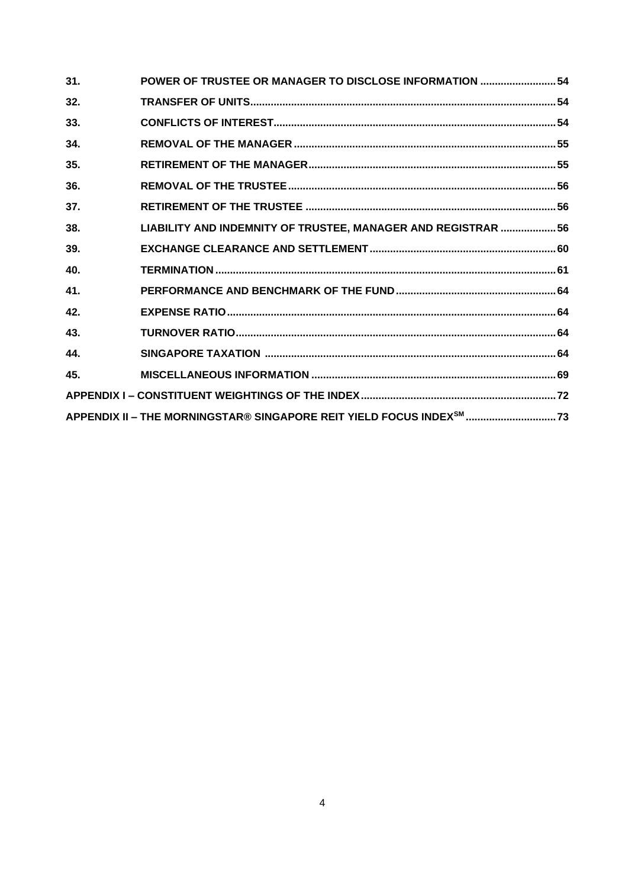| | | |
|---|---|---|
| **31.** | **POWER OF TRUSTEE OR MANAGER TO DISCLOSE INFORMATION** | **54** |
| **32.** | **TRANSFER OF UNITS** | **54** |
| **33.** | **CONFLICTS OF INTEREST** | **54** |
| **34.** | **REMOVAL OF THE MANAGER** | **55** |
| **35.** | **RETIREMENT OF THE MANAGER** | **55** |
| **36.** | **REMOVAL OF THE TRUSTEE** | **56** |
| **37.** | **RETIREMENT OF THE TRUSTEE** | **56** |
| **38.** | **LIABILITY AND INDEMNITY OF TRUSTEE, MANAGER AND REGISTRAR** | **56** |
| **39.** | **EXCHANGE CLEARANCE AND SETTLEMENT** | **60** |
| **40.** | **TERMINATION** | **61** |
| **41.** | **PERFORMANCE AND BENCHMARK OF THE FUND** | **64** |
| **42.** | **EXPENSE RATIO** | **64** |
| **43.** | **TURNOVER RATIO** | **64** |
| **44.** | **SINGAPORE TAXATION** | **64** |
| **45.** | **MISCELLANEOUS INFORMATION** | **69** |
| **APPENDIX I – CONSTITUENT WEIGHTINGS OF THE INDEX** | | **72** |
| **APPENDIX II – THE MORNINGSTAR® SINGAPORE REIT YIELD FOCUS INDEX℠** | | **73** |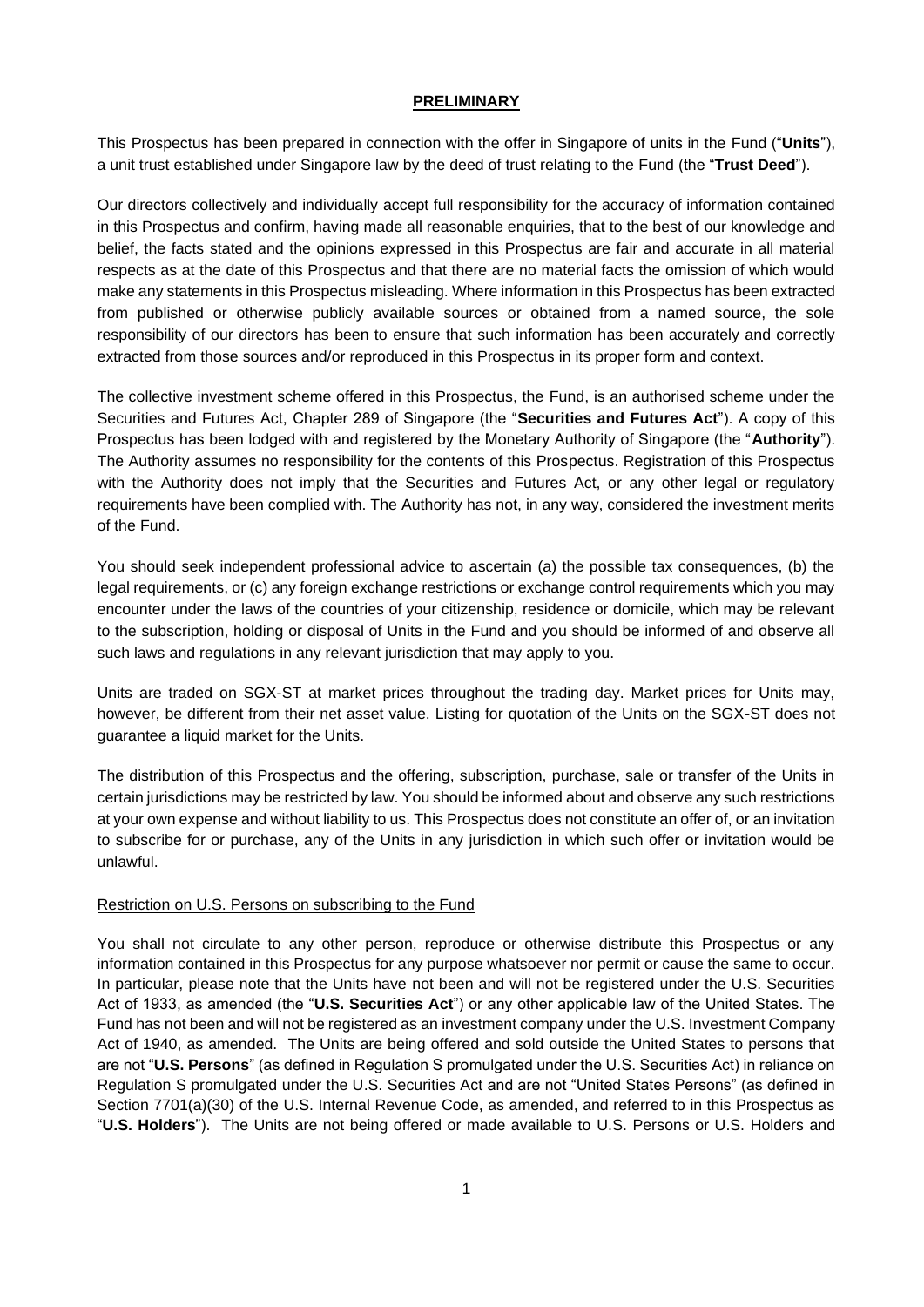## PRELIMINARY

This Prospectus has been prepared in connection with the offer in Singapore of units in the Fund ("**Units**"), a unit trust established under Singapore law by the deed of trust relating to the Fund (the "**Trust Deed**").

Our directors collectively and individually accept full responsibility for the accuracy of information contained in this Prospectus and confirm, having made all reasonable enquiries, that to the best of our knowledge and belief, the facts stated and the opinions expressed in this Prospectus are fair and accurate in all material respects as at the date of this Prospectus and that there are no material facts the omission of which would make any statements in this Prospectus misleading. Where information in this Prospectus has been extracted from published or otherwise publicly available sources or obtained from a named source, the sole responsibility of our directors has been to ensure that such information has been accurately and correctly extracted from those sources and/or reproduced in this Prospectus in its proper form and context.

The collective investment scheme offered in this Prospectus, the Fund, is an authorised scheme under the Securities and Futures Act, Chapter 289 of Singapore (the "**Securities and Futures Act**"). A copy of this Prospectus has been lodged with and registered by the Monetary Authority of Singapore (the "**Authority**"). The Authority assumes no responsibility for the contents of this Prospectus. Registration of this Prospectus with the Authority does not imply that the Securities and Futures Act, or any other legal or regulatory requirements have been complied with. The Authority has not, in any way, considered the investment merits of the Fund.

You should seek independent professional advice to ascertain (a) the possible tax consequences, (b) the legal requirements, or (c) any foreign exchange restrictions or exchange control requirements which you may encounter under the laws of the countries of your citizenship, residence or domicile, which may be relevant to the subscription, holding or disposal of Units in the Fund and you should be informed of and observe all such laws and regulations in any relevant jurisdiction that may apply to you.

Units are traded on SGX-ST at market prices throughout the trading day. Market prices for Units may, however, be different from their net asset value. Listing for quotation of the Units on the SGX-ST does not guarantee a liquid market for the Units.

The distribution of this Prospectus and the offering, subscription, purchase, sale or transfer of the Units in certain jurisdictions may be restricted by law. You should be informed about and observe any such restrictions at your own expense and without liability to us. This Prospectus does not constitute an offer of, or an invitation to subscribe for or purchase, any of the Units in any jurisdiction in which such offer or invitation would be unlawful.

### Restriction on U.S. Persons on subscribing to the Fund

You shall not circulate to any other person, reproduce or otherwise distribute this Prospectus or any information contained in this Prospectus for any purpose whatsoever nor permit or cause the same to occur. In particular, please note that the Units have not been and will not be registered under the U.S. Securities Act of 1933, as amended (the "**U.S. Securities Act**") or any other applicable law of the United States. The Fund has not been and will not be registered as an investment company under the U.S. Investment Company Act of 1940, as amended. The Units are being offered and sold outside the United States to persons that are not "**U.S. Persons**" (as defined in Regulation S promulgated under the U.S. Securities Act) in reliance on Regulation S promulgated under the U.S. Securities Act and are not "United States Persons" (as defined in Section 7701(a)(30) of the U.S. Internal Revenue Code, as amended, and referred to in this Prospectus as "**U.S. Holders**"). The Units are not being offered or made available to U.S. Persons or U.S. Holders and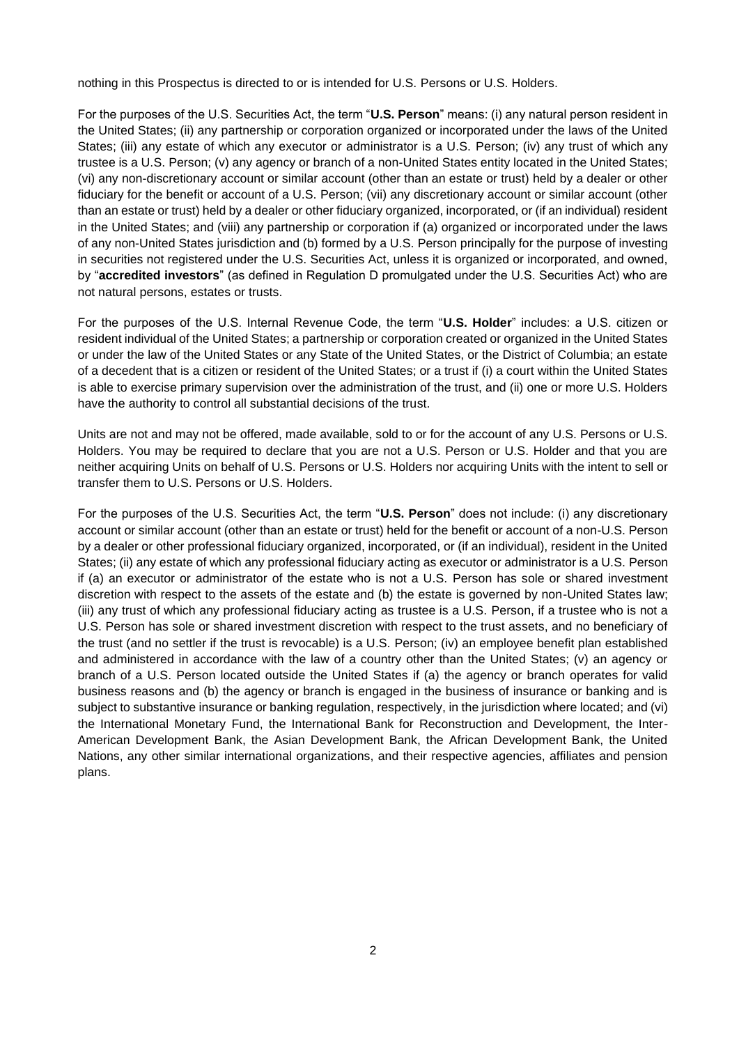nothing in this Prospectus is directed to or is intended for U.S. Persons or U.S. Holders.

For the purposes of the U.S. Securities Act, the term "**U.S. Person**" means: (i) any natural person resident in the United States; (ii) any partnership or corporation organized or incorporated under the laws of the United States; (iii) any estate of which any executor or administrator is a U.S. Person; (iv) any trust of which any trustee is a U.S. Person; (v) any agency or branch of a non-United States entity located in the United States; (vi) any non-discretionary account or similar account (other than an estate or trust) held by a dealer or other fiduciary for the benefit or account of a U.S. Person; (vii) any discretionary account or similar account (other than an estate or trust) held by a dealer or other fiduciary organized, incorporated, or (if an individual) resident in the United States; and (viii) any partnership or corporation if (a) organized or incorporated under the laws of any non-United States jurisdiction and (b) formed by a U.S. Person principally for the purpose of investing in securities not registered under the U.S. Securities Act, unless it is organized or incorporated, and owned, by "**accredited investors**" (as defined in Regulation D promulgated under the U.S. Securities Act) who are not natural persons, estates or trusts.

For the purposes of the U.S. Internal Revenue Code, the term "**U.S. Holder**" includes: a U.S. citizen or resident individual of the United States; a partnership or corporation created or organized in the United States or under the law of the United States or any State of the United States, or the District of Columbia; an estate of a decedent that is a citizen or resident of the United States; or a trust if (i) a court within the United States is able to exercise primary supervision over the administration of the trust, and (ii) one or more U.S. Holders have the authority to control all substantial decisions of the trust.

Units are not and may not be offered, made available, sold to or for the account of any U.S. Persons or U.S. Holders. You may be required to declare that you are not a U.S. Person or U.S. Holder and that you are neither acquiring Units on behalf of U.S. Persons or U.S. Holders nor acquiring Units with the intent to sell or transfer them to U.S. Persons or U.S. Holders.

For the purposes of the U.S. Securities Act, the term "**U.S. Person**" does not include: (i) any discretionary account or similar account (other than an estate or trust) held for the benefit or account of a non-U.S. Person by a dealer or other professional fiduciary organized, incorporated, or (if an individual), resident in the United States; (ii) any estate of which any professional fiduciary acting as executor or administrator is a U.S. Person if (a) an executor or administrator of the estate who is not a U.S. Person has sole or shared investment discretion with respect to the assets of the estate and (b) the estate is governed by non-United States law; (iii) any trust of which any professional fiduciary acting as trustee is a U.S. Person, if a trustee who is not a U.S. Person has sole or shared investment discretion with respect to the trust assets, and no beneficiary of the trust (and no settler if the trust is revocable) is a U.S. Person; (iv) an employee benefit plan established and administered in accordance with the law of a country other than the United States; (v) an agency or branch of a U.S. Person located outside the United States if (a) the agency or branch operates for valid business reasons and (b) the agency or branch is engaged in the business of insurance or banking and is subject to substantive insurance or banking regulation, respectively, in the jurisdiction where located; and (vi) the International Monetary Fund, the International Bank for Reconstruction and Development, the Inter-American Development Bank, the Asian Development Bank, the African Development Bank, the United Nations, any other similar international organizations, and their respective agencies, affiliates and pension plans.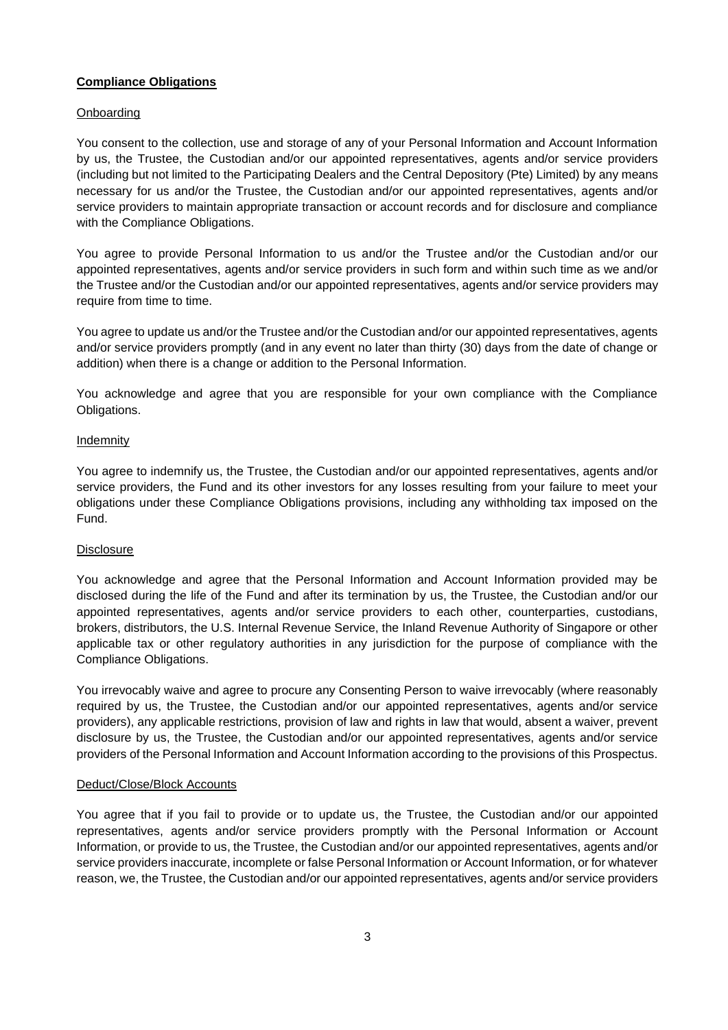**Compliance Obligations**

Onboarding

You consent to the collection, use and storage of any of your Personal Information and Account Information by us, the Trustee, the Custodian and/or our appointed representatives, agents and/or service providers (including but not limited to the Participating Dealers and the Central Depository (Pte) Limited) by any means necessary for us and/or the Trustee, the Custodian and/or our appointed representatives, agents and/or service providers to maintain appropriate transaction or account records and for disclosure and compliance with the Compliance Obligations.

You agree to provide Personal Information to us and/or the Trustee and/or the Custodian and/or our appointed representatives, agents and/or service providers in such form and within such time as we and/or the Trustee and/or the Custodian and/or our appointed representatives, agents and/or service providers may require from time to time.

You agree to update us and/or the Trustee and/or the Custodian and/or our appointed representatives, agents and/or service providers promptly (and in any event no later than thirty (30) days from the date of change or addition) when there is a change or addition to the Personal Information.

You acknowledge and agree that you are responsible for your own compliance with the Compliance Obligations.

Indemnity

You agree to indemnify us, the Trustee, the Custodian and/or our appointed representatives, agents and/or service providers, the Fund and its other investors for any losses resulting from your failure to meet your obligations under these Compliance Obligations provisions, including any withholding tax imposed on the Fund.

Disclosure

You acknowledge and agree that the Personal Information and Account Information provided may be disclosed during the life of the Fund and after its termination by us, the Trustee, the Custodian and/or our appointed representatives, agents and/or service providers to each other, counterparties, custodians, brokers, distributors, the U.S. Internal Revenue Service, the Inland Revenue Authority of Singapore or other applicable tax or other regulatory authorities in any jurisdiction for the purpose of compliance with the Compliance Obligations.

You irrevocably waive and agree to procure any Consenting Person to waive irrevocably (where reasonably required by us, the Trustee, the Custodian and/or our appointed representatives, agents and/or service providers), any applicable restrictions, provision of law and rights in law that would, absent a waiver, prevent disclosure by us, the Trustee, the Custodian and/or our appointed representatives, agents and/or service providers of the Personal Information and Account Information according to the provisions of this Prospectus.

Deduct/Close/Block Accounts

You agree that if you fail to provide or to update us, the Trustee, the Custodian and/or our appointed representatives, agents and/or service providers promptly with the Personal Information or Account Information, or provide to us, the Trustee, the Custodian and/or our appointed representatives, agents and/or service providers inaccurate, incomplete or false Personal Information or Account Information, or for whatever reason, we, the Trustee, the Custodian and/or our appointed representatives, agents and/or service providers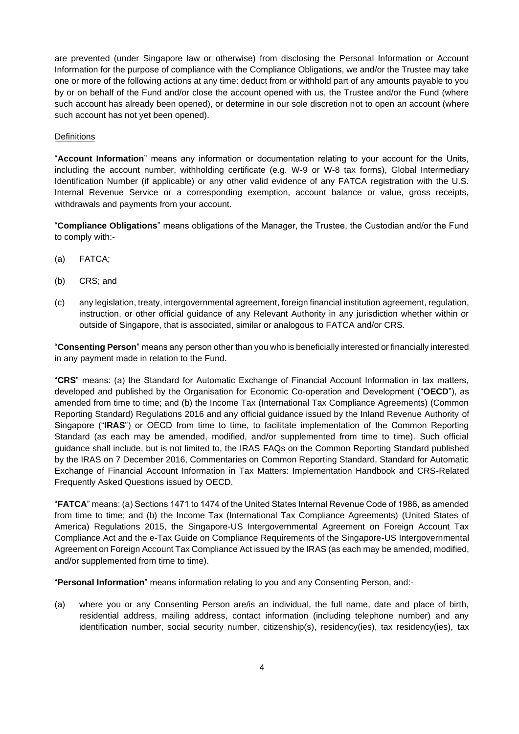are prevented (under Singapore law or otherwise) from disclosing the Personal Information or Account Information for the purpose of compliance with the Compliance Obligations, we and/or the Trustee may take one or more of the following actions at any time: deduct from or withhold part of any amounts payable to you by or on behalf of the Fund and/or close the account opened with us, the Trustee and/or the Fund (where such account has already been opened), or determine in our sole discretion not to open an account (where such account has not yet been opened).

Definitions

"**Account Information**" means any information or documentation relating to your account for the Units, including the account number, withholding certificate (e.g. W-9 or W-8 tax forms), Global Intermediary Identification Number (if applicable) or any other valid evidence of any FATCA registration with the U.S. Internal Revenue Service or a corresponding exemption, account balance or value, gross receipts, withdrawals and payments from your account.

"**Compliance Obligations**" means obligations of the Manager, the Trustee, the Custodian and/or the Fund to comply with:-

(a) FATCA;

(b) CRS; and

(c) any legislation, treaty, intergovernmental agreement, foreign financial institution agreement, regulation, instruction, or other official guidance of any Relevant Authority in any jurisdiction whether within or outside of Singapore, that is associated, similar or analogous to FATCA and/or CRS.

"**Consenting Person**" means any person other than you who is beneficially interested or financially interested in any payment made in relation to the Fund.

"**CRS**" means: (a) the Standard for Automatic Exchange of Financial Account Information in tax matters, developed and published by the Organisation for Economic Co-operation and Development ("**OECD**"), as amended from time to time; and (b) the Income Tax (International Tax Compliance Agreements) (Common Reporting Standard) Regulations 2016 and any official guidance issued by the Inland Revenue Authority of Singapore ("**IRAS**") or OECD from time to time, to facilitate implementation of the Common Reporting Standard (as each may be amended, modified, and/or supplemented from time to time). Such official guidance shall include, but is not limited to, the IRAS FAQs on the Common Reporting Standard published by the IRAS on 7 December 2016, Commentaries on Common Reporting Standard, Standard for Automatic Exchange of Financial Account Information in Tax Matters: Implementation Handbook and CRS-Related Frequently Asked Questions issued by OECD.

"**FATCA**" means: (a) Sections 1471 to 1474 of the United States Internal Revenue Code of 1986, as amended from time to time; and (b) the Income Tax (International Tax Compliance Agreements) (United States of America) Regulations 2015, the Singapore-US Intergovernmental Agreement on Foreign Account Tax Compliance Act and the e-Tax Guide on Compliance Requirements of the Singapore-US Intergovernmental Agreement on Foreign Account Tax Compliance Act issued by the IRAS (as each may be amended, modified, and/or supplemented from time to time).

"**Personal Information**" means information relating to you and any Consenting Person, and:-

(a) where you or any Consenting Person are/is an individual, the full name, date and place of birth, residential address, mailing address, contact information (including telephone number) and any identification number, social security number, citizenship(s), residency(ies), tax residency(ies), tax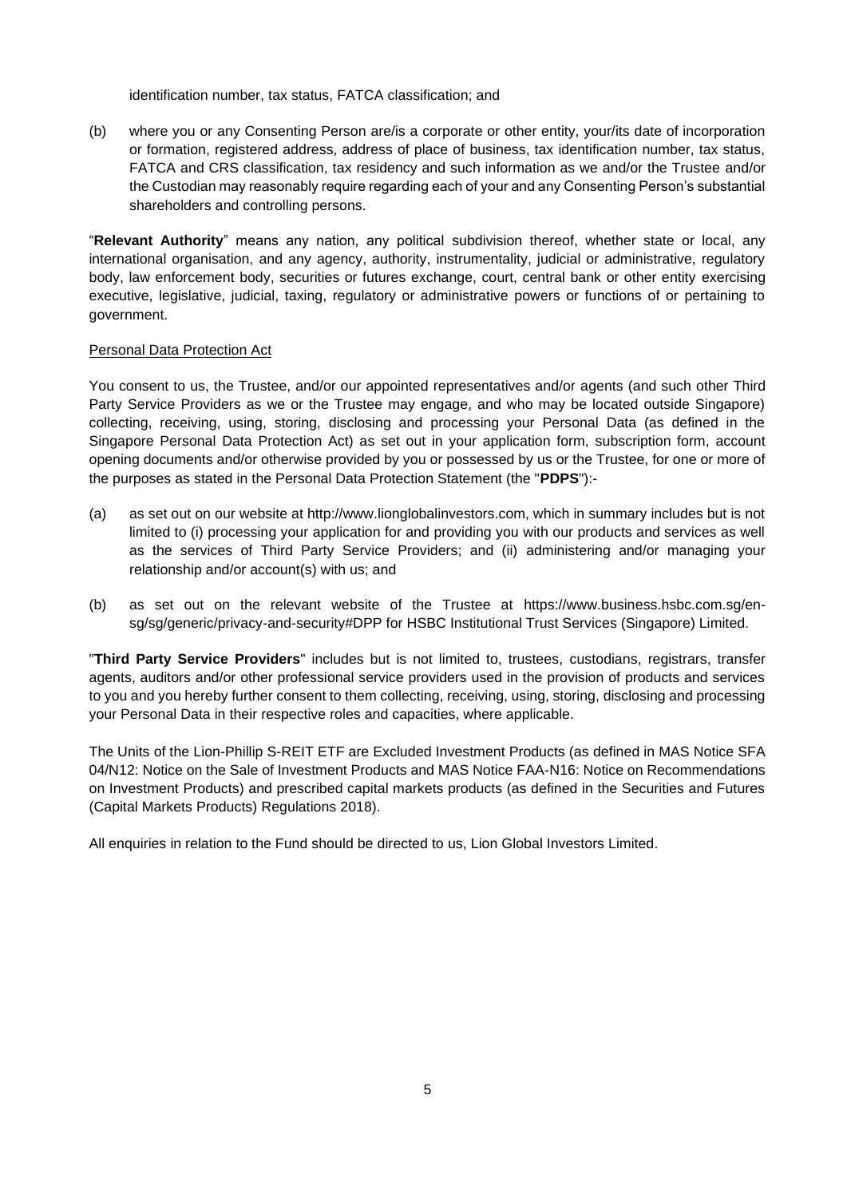identification number, tax status, FATCA classification; and

(b) where you or any Consenting Person are/is a corporate or other entity, your/its date of incorporation or formation, registered address, address of place of business, tax identification number, tax status, FATCA and CRS classification, tax residency and such information as we and/or the Trustee and/or the Custodian may reasonably require regarding each of your and any Consenting Person's substantial shareholders and controlling persons.

"**Relevant Authority**" means any nation, any political subdivision thereof, whether state or local, any international organisation, and any agency, authority, instrumentality, judicial or administrative, regulatory body, law enforcement body, securities or futures exchange, court, central bank or other entity exercising executive, legislative, judicial, taxing, regulatory or administrative powers or functions of or pertaining to government.

Personal Data Protection Act

You consent to us, the Trustee, and/or our appointed representatives and/or agents (and such other Third Party Service Providers as we or the Trustee may engage, and who may be located outside Singapore) collecting, receiving, using, storing, disclosing and processing your Personal Data (as defined in the Singapore Personal Data Protection Act) as set out in your application form, subscription form, account opening documents and/or otherwise provided by you or possessed by us or the Trustee, for one or more of the purposes as stated in the Personal Data Protection Statement (the "**PDPS**"):-

(a) as set out on our website at http://www.lionglobalinvestors.com, which in summary includes but is not limited to (i) processing your application for and providing you with our products and services as well as the services of Third Party Service Providers; and (ii) administering and/or managing your relationship and/or account(s) with us; and

(b) as set out on the relevant website of the Trustee at https://www.business.hsbc.com.sg/en-sg/sg/generic/privacy-and-security#DPP for HSBC Institutional Trust Services (Singapore) Limited.

"**Third Party Service Providers**" includes but is not limited to, trustees, custodians, registrars, transfer agents, auditors and/or other professional service providers used in the provision of products and services to you and you hereby further consent to them collecting, receiving, using, storing, disclosing and processing your Personal Data in their respective roles and capacities, where applicable.

The Units of the Lion-Phillip S-REIT ETF are Excluded Investment Products (as defined in MAS Notice SFA 04/N12: Notice on the Sale of Investment Products and MAS Notice FAA-N16: Notice on Recommendations on Investment Products) and prescribed capital markets products (as defined in the Securities and Futures (Capital Markets Products) Regulations 2018).

All enquiries in relation to the Fund should be directed to us, Lion Global Investors Limited.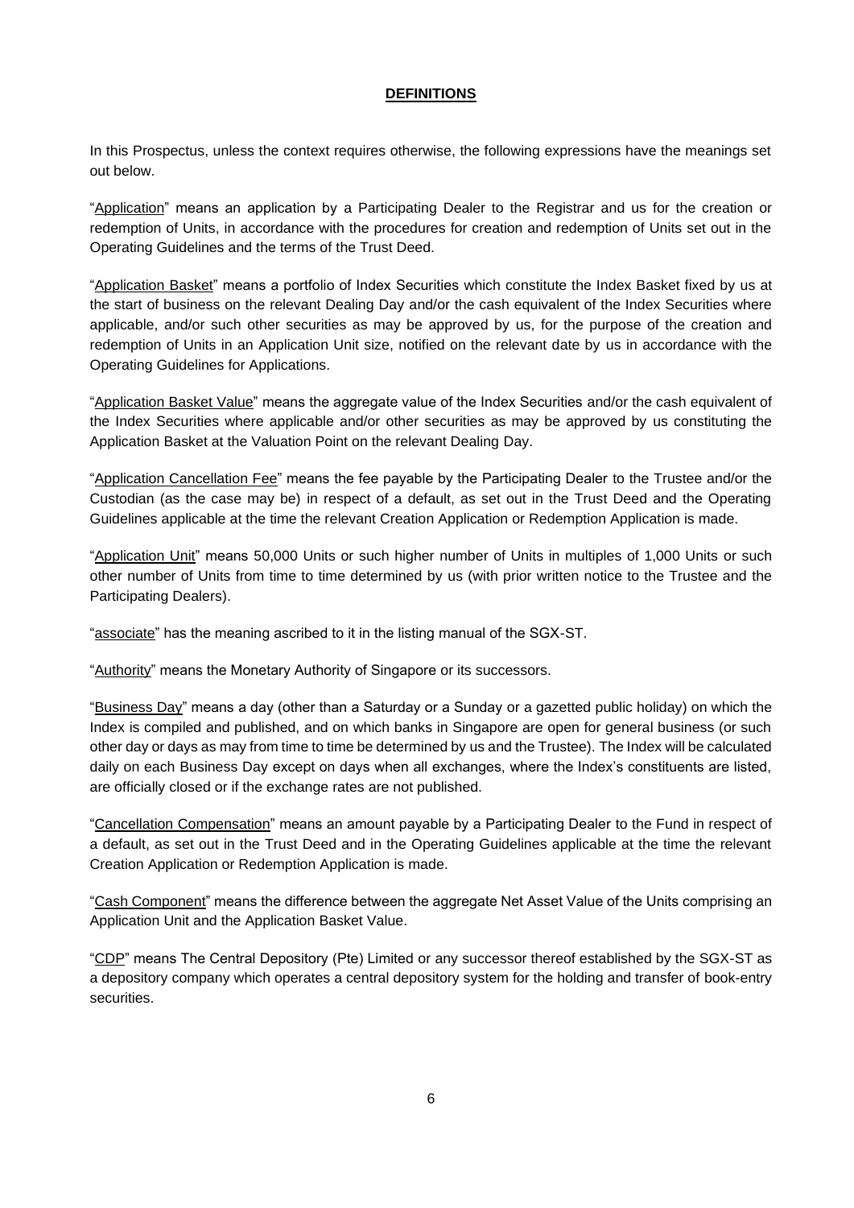## DEFINITIONS

In this Prospectus, unless the context requires otherwise, the following expressions have the meanings set out below.

"Application" means an application by a Participating Dealer to the Registrar and us for the creation or redemption of Units, in accordance with the procedures for creation and redemption of Units set out in the Operating Guidelines and the terms of the Trust Deed.

"Application Basket" means a portfolio of Index Securities which constitute the Index Basket fixed by us at the start of business on the relevant Dealing Day and/or the cash equivalent of the Index Securities where applicable, and/or such other securities as may be approved by us, for the purpose of the creation and redemption of Units in an Application Unit size, notified on the relevant date by us in accordance with the Operating Guidelines for Applications.

"Application Basket Value" means the aggregate value of the Index Securities and/or the cash equivalent of the Index Securities where applicable and/or other securities as may be approved by us constituting the Application Basket at the Valuation Point on the relevant Dealing Day.

"Application Cancellation Fee" means the fee payable by the Participating Dealer to the Trustee and/or the Custodian (as the case may be) in respect of a default, as set out in the Trust Deed and the Operating Guidelines applicable at the time the relevant Creation Application or Redemption Application is made.

"Application Unit" means 50,000 Units or such higher number of Units in multiples of 1,000 Units or such other number of Units from time to time determined by us (with prior written notice to the Trustee and the Participating Dealers).

"associate" has the meaning ascribed to it in the listing manual of the SGX-ST.

"Authority" means the Monetary Authority of Singapore or its successors.

"Business Day" means a day (other than a Saturday or a Sunday or a gazetted public holiday) on which the Index is compiled and published, and on which banks in Singapore are open for general business (or such other day or days as may from time to time be determined by us and the Trustee). The Index will be calculated daily on each Business Day except on days when all exchanges, where the Index's constituents are listed, are officially closed or if the exchange rates are not published.

"Cancellation Compensation" means an amount payable by a Participating Dealer to the Fund in respect of a default, as set out in the Trust Deed and in the Operating Guidelines applicable at the time the relevant Creation Application or Redemption Application is made.

"Cash Component" means the difference between the aggregate Net Asset Value of the Units comprising an Application Unit and the Application Basket Value.

"CDP" means The Central Depository (Pte) Limited or any successor thereof established by the SGX-ST as a depository company which operates a central depository system for the holding and transfer of book-entry securities.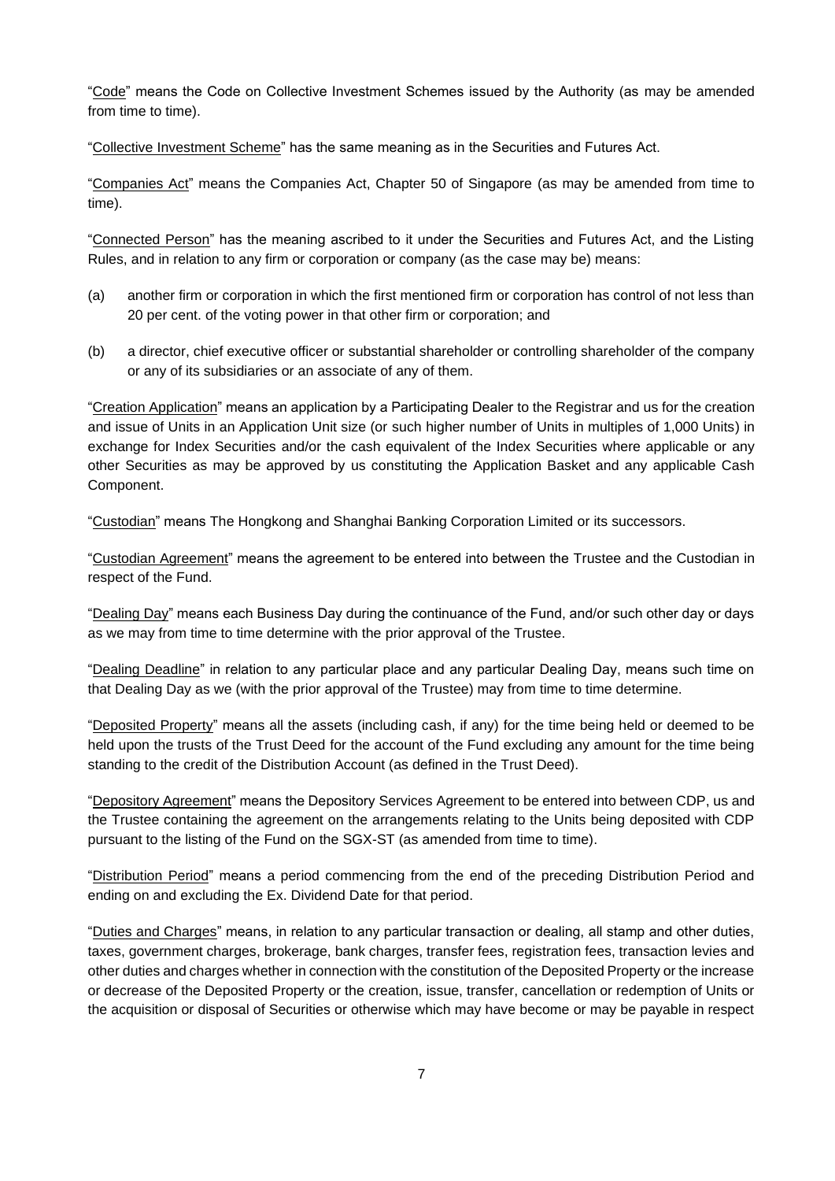"Code" means the Code on Collective Investment Schemes issued by the Authority (as may be amended from time to time).

"Collective Investment Scheme" has the same meaning as in the Securities and Futures Act.

"Companies Act" means the Companies Act, Chapter 50 of Singapore (as may be amended from time to time).

"Connected Person" has the meaning ascribed to it under the Securities and Futures Act, and the Listing Rules, and in relation to any firm or corporation or company (as the case may be) means:

(a) another firm or corporation in which the first mentioned firm or corporation has control of not less than 20 per cent. of the voting power in that other firm or corporation; and

(b) a director, chief executive officer or substantial shareholder or controlling shareholder of the company or any of its subsidiaries or an associate of any of them.

"Creation Application" means an application by a Participating Dealer to the Registrar and us for the creation and issue of Units in an Application Unit size (or such higher number of Units in multiples of 1,000 Units) in exchange for Index Securities and/or the cash equivalent of the Index Securities where applicable or any other Securities as may be approved by us constituting the Application Basket and any applicable Cash Component.

"Custodian" means The Hongkong and Shanghai Banking Corporation Limited or its successors.

"Custodian Agreement" means the agreement to be entered into between the Trustee and the Custodian in respect of the Fund.

"Dealing Day" means each Business Day during the continuance of the Fund, and/or such other day or days as we may from time to time determine with the prior approval of the Trustee.

"Dealing Deadline" in relation to any particular place and any particular Dealing Day, means such time on that Dealing Day as we (with the prior approval of the Trustee) may from time to time determine.

"Deposited Property" means all the assets (including cash, if any) for the time being held or deemed to be held upon the trusts of the Trust Deed for the account of the Fund excluding any amount for the time being standing to the credit of the Distribution Account (as defined in the Trust Deed).

"Depository Agreement" means the Depository Services Agreement to be entered into between CDP, us and the Trustee containing the agreement on the arrangements relating to the Units being deposited with CDP pursuant to the listing of the Fund on the SGX-ST (as amended from time to time).

"Distribution Period" means a period commencing from the end of the preceding Distribution Period and ending on and excluding the Ex. Dividend Date for that period.

"Duties and Charges" means, in relation to any particular transaction or dealing, all stamp and other duties, taxes, government charges, brokerage, bank charges, transfer fees, registration fees, transaction levies and other duties and charges whether in connection with the constitution of the Deposited Property or the increase or decrease of the Deposited Property or the creation, issue, transfer, cancellation or redemption of Units or the acquisition or disposal of Securities or otherwise which may have become or may be payable in respect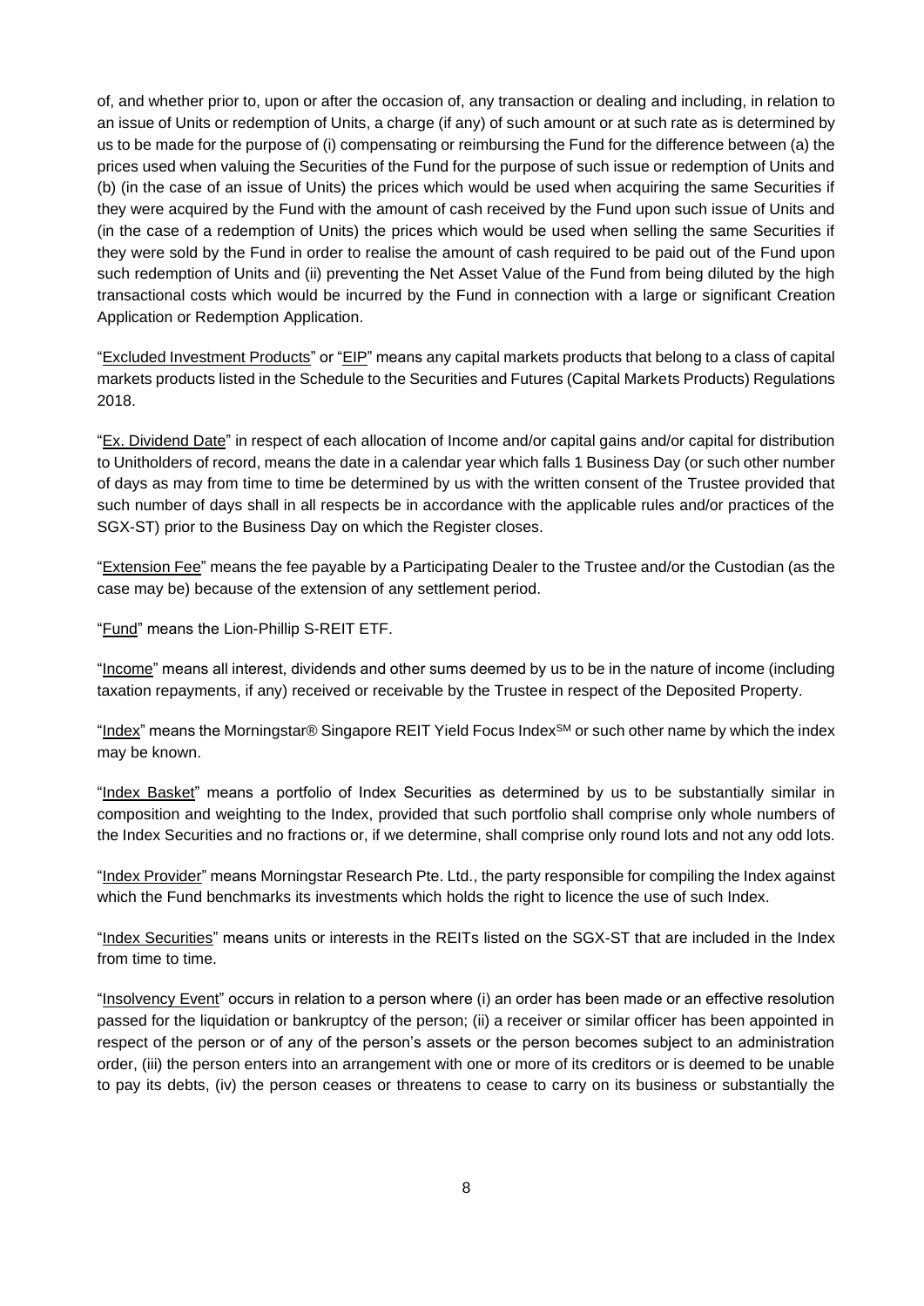of, and whether prior to, upon or after the occasion of, any transaction or dealing and including, in relation to an issue of Units or redemption of Units, a charge (if any) of such amount or at such rate as is determined by us to be made for the purpose of (i) compensating or reimbursing the Fund for the difference between (a) the prices used when valuing the Securities of the Fund for the purpose of such issue or redemption of Units and (b) (in the case of an issue of Units) the prices which would be used when acquiring the same Securities if they were acquired by the Fund with the amount of cash received by the Fund upon such issue of Units and (in the case of a redemption of Units) the prices which would be used when selling the same Securities if they were sold by the Fund in order to realise the amount of cash required to be paid out of the Fund upon such redemption of Units and (ii) preventing the Net Asset Value of the Fund from being diluted by the high transactional costs which would be incurred by the Fund in connection with a large or significant Creation Application or Redemption Application.

"Excluded Investment Products" or "EIP" means any capital markets products that belong to a class of capital markets products listed in the Schedule to the Securities and Futures (Capital Markets Products) Regulations 2018.

"Ex. Dividend Date" in respect of each allocation of Income and/or capital gains and/or capital for distribution to Unitholders of record, means the date in a calendar year which falls 1 Business Day (or such other number of days as may from time to time be determined by us with the written consent of the Trustee provided that such number of days shall in all respects be in accordance with the applicable rules and/or practices of the SGX-ST) prior to the Business Day on which the Register closes.

"Extension Fee" means the fee payable by a Participating Dealer to the Trustee and/or the Custodian (as the case may be) because of the extension of any settlement period.

"Fund" means the Lion-Phillip S-REIT ETF.

"Income" means all interest, dividends and other sums deemed by us to be in the nature of income (including taxation repayments, if any) received or receivable by the Trustee in respect of the Deposited Property.

"Index" means the Morningstar® Singapore REIT Yield Focus Index℠ or such other name by which the index may be known.

"Index Basket" means a portfolio of Index Securities as determined by us to be substantially similar in composition and weighting to the Index, provided that such portfolio shall comprise only whole numbers of the Index Securities and no fractions or, if we determine, shall comprise only round lots and not any odd lots.

"Index Provider" means Morningstar Research Pte. Ltd., the party responsible for compiling the Index against which the Fund benchmarks its investments which holds the right to licence the use of such Index.

"Index Securities" means units or interests in the REITs listed on the SGX-ST that are included in the Index from time to time.

"Insolvency Event" occurs in relation to a person where (i) an order has been made or an effective resolution passed for the liquidation or bankruptcy of the person; (ii) a receiver or similar officer has been appointed in respect of the person or of any of the person's assets or the person becomes subject to an administration order, (iii) the person enters into an arrangement with one or more of its creditors or is deemed to be unable to pay its debts, (iv) the person ceases or threatens to cease to carry on its business or substantially the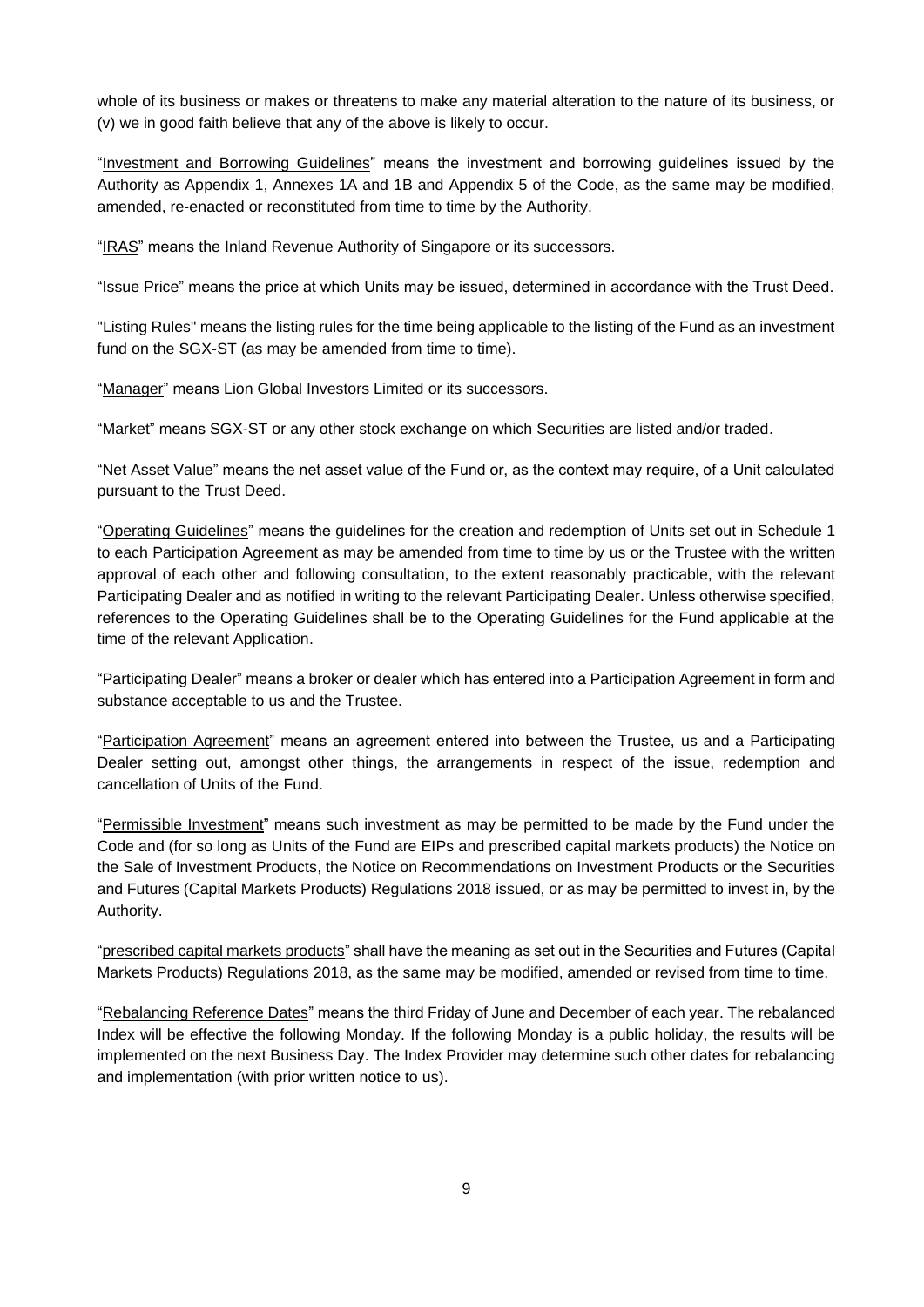whole of its business or makes or threatens to make any material alteration to the nature of its business, or (v) we in good faith believe that any of the above is likely to occur.

"Investment and Borrowing Guidelines" means the investment and borrowing guidelines issued by the Authority as Appendix 1, Annexes 1A and 1B and Appendix 5 of the Code, as the same may be modified, amended, re-enacted or reconstituted from time to time by the Authority.

"IRAS" means the Inland Revenue Authority of Singapore or its successors.

"Issue Price" means the price at which Units may be issued, determined in accordance with the Trust Deed.

"Listing Rules" means the listing rules for the time being applicable to the listing of the Fund as an investment fund on the SGX-ST (as may be amended from time to time).

"Manager" means Lion Global Investors Limited or its successors.

"Market" means SGX-ST or any other stock exchange on which Securities are listed and/or traded.

"Net Asset Value" means the net asset value of the Fund or, as the context may require, of a Unit calculated pursuant to the Trust Deed.

"Operating Guidelines" means the guidelines for the creation and redemption of Units set out in Schedule 1 to each Participation Agreement as may be amended from time to time by us or the Trustee with the written approval of each other and following consultation, to the extent reasonably practicable, with the relevant Participating Dealer and as notified in writing to the relevant Participating Dealer. Unless otherwise specified, references to the Operating Guidelines shall be to the Operating Guidelines for the Fund applicable at the time of the relevant Application.

"Participating Dealer" means a broker or dealer which has entered into a Participation Agreement in form and substance acceptable to us and the Trustee.

"Participation Agreement" means an agreement entered into between the Trustee, us and a Participating Dealer setting out, amongst other things, the arrangements in respect of the issue, redemption and cancellation of Units of the Fund.

"Permissible Investment" means such investment as may be permitted to be made by the Fund under the Code and (for so long as Units of the Fund are EIPs and prescribed capital markets products) the Notice on the Sale of Investment Products, the Notice on Recommendations on Investment Products or the Securities and Futures (Capital Markets Products) Regulations 2018 issued, or as may be permitted to invest in, by the Authority.

"prescribed capital markets products" shall have the meaning as set out in the Securities and Futures (Capital Markets Products) Regulations 2018, as the same may be modified, amended or revised from time to time.

"Rebalancing Reference Dates" means the third Friday of June and December of each year. The rebalanced Index will be effective the following Monday. If the following Monday is a public holiday, the results will be implemented on the next Business Day. The Index Provider may determine such other dates for rebalancing and implementation (with prior written notice to us).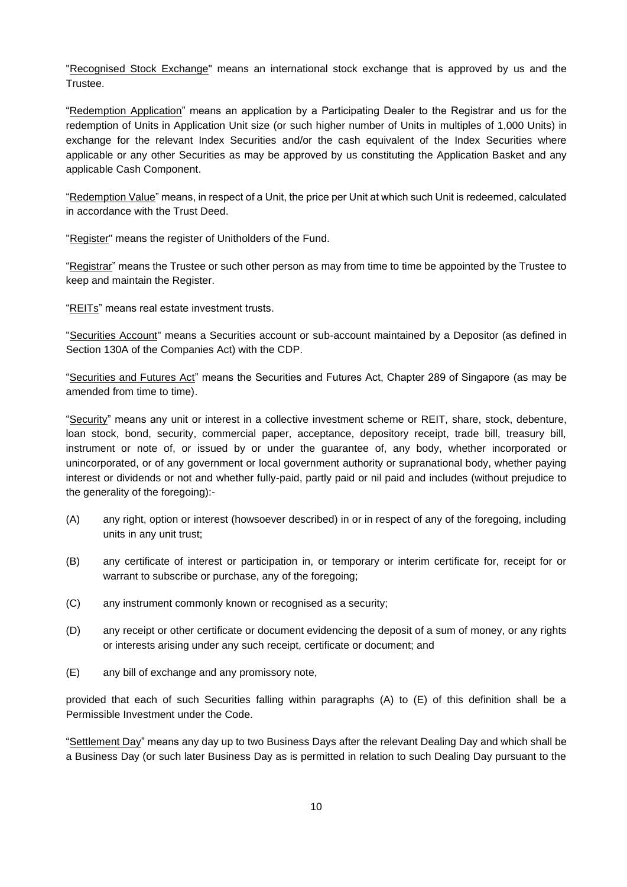"Recognised Stock Exchange" means an international stock exchange that is approved by us and the Trustee.

"Redemption Application" means an application by a Participating Dealer to the Registrar and us for the redemption of Units in Application Unit size (or such higher number of Units in multiples of 1,000 Units) in exchange for the relevant Index Securities and/or the cash equivalent of the Index Securities where applicable or any other Securities as may be approved by us constituting the Application Basket and any applicable Cash Component.

"Redemption Value" means, in respect of a Unit, the price per Unit at which such Unit is redeemed, calculated in accordance with the Trust Deed.

"Register" means the register of Unitholders of the Fund.

"Registrar" means the Trustee or such other person as may from time to time be appointed by the Trustee to keep and maintain the Register.

"REITs" means real estate investment trusts.

"Securities Account" means a Securities account or sub-account maintained by a Depositor (as defined in Section 130A of the Companies Act) with the CDP.

"Securities and Futures Act" means the Securities and Futures Act, Chapter 289 of Singapore (as may be amended from time to time).

"Security" means any unit or interest in a collective investment scheme or REIT, share, stock, debenture, loan stock, bond, security, commercial paper, acceptance, depository receipt, trade bill, treasury bill, instrument or note of, or issued by or under the guarantee of, any body, whether incorporated or unincorporated, or of any government or local government authority or supranational body, whether paying interest or dividends or not and whether fully-paid, partly paid or nil paid and includes (without prejudice to the generality of the foregoing):-

(A) any right, option or interest (howsoever described) in or in respect of any of the foregoing, including units in any unit trust;

(B) any certificate of interest or participation in, or temporary or interim certificate for, receipt for or warrant to subscribe or purchase, any of the foregoing;

(C) any instrument commonly known or recognised as a security;

(D) any receipt or other certificate or document evidencing the deposit of a sum of money, or any rights or interests arising under any such receipt, certificate or document; and

(E) any bill of exchange and any promissory note,

provided that each of such Securities falling within paragraphs (A) to (E) of this definition shall be a Permissible Investment under the Code.

"Settlement Day" means any day up to two Business Days after the relevant Dealing Day and which shall be a Business Day (or such later Business Day as is permitted in relation to such Dealing Day pursuant to the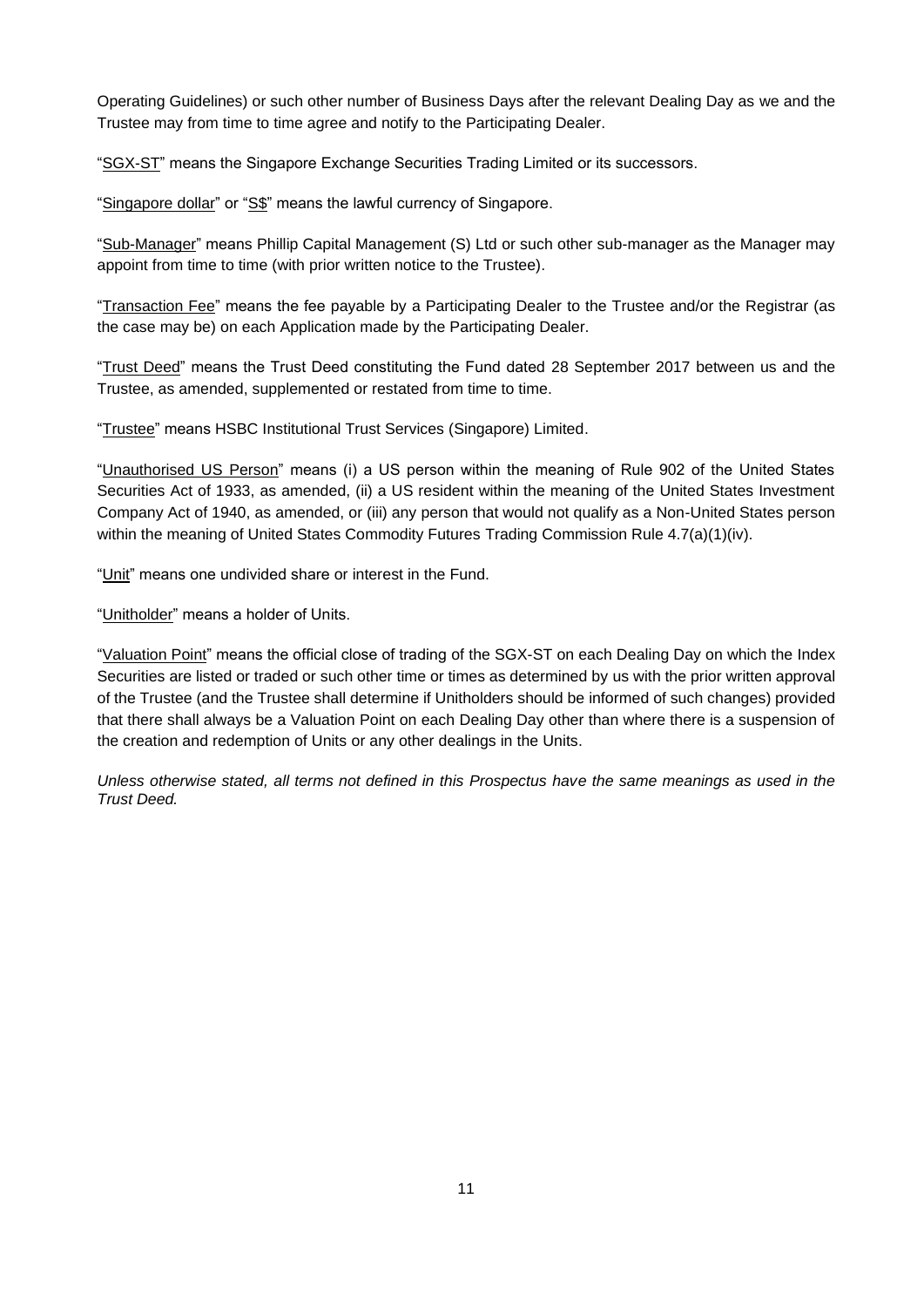Operating Guidelines) or such other number of Business Days after the relevant Dealing Day as we and the Trustee may from time to time agree and notify to the Participating Dealer.

"SGX-ST" means the Singapore Exchange Securities Trading Limited or its successors.

"Singapore dollar" or "S$" means the lawful currency of Singapore.

"Sub-Manager" means Phillip Capital Management (S) Ltd or such other sub-manager as the Manager may appoint from time to time (with prior written notice to the Trustee).

"Transaction Fee" means the fee payable by a Participating Dealer to the Trustee and/or the Registrar (as the case may be) on each Application made by the Participating Dealer.

"Trust Deed" means the Trust Deed constituting the Fund dated 28 September 2017 between us and the Trustee, as amended, supplemented or restated from time to time.

"Trustee" means HSBC Institutional Trust Services (Singapore) Limited.

"Unauthorised US Person" means (i) a US person within the meaning of Rule 902 of the United States Securities Act of 1933, as amended, (ii) a US resident within the meaning of the United States Investment Company Act of 1940, as amended, or (iii) any person that would not qualify as a Non-United States person within the meaning of United States Commodity Futures Trading Commission Rule 4.7(a)(1)(iv).

"Unit" means one undivided share or interest in the Fund.

"Unitholder" means a holder of Units.

"Valuation Point" means the official close of trading of the SGX-ST on each Dealing Day on which the Index Securities are listed or traded or such other time or times as determined by us with the prior written approval of the Trustee (and the Trustee shall determine if Unitholders should be informed of such changes) provided that there shall always be a Valuation Point on each Dealing Day other than where there is a suspension of the creation and redemption of Units or any other dealings in the Units.

*Unless otherwise stated, all terms not defined in this Prospectus have the same meanings as used in the Trust Deed.*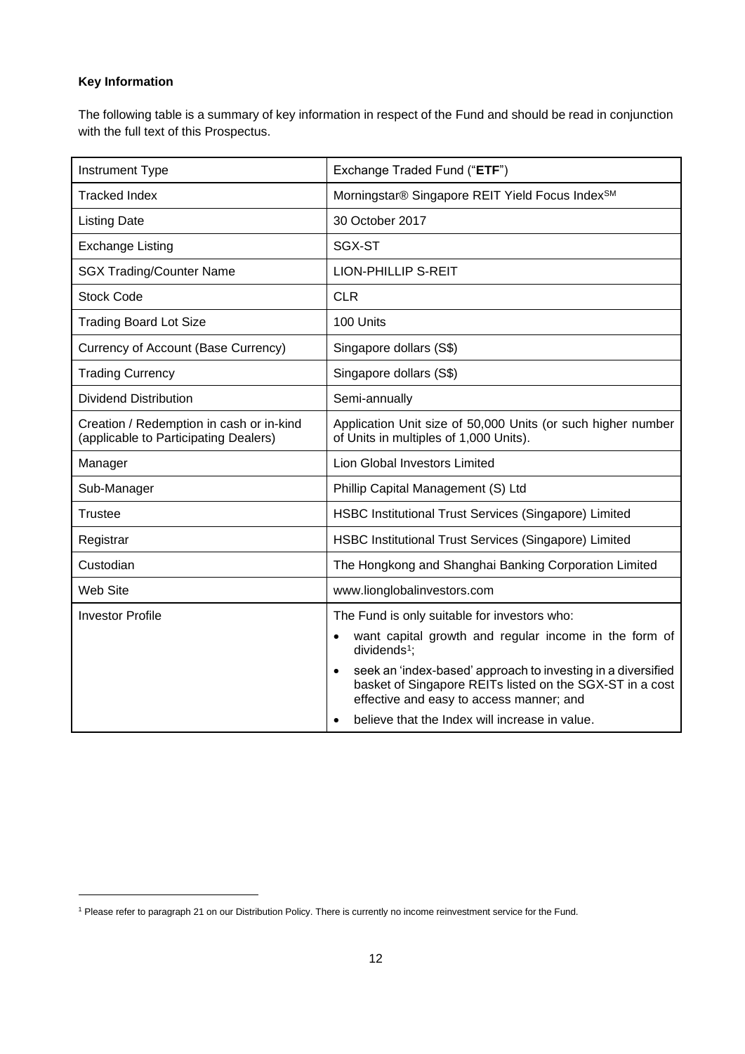**Key Information**

The following table is a summary of key information in respect of the Fund and should be read in conjunction with the full text of this Prospectus.

| Instrument Type | Exchange Traded Fund ("**ETF**") |
|---|---|
| Tracked Index | Morningstar® Singapore REIT Yield Focus Index℠ |
| Listing Date | 30 October 2017 |
| Exchange Listing | SGX-ST |
| SGX Trading/Counter Name | LION-PHILLIP S-REIT |
| Stock Code | CLR |
| Trading Board Lot Size | 100 Units |
| Currency of Account (Base Currency) | Singapore dollars (S$) |
| Trading Currency | Singapore dollars (S$) |
| Dividend Distribution | Semi-annually |
| Creation / Redemption in cash or in-kind (applicable to Participating Dealers) | Application Unit size of 50,000 Units (or such higher number of Units in multiples of 1,000 Units). |
| Manager | Lion Global Investors Limited |
| Sub-Manager | Phillip Capital Management (S) Ltd |
| Trustee | HSBC Institutional Trust Services (Singapore) Limited |
| Registrar | HSBC Institutional Trust Services (Singapore) Limited |
| Custodian | The Hongkong and Shanghai Banking Corporation Limited |
| Web Site | www.lionglobalinvestors.com |
| Investor Profile | The Fund is only suitable for investors who:<br>• want capital growth and regular income in the form of dividends[1];<br>• seek an 'index-based' approach to investing in a diversified basket of Singapore REITs listed on the SGX-ST in a cost effective and easy to access manner; and<br>• believe that the Index will increase in value. |

[1] Please refer to paragraph 21 on our Distribution Policy. There is currently no income reinvestment service for the Fund.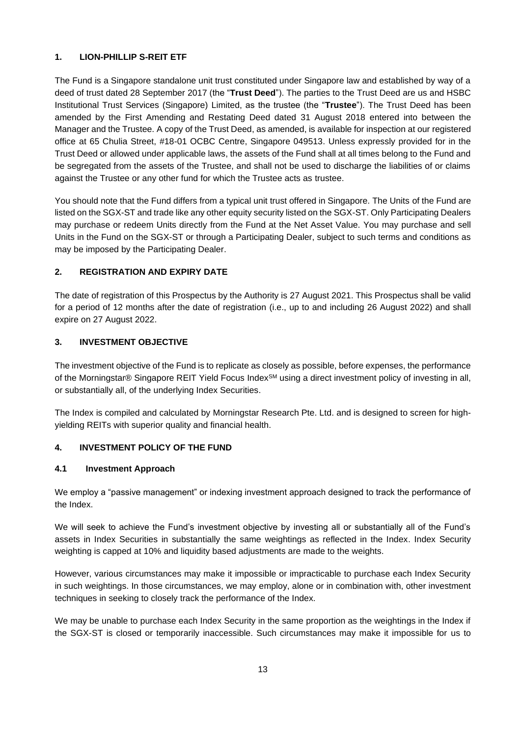## 1. LION-PHILLIP S-REIT ETF

The Fund is a Singapore standalone unit trust constituted under Singapore law and established by way of a deed of trust dated 28 September 2017 (the "**Trust Deed**"). The parties to the Trust Deed are us and HSBC Institutional Trust Services (Singapore) Limited, as the trustee (the "**Trustee**"). The Trust Deed has been amended by the First Amending and Restating Deed dated 31 August 2018 entered into between the Manager and the Trustee. A copy of the Trust Deed, as amended, is available for inspection at our registered office at 65 Chulia Street, #18-01 OCBC Centre, Singapore 049513. Unless expressly provided for in the Trust Deed or allowed under applicable laws, the assets of the Fund shall at all times belong to the Fund and be segregated from the assets of the Trustee, and shall not be used to discharge the liabilities of or claims against the Trustee or any other fund for which the Trustee acts as trustee.

You should note that the Fund differs from a typical unit trust offered in Singapore. The Units of the Fund are listed on the SGX-ST and trade like any other equity security listed on the SGX-ST. Only Participating Dealers may purchase or redeem Units directly from the Fund at the Net Asset Value. You may purchase and sell Units in the Fund on the SGX-ST or through a Participating Dealer, subject to such terms and conditions as may be imposed by the Participating Dealer.

## 2. REGISTRATION AND EXPIRY DATE

The date of registration of this Prospectus by the Authority is 27 August 2021. This Prospectus shall be valid for a period of 12 months after the date of registration (i.e., up to and including 26 August 2022) and shall expire on 27 August 2022.

## 3. INVESTMENT OBJECTIVE

The investment objective of the Fund is to replicate as closely as possible, before expenses, the performance of the Morningstar® Singapore REIT Yield Focus Index℠ using a direct investment policy of investing in all, or substantially all, of the underlying Index Securities.

The Index is compiled and calculated by Morningstar Research Pte. Ltd. and is designed to screen for high-yielding REITs with superior quality and financial health.

## 4. INVESTMENT POLICY OF THE FUND

### 4.1 Investment Approach

We employ a "passive management" or indexing investment approach designed to track the performance of the Index.

We will seek to achieve the Fund's investment objective by investing all or substantially all of the Fund's assets in Index Securities in substantially the same weightings as reflected in the Index. Index Security weighting is capped at 10% and liquidity based adjustments are made to the weights.

However, various circumstances may make it impossible or impracticable to purchase each Index Security in such weightings. In those circumstances, we may employ, alone or in combination with, other investment techniques in seeking to closely track the performance of the Index.

We may be unable to purchase each Index Security in the same proportion as the weightings in the Index if the SGX-ST is closed or temporarily inaccessible. Such circumstances may make it impossible for us to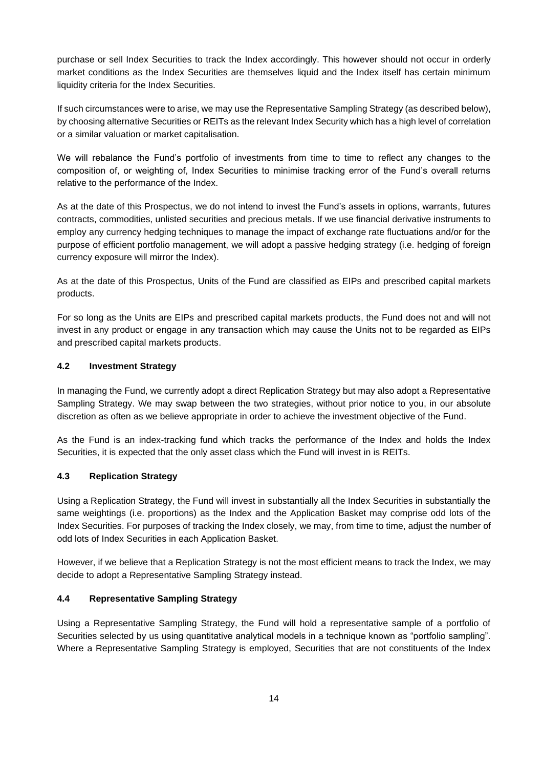purchase or sell Index Securities to track the Index accordingly. This however should not occur in orderly market conditions as the Index Securities are themselves liquid and the Index itself has certain minimum liquidity criteria for the Index Securities.

If such circumstances were to arise, we may use the Representative Sampling Strategy (as described below), by choosing alternative Securities or REITs as the relevant Index Security which has a high level of correlation or a similar valuation or market capitalisation.

We will rebalance the Fund's portfolio of investments from time to time to reflect any changes to the composition of, or weighting of, Index Securities to minimise tracking error of the Fund's overall returns relative to the performance of the Index.

As at the date of this Prospectus, we do not intend to invest the Fund's assets in options, warrants, futures contracts, commodities, unlisted securities and precious metals. If we use financial derivative instruments to employ any currency hedging techniques to manage the impact of exchange rate fluctuations and/or for the purpose of efficient portfolio management, we will adopt a passive hedging strategy (i.e. hedging of foreign currency exposure will mirror the Index).

As at the date of this Prospectus, Units of the Fund are classified as EIPs and prescribed capital markets products.

For so long as the Units are EIPs and prescribed capital markets products, the Fund does not and will not invest in any product or engage in any transaction which may cause the Units not to be regarded as EIPs and prescribed capital markets products.

### 4.2 Investment Strategy

In managing the Fund, we currently adopt a direct Replication Strategy but may also adopt a Representative Sampling Strategy. We may swap between the two strategies, without prior notice to you, in our absolute discretion as often as we believe appropriate in order to achieve the investment objective of the Fund.

As the Fund is an index-tracking fund which tracks the performance of the Index and holds the Index Securities, it is expected that the only asset class which the Fund will invest in is REITs.

### 4.3 Replication Strategy

Using a Replication Strategy, the Fund will invest in substantially all the Index Securities in substantially the same weightings (i.e. proportions) as the Index and the Application Basket may comprise odd lots of the Index Securities. For purposes of tracking the Index closely, we may, from time to time, adjust the number of odd lots of Index Securities in each Application Basket.

However, if we believe that a Replication Strategy is not the most efficient means to track the Index, we may decide to adopt a Representative Sampling Strategy instead.

### 4.4 Representative Sampling Strategy

Using a Representative Sampling Strategy, the Fund will hold a representative sample of a portfolio of Securities selected by us using quantitative analytical models in a technique known as "portfolio sampling". Where a Representative Sampling Strategy is employed, Securities that are not constituents of the Index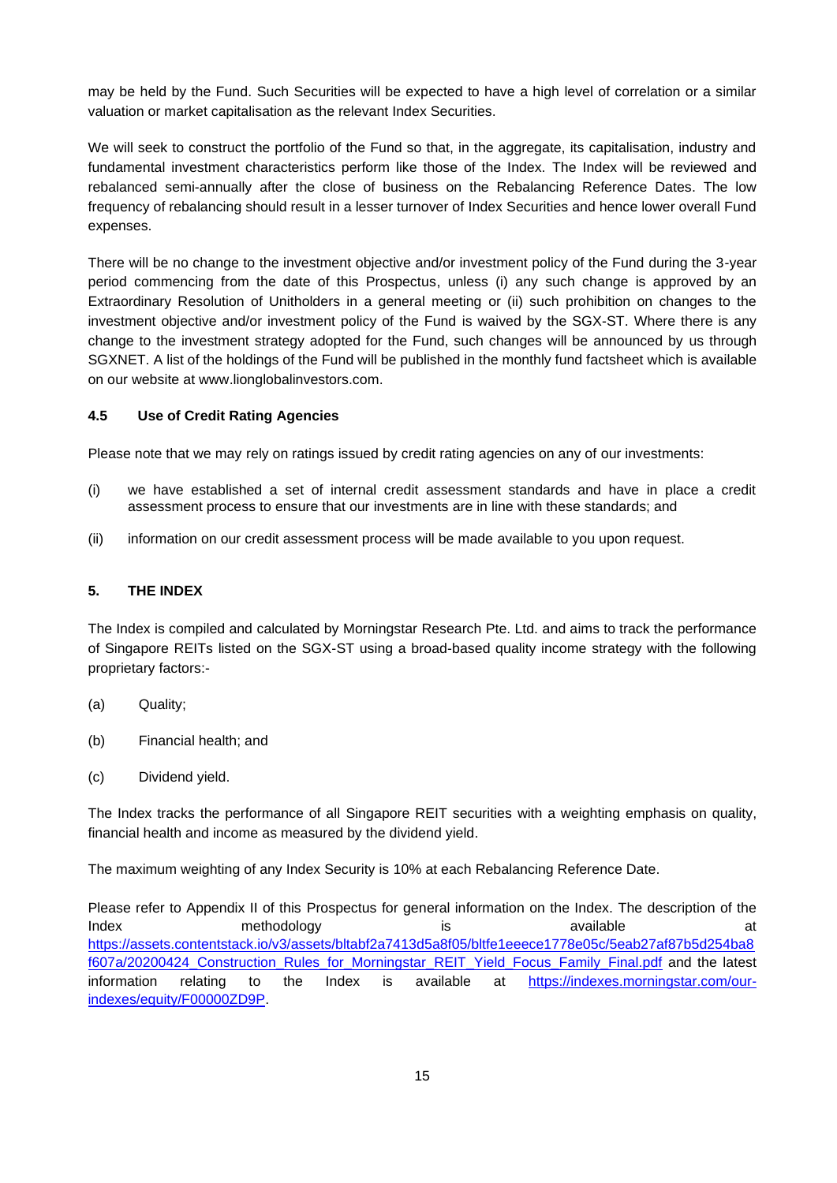may be held by the Fund. Such Securities will be expected to have a high level of correlation or a similar valuation or market capitalisation as the relevant Index Securities.

We will seek to construct the portfolio of the Fund so that, in the aggregate, its capitalisation, industry and fundamental investment characteristics perform like those of the Index. The Index will be reviewed and rebalanced semi-annually after the close of business on the Rebalancing Reference Dates. The low frequency of rebalancing should result in a lesser turnover of Index Securities and hence lower overall Fund expenses.

There will be no change to the investment objective and/or investment policy of the Fund during the 3-year period commencing from the date of this Prospectus, unless (i) any such change is approved by an Extraordinary Resolution of Unitholders in a general meeting or (ii) such prohibition on changes to the investment objective and/or investment policy of the Fund is waived by the SGX-ST. Where there is any change to the investment strategy adopted for the Fund, such changes will be announced by us through SGXNET. A list of the holdings of the Fund will be published in the monthly fund factsheet which is available on our website at www.lionglobalinvestors.com.

### 4.5 Use of Credit Rating Agencies

Please note that we may rely on ratings issued by credit rating agencies on any of our investments:

(i) we have established a set of internal credit assessment standards and have in place a credit assessment process to ensure that our investments are in line with these standards; and

(ii) information on our credit assessment process will be made available to you upon request.

## 5. THE INDEX

The Index is compiled and calculated by Morningstar Research Pte. Ltd. and aims to track the performance of Singapore REITs listed on the SGX-ST using a broad-based quality income strategy with the following proprietary factors:-

(a) Quality;

(b) Financial health; and

(c) Dividend yield.

The Index tracks the performance of all Singapore REIT securities with a weighting emphasis on quality, financial health and income as measured by the dividend yield.

The maximum weighting of any Index Security is 10% at each Rebalancing Reference Date.

Please refer to Appendix II of this Prospectus for general information on the Index. The description of the Index methodology is available at https://assets.contentstack.io/v3/assets/bltabf2a7413d5a8f05/bltfe1eeece1778e05c/5eab27af87b5d254ba8f607a/20200424_Construction_Rules_for_Morningstar_REIT_Yield_Focus_Family_Final.pdf and the latest information relating to the Index is available at https://indexes.morningstar.com/our-indexes/equity/F00000ZD9P.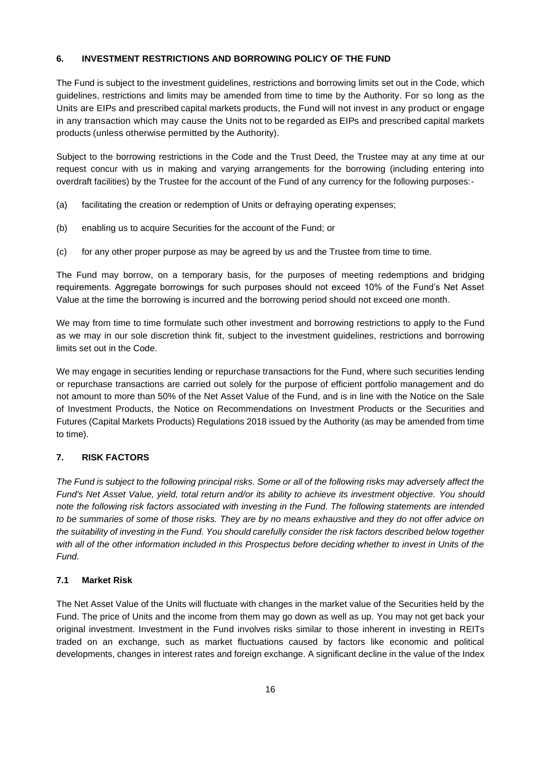## 6. INVESTMENT RESTRICTIONS AND BORROWING POLICY OF THE FUND

The Fund is subject to the investment guidelines, restrictions and borrowing limits set out in the Code, which guidelines, restrictions and limits may be amended from time to time by the Authority. For so long as the Units are EIPs and prescribed capital markets products, the Fund will not invest in any product or engage in any transaction which may cause the Units not to be regarded as EIPs and prescribed capital markets products (unless otherwise permitted by the Authority).

Subject to the borrowing restrictions in the Code and the Trust Deed, the Trustee may at any time at our request concur with us in making and varying arrangements for the borrowing (including entering into overdraft facilities) by the Trustee for the account of the Fund of any currency for the following purposes:-

(a) facilitating the creation or redemption of Units or defraying operating expenses;

(b) enabling us to acquire Securities for the account of the Fund; or

(c) for any other proper purpose as may be agreed by us and the Trustee from time to time.

The Fund may borrow, on a temporary basis, for the purposes of meeting redemptions and bridging requirements. Aggregate borrowings for such purposes should not exceed 10% of the Fund's Net Asset Value at the time the borrowing is incurred and the borrowing period should not exceed one month.

We may from time to time formulate such other investment and borrowing restrictions to apply to the Fund as we may in our sole discretion think fit, subject to the investment guidelines, restrictions and borrowing limits set out in the Code.

We may engage in securities lending or repurchase transactions for the Fund, where such securities lending or repurchase transactions are carried out solely for the purpose of efficient portfolio management and do not amount to more than 50% of the Net Asset Value of the Fund, and is in line with the Notice on the Sale of Investment Products, the Notice on Recommendations on Investment Products or the Securities and Futures (Capital Markets Products) Regulations 2018 issued by the Authority (as may be amended from time to time).

## 7. RISK FACTORS

*The Fund is subject to the following principal risks. Some or all of the following risks may adversely affect the Fund's Net Asset Value, yield, total return and/or its ability to achieve its investment objective. You should note the following risk factors associated with investing in the Fund. The following statements are intended to be summaries of some of those risks. They are by no means exhaustive and they do not offer advice on the suitability of investing in the Fund. You should carefully consider the risk factors described below together with all of the other information included in this Prospectus before deciding whether to invest in Units of the Fund.*

### 7.1 Market Risk

The Net Asset Value of the Units will fluctuate with changes in the market value of the Securities held by the Fund. The price of Units and the income from them may go down as well as up. You may not get back your original investment. Investment in the Fund involves risks similar to those inherent in investing in REITs traded on an exchange, such as market fluctuations caused by factors like economic and political developments, changes in interest rates and foreign exchange. A significant decline in the value of the Index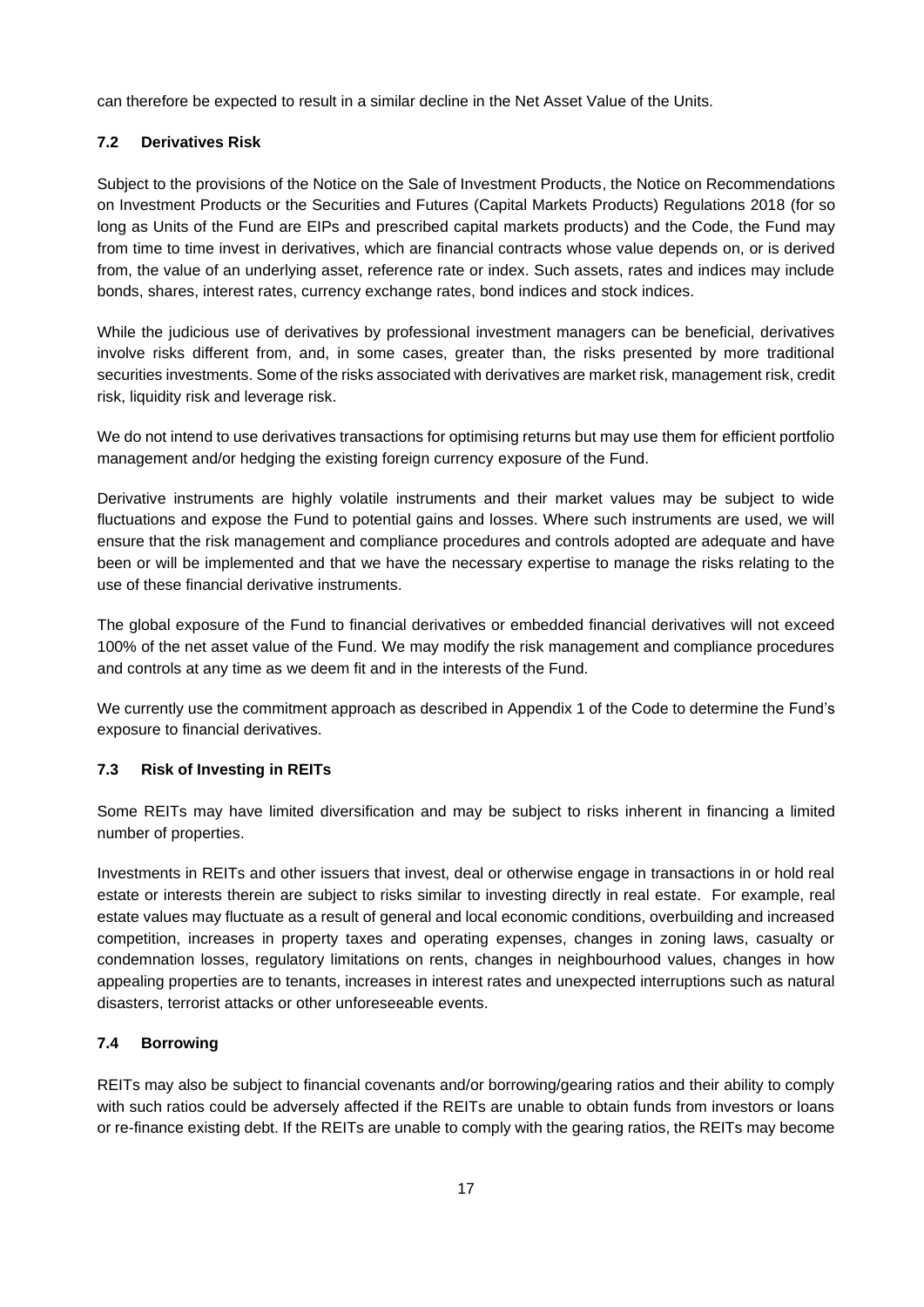can therefore be expected to result in a similar decline in the Net Asset Value of the Units.

### 7.2 Derivatives Risk

Subject to the provisions of the Notice on the Sale of Investment Products, the Notice on Recommendations on Investment Products or the Securities and Futures (Capital Markets Products) Regulations 2018 (for so long as Units of the Fund are EIPs and prescribed capital markets products) and the Code, the Fund may from time to time invest in derivatives, which are financial contracts whose value depends on, or is derived from, the value of an underlying asset, reference rate or index. Such assets, rates and indices may include bonds, shares, interest rates, currency exchange rates, bond indices and stock indices.

While the judicious use of derivatives by professional investment managers can be beneficial, derivatives involve risks different from, and, in some cases, greater than, the risks presented by more traditional securities investments. Some of the risks associated with derivatives are market risk, management risk, credit risk, liquidity risk and leverage risk.

We do not intend to use derivatives transactions for optimising returns but may use them for efficient portfolio management and/or hedging the existing foreign currency exposure of the Fund.

Derivative instruments are highly volatile instruments and their market values may be subject to wide fluctuations and expose the Fund to potential gains and losses. Where such instruments are used, we will ensure that the risk management and compliance procedures and controls adopted are adequate and have been or will be implemented and that we have the necessary expertise to manage the risks relating to the use of these financial derivative instruments.

The global exposure of the Fund to financial derivatives or embedded financial derivatives will not exceed 100% of the net asset value of the Fund. We may modify the risk management and compliance procedures and controls at any time as we deem fit and in the interests of the Fund.

We currently use the commitment approach as described in Appendix 1 of the Code to determine the Fund's exposure to financial derivatives.

### 7.3 Risk of Investing in REITs

Some REITs may have limited diversification and may be subject to risks inherent in financing a limited number of properties.

Investments in REITs and other issuers that invest, deal or otherwise engage in transactions in or hold real estate or interests therein are subject to risks similar to investing directly in real estate. For example, real estate values may fluctuate as a result of general and local economic conditions, overbuilding and increased competition, increases in property taxes and operating expenses, changes in zoning laws, casualty or condemnation losses, regulatory limitations on rents, changes in neighbourhood values, changes in how appealing properties are to tenants, increases in interest rates and unexpected interruptions such as natural disasters, terrorist attacks or other unforeseeable events.

### 7.4 Borrowing

REITs may also be subject to financial covenants and/or borrowing/gearing ratios and their ability to comply with such ratios could be adversely affected if the REITs are unable to obtain funds from investors or loans or re-finance existing debt. If the REITs are unable to comply with the gearing ratios, the REITs may become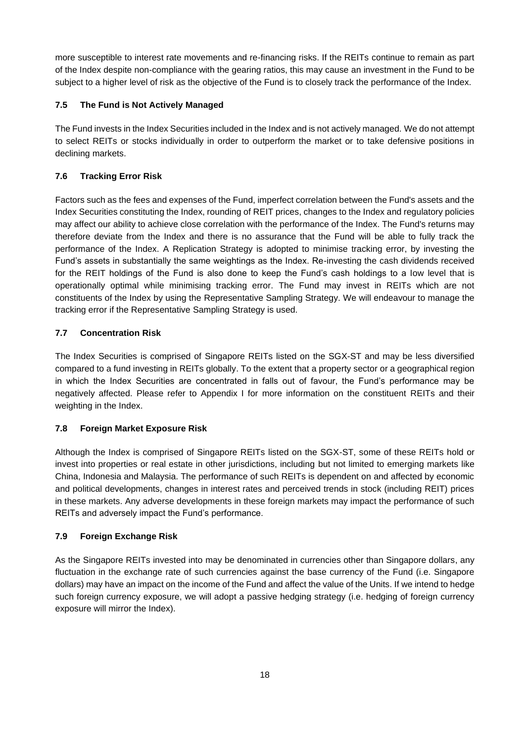more susceptible to interest rate movements and re-financing risks. If the REITs continue to remain as part of the Index despite non-compliance with the gearing ratios, this may cause an investment in the Fund to be subject to a higher level of risk as the objective of the Fund is to closely track the performance of the Index.

### 7.5 The Fund is Not Actively Managed

The Fund invests in the Index Securities included in the Index and is not actively managed. We do not attempt to select REITs or stocks individually in order to outperform the market or to take defensive positions in declining markets.

### 7.6 Tracking Error Risk

Factors such as the fees and expenses of the Fund, imperfect correlation between the Fund's assets and the Index Securities constituting the Index, rounding of REIT prices, changes to the Index and regulatory policies may affect our ability to achieve close correlation with the performance of the Index. The Fund's returns may therefore deviate from the Index and there is no assurance that the Fund will be able to fully track the performance of the Index. A Replication Strategy is adopted to minimise tracking error, by investing the Fund's assets in substantially the same weightings as the Index. Re-investing the cash dividends received for the REIT holdings of the Fund is also done to keep the Fund's cash holdings to a low level that is operationally optimal while minimising tracking error. The Fund may invest in REITs which are not constituents of the Index by using the Representative Sampling Strategy. We will endeavour to manage the tracking error if the Representative Sampling Strategy is used.

### 7.7 Concentration Risk

The Index Securities is comprised of Singapore REITs listed on the SGX-ST and may be less diversified compared to a fund investing in REITs globally. To the extent that a property sector or a geographical region in which the Index Securities are concentrated in falls out of favour, the Fund's performance may be negatively affected. Please refer to Appendix I for more information on the constituent REITs and their weighting in the Index.

### 7.8 Foreign Market Exposure Risk

Although the Index is comprised of Singapore REITs listed on the SGX-ST, some of these REITs hold or invest into properties or real estate in other jurisdictions, including but not limited to emerging markets like China, Indonesia and Malaysia. The performance of such REITs is dependent on and affected by economic and political developments, changes in interest rates and perceived trends in stock (including REIT) prices in these markets. Any adverse developments in these foreign markets may impact the performance of such REITs and adversely impact the Fund's performance.

### 7.9 Foreign Exchange Risk

As the Singapore REITs invested into may be denominated in currencies other than Singapore dollars, any fluctuation in the exchange rate of such currencies against the base currency of the Fund (i.e. Singapore dollars) may have an impact on the income of the Fund and affect the value of the Units. If we intend to hedge such foreign currency exposure, we will adopt a passive hedging strategy (i.e. hedging of foreign currency exposure will mirror the Index).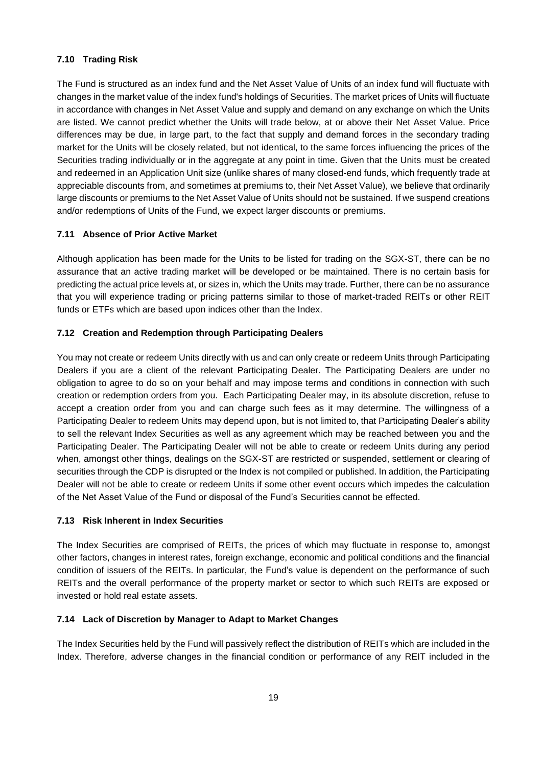### 7.10 Trading Risk

The Fund is structured as an index fund and the Net Asset Value of Units of an index fund will fluctuate with changes in the market value of the index fund's holdings of Securities. The market prices of Units will fluctuate in accordance with changes in Net Asset Value and supply and demand on any exchange on which the Units are listed. We cannot predict whether the Units will trade below, at or above their Net Asset Value. Price differences may be due, in large part, to the fact that supply and demand forces in the secondary trading market for the Units will be closely related, but not identical, to the same forces influencing the prices of the Securities trading individually or in the aggregate at any point in time. Given that the Units must be created and redeemed in an Application Unit size (unlike shares of many closed-end funds, which frequently trade at appreciable discounts from, and sometimes at premiums to, their Net Asset Value), we believe that ordinarily large discounts or premiums to the Net Asset Value of Units should not be sustained. If we suspend creations and/or redemptions of Units of the Fund, we expect larger discounts or premiums.

### 7.11 Absence of Prior Active Market

Although application has been made for the Units to be listed for trading on the SGX-ST, there can be no assurance that an active trading market will be developed or be maintained. There is no certain basis for predicting the actual price levels at, or sizes in, which the Units may trade. Further, there can be no assurance that you will experience trading or pricing patterns similar to those of market-traded REITs or other REIT funds or ETFs which are based upon indices other than the Index.

### 7.12 Creation and Redemption through Participating Dealers

You may not create or redeem Units directly with us and can only create or redeem Units through Participating Dealers if you are a client of the relevant Participating Dealer. The Participating Dealers are under no obligation to agree to do so on your behalf and may impose terms and conditions in connection with such creation or redemption orders from you. Each Participating Dealer may, in its absolute discretion, refuse to accept a creation order from you and can charge such fees as it may determine. The willingness of a Participating Dealer to redeem Units may depend upon, but is not limited to, that Participating Dealer's ability to sell the relevant Index Securities as well as any agreement which may be reached between you and the Participating Dealer. The Participating Dealer will not be able to create or redeem Units during any period when, amongst other things, dealings on the SGX-ST are restricted or suspended, settlement or clearing of securities through the CDP is disrupted or the Index is not compiled or published. In addition, the Participating Dealer will not be able to create or redeem Units if some other event occurs which impedes the calculation of the Net Asset Value of the Fund or disposal of the Fund's Securities cannot be effected.

### 7.13 Risk Inherent in Index Securities

The Index Securities are comprised of REITs, the prices of which may fluctuate in response to, amongst other factors, changes in interest rates, foreign exchange, economic and political conditions and the financial condition of issuers of the REITs. In particular, the Fund's value is dependent on the performance of such REITs and the overall performance of the property market or sector to which such REITs are exposed or invested or hold real estate assets.

### 7.14 Lack of Discretion by Manager to Adapt to Market Changes

The Index Securities held by the Fund will passively reflect the distribution of REITs which are included in the Index. Therefore, adverse changes in the financial condition or performance of any REIT included in the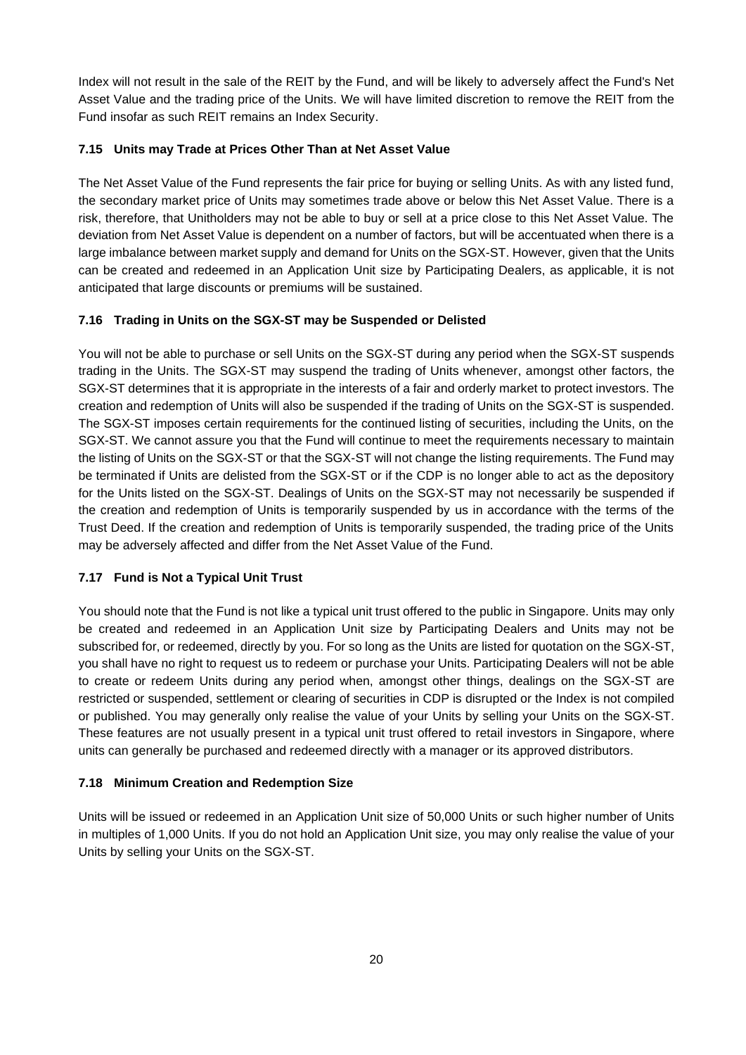Index will not result in the sale of the REIT by the Fund, and will be likely to adversely affect the Fund's Net Asset Value and the trading price of the Units. We will have limited discretion to remove the REIT from the Fund insofar as such REIT remains an Index Security.

### 7.15 Units may Trade at Prices Other Than at Net Asset Value

The Net Asset Value of the Fund represents the fair price for buying or selling Units. As with any listed fund, the secondary market price of Units may sometimes trade above or below this Net Asset Value. There is a risk, therefore, that Unitholders may not be able to buy or sell at a price close to this Net Asset Value. The deviation from Net Asset Value is dependent on a number of factors, but will be accentuated when there is a large imbalance between market supply and demand for Units on the SGX-ST. However, given that the Units can be created and redeemed in an Application Unit size by Participating Dealers, as applicable, it is not anticipated that large discounts or premiums will be sustained.

### 7.16 Trading in Units on the SGX-ST may be Suspended or Delisted

You will not be able to purchase or sell Units on the SGX-ST during any period when the SGX-ST suspends trading in the Units. The SGX-ST may suspend the trading of Units whenever, amongst other factors, the SGX-ST determines that it is appropriate in the interests of a fair and orderly market to protect investors. The creation and redemption of Units will also be suspended if the trading of Units on the SGX-ST is suspended. The SGX-ST imposes certain requirements for the continued listing of securities, including the Units, on the SGX-ST. We cannot assure you that the Fund will continue to meet the requirements necessary to maintain the listing of Units on the SGX-ST or that the SGX-ST will not change the listing requirements. The Fund may be terminated if Units are delisted from the SGX-ST or if the CDP is no longer able to act as the depository for the Units listed on the SGX-ST. Dealings of Units on the SGX-ST may not necessarily be suspended if the creation and redemption of Units is temporarily suspended by us in accordance with the terms of the Trust Deed. If the creation and redemption of Units is temporarily suspended, the trading price of the Units may be adversely affected and differ from the Net Asset Value of the Fund.

### 7.17 Fund is Not a Typical Unit Trust

You should note that the Fund is not like a typical unit trust offered to the public in Singapore. Units may only be created and redeemed in an Application Unit size by Participating Dealers and Units may not be subscribed for, or redeemed, directly by you. For so long as the Units are listed for quotation on the SGX-ST, you shall have no right to request us to redeem or purchase your Units. Participating Dealers will not be able to create or redeem Units during any period when, amongst other things, dealings on the SGX-ST are restricted or suspended, settlement or clearing of securities in CDP is disrupted or the Index is not compiled or published. You may generally only realise the value of your Units by selling your Units on the SGX-ST. These features are not usually present in a typical unit trust offered to retail investors in Singapore, where units can generally be purchased and redeemed directly with a manager or its approved distributors.

### 7.18 Minimum Creation and Redemption Size

Units will be issued or redeemed in an Application Unit size of 50,000 Units or such higher number of Units in multiples of 1,000 Units. If you do not hold an Application Unit size, you may only realise the value of your Units by selling your Units on the SGX-ST.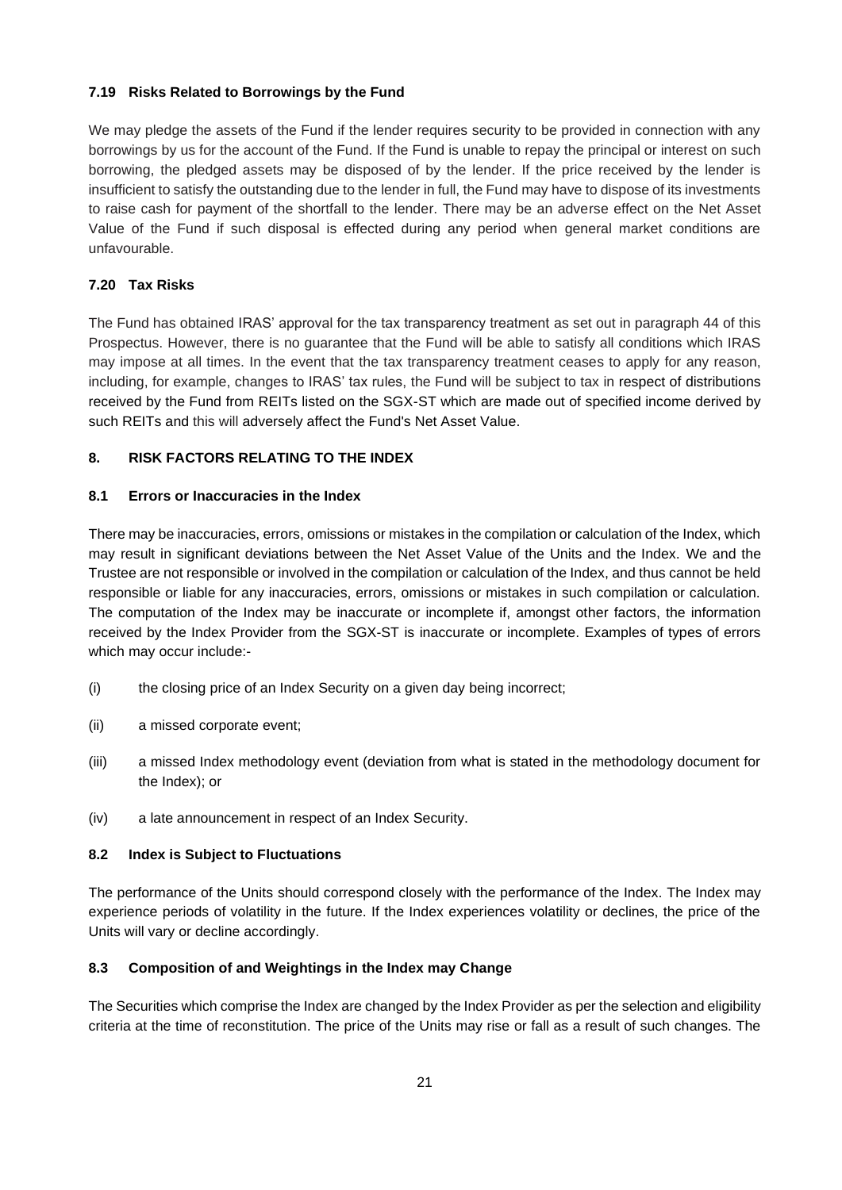### 7.19 Risks Related to Borrowings by the Fund

We may pledge the assets of the Fund if the lender requires security to be provided in connection with any borrowings by us for the account of the Fund. If the Fund is unable to repay the principal or interest on such borrowing, the pledged assets may be disposed of by the lender. If the price received by the lender is insufficient to satisfy the outstanding due to the lender in full, the Fund may have to dispose of its investments to raise cash for payment of the shortfall to the lender. There may be an adverse effect on the Net Asset Value of the Fund if such disposal is effected during any period when general market conditions are unfavourable.

### 7.20 Tax Risks

The Fund has obtained IRAS' approval for the tax transparency treatment as set out in paragraph 44 of this Prospectus. However, there is no guarantee that the Fund will be able to satisfy all conditions which IRAS may impose at all times. In the event that the tax transparency treatment ceases to apply for any reason, including, for example, changes to IRAS' tax rules, the Fund will be subject to tax in respect of distributions received by the Fund from REITs listed on the SGX-ST which are made out of specified income derived by such REITs and this will adversely affect the Fund's Net Asset Value.

## 8. RISK FACTORS RELATING TO THE INDEX

### 8.1 Errors or Inaccuracies in the Index

There may be inaccuracies, errors, omissions or mistakes in the compilation or calculation of the Index, which may result in significant deviations between the Net Asset Value of the Units and the Index. We and the Trustee are not responsible or involved in the compilation or calculation of the Index, and thus cannot be held responsible or liable for any inaccuracies, errors, omissions or mistakes in such compilation or calculation. The computation of the Index may be inaccurate or incomplete if, amongst other factors, the information received by the Index Provider from the SGX-ST is inaccurate or incomplete. Examples of types of errors which may occur include:-

(i) the closing price of an Index Security on a given day being incorrect;

(ii) a missed corporate event;

(iii) a missed Index methodology event (deviation from what is stated in the methodology document for the Index); or

(iv) a late announcement in respect of an Index Security.

### 8.2 Index is Subject to Fluctuations

The performance of the Units should correspond closely with the performance of the Index. The Index may experience periods of volatility in the future. If the Index experiences volatility or declines, the price of the Units will vary or decline accordingly.

### 8.3 Composition of and Weightings in the Index may Change

The Securities which comprise the Index are changed by the Index Provider as per the selection and eligibility criteria at the time of reconstitution. The price of the Units may rise or fall as a result of such changes. The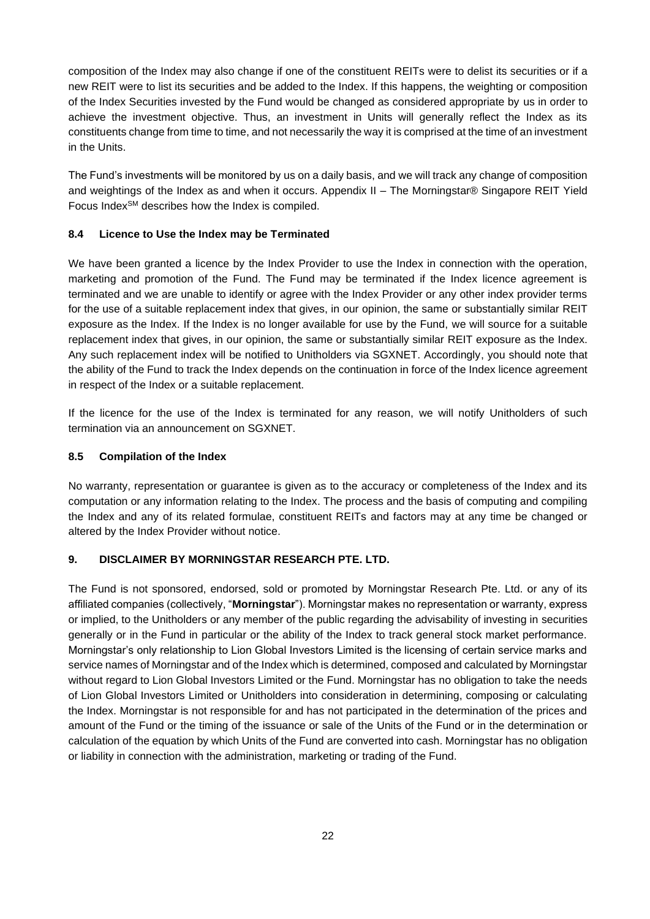composition of the Index may also change if one of the constituent REITs were to delist its securities or if a new REIT were to list its securities and be added to the Index. If this happens, the weighting or composition of the Index Securities invested by the Fund would be changed as considered appropriate by us in order to achieve the investment objective. Thus, an investment in Units will generally reflect the Index as its constituents change from time to time, and not necessarily the way it is comprised at the time of an investment in the Units.

The Fund's investments will be monitored by us on a daily basis, and we will track any change of composition and weightings of the Index as and when it occurs. Appendix II – The Morningstar® Singapore REIT Yield Focus Index℠ describes how the Index is compiled.

### 8.4 Licence to Use the Index may be Terminated

We have been granted a licence by the Index Provider to use the Index in connection with the operation, marketing and promotion of the Fund. The Fund may be terminated if the Index licence agreement is terminated and we are unable to identify or agree with the Index Provider or any other index provider terms for the use of a suitable replacement index that gives, in our opinion, the same or substantially similar REIT exposure as the Index. If the Index is no longer available for use by the Fund, we will source for a suitable replacement index that gives, in our opinion, the same or substantially similar REIT exposure as the Index. Any such replacement index will be notified to Unitholders via SGXNET. Accordingly, you should note that the ability of the Fund to track the Index depends on the continuation in force of the Index licence agreement in respect of the Index or a suitable replacement.

If the licence for the use of the Index is terminated for any reason, we will notify Unitholders of such termination via an announcement on SGXNET.

### 8.5 Compilation of the Index

No warranty, representation or guarantee is given as to the accuracy or completeness of the Index and its computation or any information relating to the Index. The process and the basis of computing and compiling the Index and any of its related formulae, constituent REITs and factors may at any time be changed or altered by the Index Provider without notice.

## 9. DISCLAIMER BY MORNINGSTAR RESEARCH PTE. LTD.

The Fund is not sponsored, endorsed, sold or promoted by Morningstar Research Pte. Ltd. or any of its affiliated companies (collectively, "**Morningstar**"). Morningstar makes no representation or warranty, express or implied, to the Unitholders or any member of the public regarding the advisability of investing in securities generally or in the Fund in particular or the ability of the Index to track general stock market performance. Morningstar's only relationship to Lion Global Investors Limited is the licensing of certain service marks and service names of Morningstar and of the Index which is determined, composed and calculated by Morningstar without regard to Lion Global Investors Limited or the Fund. Morningstar has no obligation to take the needs of Lion Global Investors Limited or Unitholders into consideration in determining, composing or calculating the Index. Morningstar is not responsible for and has not participated in the determination of the prices and amount of the Fund or the timing of the issuance or sale of the Units of the Fund or in the determination or calculation of the equation by which Units of the Fund are converted into cash. Morningstar has no obligation or liability in connection with the administration, marketing or trading of the Fund.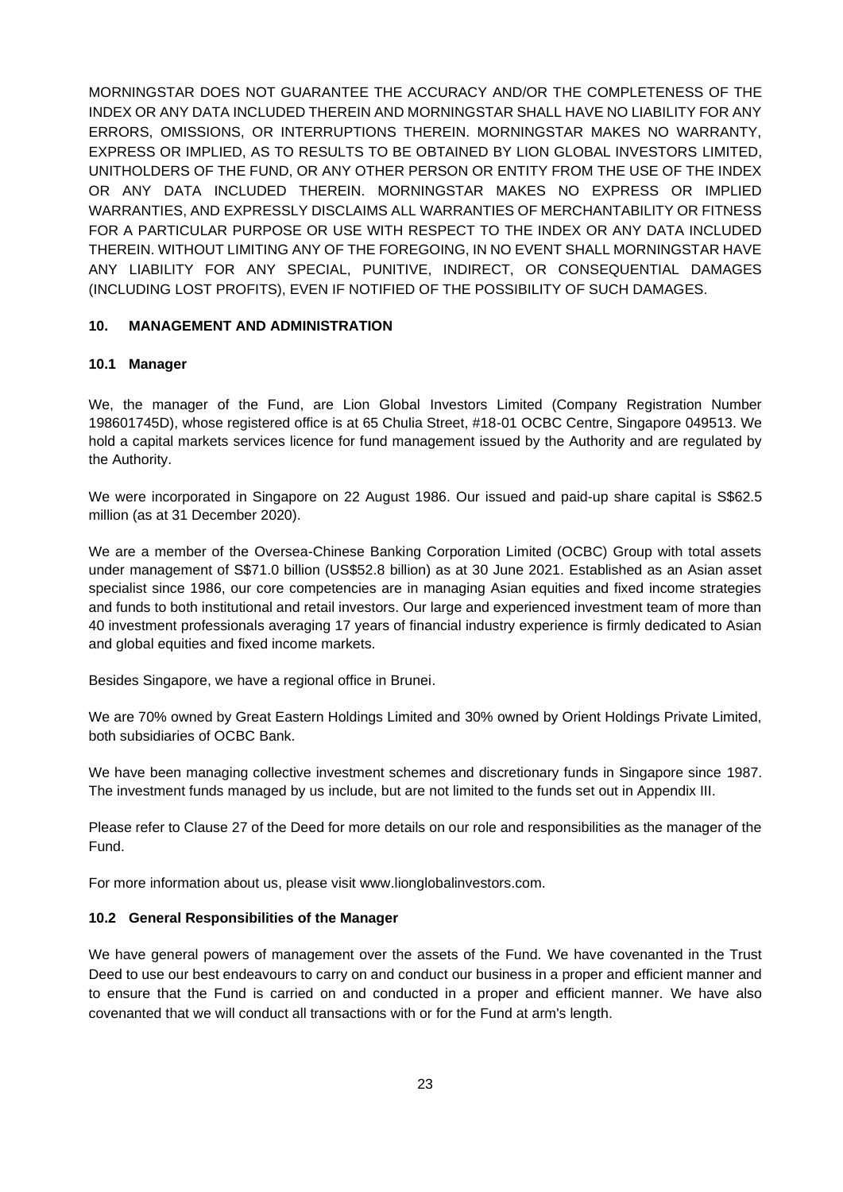MORNINGSTAR DOES NOT GUARANTEE THE ACCURACY AND/OR THE COMPLETENESS OF THE INDEX OR ANY DATA INCLUDED THEREIN AND MORNINGSTAR SHALL HAVE NO LIABILITY FOR ANY ERRORS, OMISSIONS, OR INTERRUPTIONS THEREIN. MORNINGSTAR MAKES NO WARRANTY, EXPRESS OR IMPLIED, AS TO RESULTS TO BE OBTAINED BY LION GLOBAL INVESTORS LIMITED, UNITHOLDERS OF THE FUND, OR ANY OTHER PERSON OR ENTITY FROM THE USE OF THE INDEX OR ANY DATA INCLUDED THEREIN. MORNINGSTAR MAKES NO EXPRESS OR IMPLIED WARRANTIES, AND EXPRESSLY DISCLAIMS ALL WARRANTIES OF MERCHANTABILITY OR FITNESS FOR A PARTICULAR PURPOSE OR USE WITH RESPECT TO THE INDEX OR ANY DATA INCLUDED THEREIN. WITHOUT LIMITING ANY OF THE FOREGOING, IN NO EVENT SHALL MORNINGSTAR HAVE ANY LIABILITY FOR ANY SPECIAL, PUNITIVE, INDIRECT, OR CONSEQUENTIAL DAMAGES (INCLUDING LOST PROFITS), EVEN IF NOTIFIED OF THE POSSIBILITY OF SUCH DAMAGES.

## 10. MANAGEMENT AND ADMINISTRATION

### 10.1 Manager

We, the manager of the Fund, are Lion Global Investors Limited (Company Registration Number 198601745D), whose registered office is at 65 Chulia Street, #18-01 OCBC Centre, Singapore 049513. We hold a capital markets services licence for fund management issued by the Authority and are regulated by the Authority.

We were incorporated in Singapore on 22 August 1986. Our issued and paid-up share capital is S$62.5 million (as at 31 December 2020).

We are a member of the Oversea-Chinese Banking Corporation Limited (OCBC) Group with total assets under management of S$71.0 billion (US$52.8 billion) as at 30 June 2021. Established as an Asian asset specialist since 1986, our core competencies are in managing Asian equities and fixed income strategies and funds to both institutional and retail investors. Our large and experienced investment team of more than 40 investment professionals averaging 17 years of financial industry experience is firmly dedicated to Asian and global equities and fixed income markets.

Besides Singapore, we have a regional office in Brunei.

We are 70% owned by Great Eastern Holdings Limited and 30% owned by Orient Holdings Private Limited, both subsidiaries of OCBC Bank.

We have been managing collective investment schemes and discretionary funds in Singapore since 1987. The investment funds managed by us include, but are not limited to the funds set out in Appendix III.

Please refer to Clause 27 of the Deed for more details on our role and responsibilities as the manager of the Fund.

For more information about us, please visit www.lionglobalinvestors.com.

### 10.2 General Responsibilities of the Manager

We have general powers of management over the assets of the Fund. We have covenanted in the Trust Deed to use our best endeavours to carry on and conduct our business in a proper and efficient manner and to ensure that the Fund is carried on and conducted in a proper and efficient manner. We have also covenanted that we will conduct all transactions with or for the Fund at arm's length.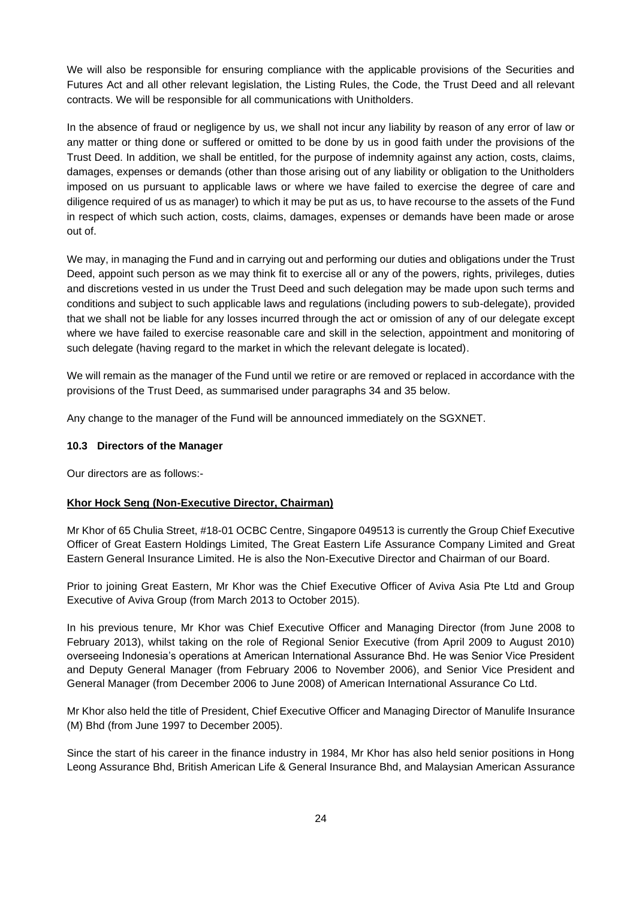We will also be responsible for ensuring compliance with the applicable provisions of the Securities and Futures Act and all other relevant legislation, the Listing Rules, the Code, the Trust Deed and all relevant contracts. We will be responsible for all communications with Unitholders.

In the absence of fraud or negligence by us, we shall not incur any liability by reason of any error of law or any matter or thing done or suffered or omitted to be done by us in good faith under the provisions of the Trust Deed. In addition, we shall be entitled, for the purpose of indemnity against any action, costs, claims, damages, expenses or demands (other than those arising out of any liability or obligation to the Unitholders imposed on us pursuant to applicable laws or where we have failed to exercise the degree of care and diligence required of us as manager) to which it may be put as us, to have recourse to the assets of the Fund in respect of which such action, costs, claims, damages, expenses or demands have been made or arose out of.

We may, in managing the Fund and in carrying out and performing our duties and obligations under the Trust Deed, appoint such person as we may think fit to exercise all or any of the powers, rights, privileges, duties and discretions vested in us under the Trust Deed and such delegation may be made upon such terms and conditions and subject to such applicable laws and regulations (including powers to sub-delegate), provided that we shall not be liable for any losses incurred through the act or omission of any of our delegate except where we have failed to exercise reasonable care and skill in the selection, appointment and monitoring of such delegate (having regard to the market in which the relevant delegate is located).

We will remain as the manager of the Fund until we retire or are removed or replaced in accordance with the provisions of the Trust Deed, as summarised under paragraphs 34 and 35 below.

Any change to the manager of the Fund will be announced immediately on the SGXNET.

### 10.3 Directors of the Manager

Our directors are as follows:-

**Khor Hock Seng (Non-Executive Director, Chairman)**

Mr Khor of 65 Chulia Street, #18-01 OCBC Centre, Singapore 049513 is currently the Group Chief Executive Officer of Great Eastern Holdings Limited, The Great Eastern Life Assurance Company Limited and Great Eastern General Insurance Limited. He is also the Non-Executive Director and Chairman of our Board.

Prior to joining Great Eastern, Mr Khor was the Chief Executive Officer of Aviva Asia Pte Ltd and Group Executive of Aviva Group (from March 2013 to October 2015).

In his previous tenure, Mr Khor was Chief Executive Officer and Managing Director (from June 2008 to February 2013), whilst taking on the role of Regional Senior Executive (from April 2009 to August 2010) overseeing Indonesia's operations at American International Assurance Bhd. He was Senior Vice President and Deputy General Manager (from February 2006 to November 2006), and Senior Vice President and General Manager (from December 2006 to June 2008) of American International Assurance Co Ltd.

Mr Khor also held the title of President, Chief Executive Officer and Managing Director of Manulife Insurance (M) Bhd (from June 1997 to December 2005).

Since the start of his career in the finance industry in 1984, Mr Khor has also held senior positions in Hong Leong Assurance Bhd, British American Life & General Insurance Bhd, and Malaysian American Assurance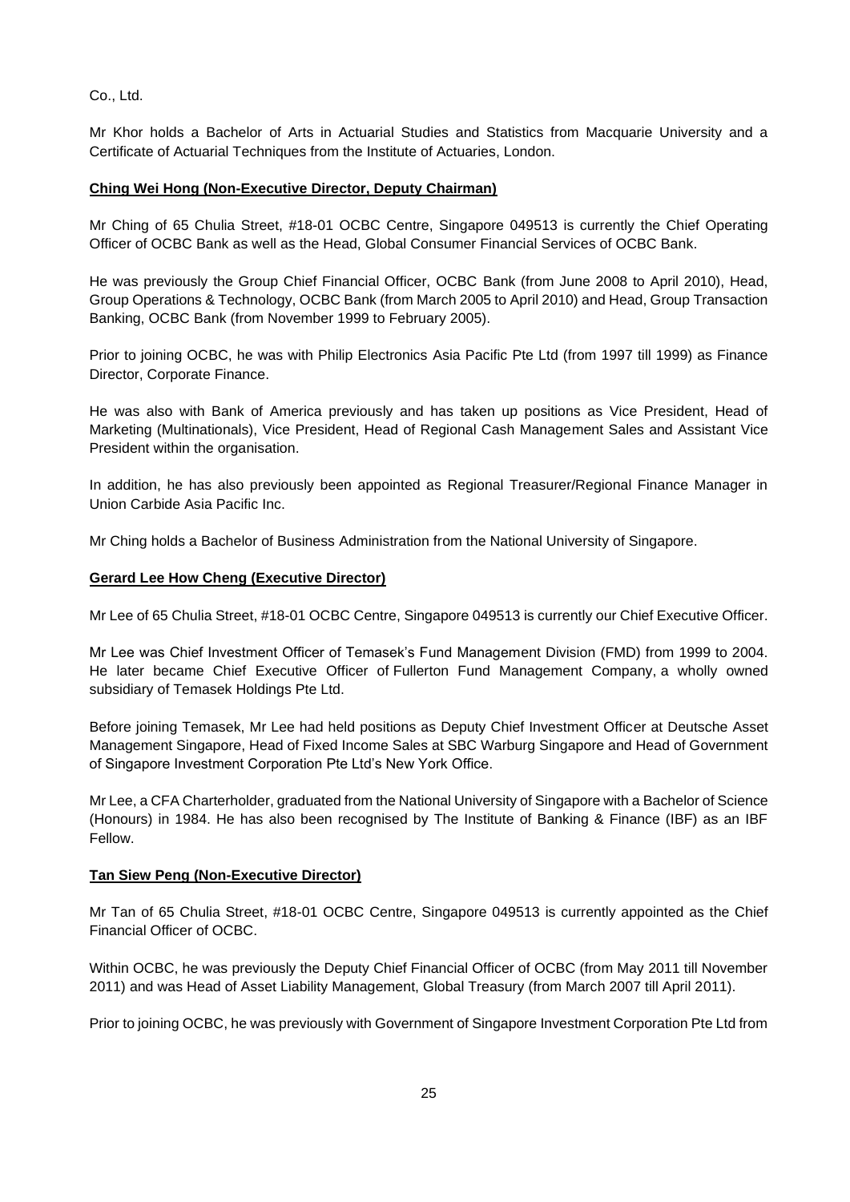Co., Ltd.

Mr Khor holds a Bachelor of Arts in Actuarial Studies and Statistics from Macquarie University and a Certificate of Actuarial Techniques from the Institute of Actuaries, London.

**Ching Wei Hong (Non-Executive Director, Deputy Chairman)**

Mr Ching of 65 Chulia Street, #18-01 OCBC Centre, Singapore 049513 is currently the Chief Operating Officer of OCBC Bank as well as the Head, Global Consumer Financial Services of OCBC Bank.

He was previously the Group Chief Financial Officer, OCBC Bank (from June 2008 to April 2010), Head, Group Operations & Technology, OCBC Bank (from March 2005 to April 2010) and Head, Group Transaction Banking, OCBC Bank (from November 1999 to February 2005).

Prior to joining OCBC, he was with Philip Electronics Asia Pacific Pte Ltd (from 1997 till 1999) as Finance Director, Corporate Finance.

He was also with Bank of America previously and has taken up positions as Vice President, Head of Marketing (Multinationals), Vice President, Head of Regional Cash Management Sales and Assistant Vice President within the organisation.

In addition, he has also previously been appointed as Regional Treasurer/Regional Finance Manager in Union Carbide Asia Pacific Inc.

Mr Ching holds a Bachelor of Business Administration from the National University of Singapore.

**Gerard Lee How Cheng (Executive Director)**

Mr Lee of 65 Chulia Street, #18-01 OCBC Centre, Singapore 049513 is currently our Chief Executive Officer.

Mr Lee was Chief Investment Officer of Temasek's Fund Management Division (FMD) from 1999 to 2004. He later became Chief Executive Officer of Fullerton Fund Management Company, a wholly owned subsidiary of Temasek Holdings Pte Ltd.

Before joining Temasek, Mr Lee had held positions as Deputy Chief Investment Officer at Deutsche Asset Management Singapore, Head of Fixed Income Sales at SBC Warburg Singapore and Head of Government of Singapore Investment Corporation Pte Ltd's New York Office.

Mr Lee, a CFA Charterholder, graduated from the National University of Singapore with a Bachelor of Science (Honours) in 1984. He has also been recognised by The Institute of Banking & Finance (IBF) as an IBF Fellow.

**Tan Siew Peng (Non-Executive Director)**

Mr Tan of 65 Chulia Street, #18-01 OCBC Centre, Singapore 049513 is currently appointed as the Chief Financial Officer of OCBC.

Within OCBC, he was previously the Deputy Chief Financial Officer of OCBC (from May 2011 till November 2011) and was Head of Asset Liability Management, Global Treasury (from March 2007 till April 2011).

Prior to joining OCBC, he was previously with Government of Singapore Investment Corporation Pte Ltd from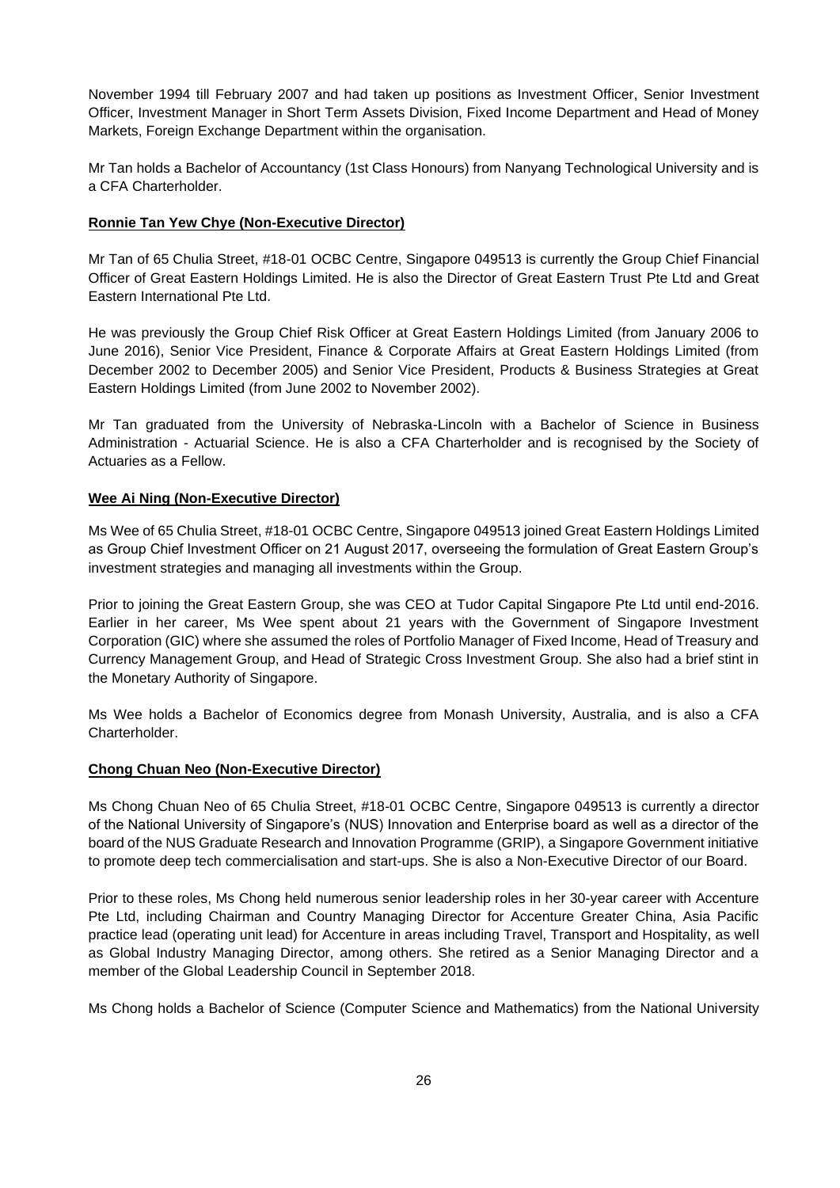November 1994 till February 2007 and had taken up positions as Investment Officer, Senior Investment Officer, Investment Manager in Short Term Assets Division, Fixed Income Department and Head of Money Markets, Foreign Exchange Department within the organisation.

Mr Tan holds a Bachelor of Accountancy (1st Class Honours) from Nanyang Technological University and is a CFA Charterholder.

**Ronnie Tan Yew Chye (Non-Executive Director)**

Mr Tan of 65 Chulia Street, #18-01 OCBC Centre, Singapore 049513 is currently the Group Chief Financial Officer of Great Eastern Holdings Limited. He is also the Director of Great Eastern Trust Pte Ltd and Great Eastern International Pte Ltd.

He was previously the Group Chief Risk Officer at Great Eastern Holdings Limited (from January 2006 to June 2016), Senior Vice President, Finance & Corporate Affairs at Great Eastern Holdings Limited (from December 2002 to December 2005) and Senior Vice President, Products & Business Strategies at Great Eastern Holdings Limited (from June 2002 to November 2002).

Mr Tan graduated from the University of Nebraska-Lincoln with a Bachelor of Science in Business Administration - Actuarial Science. He is also a CFA Charterholder and is recognised by the Society of Actuaries as a Fellow.

**Wee Ai Ning (Non-Executive Director)**

Ms Wee of 65 Chulia Street, #18-01 OCBC Centre, Singapore 049513 joined Great Eastern Holdings Limited as Group Chief Investment Officer on 21 August 2017, overseeing the formulation of Great Eastern Group's investment strategies and managing all investments within the Group.

Prior to joining the Great Eastern Group, she was CEO at Tudor Capital Singapore Pte Ltd until end-2016. Earlier in her career, Ms Wee spent about 21 years with the Government of Singapore Investment Corporation (GIC) where she assumed the roles of Portfolio Manager of Fixed Income, Head of Treasury and Currency Management Group, and Head of Strategic Cross Investment Group. She also had a brief stint in the Monetary Authority of Singapore.

Ms Wee holds a Bachelor of Economics degree from Monash University, Australia, and is also a CFA Charterholder.

**Chong Chuan Neo (Non-Executive Director)**

Ms Chong Chuan Neo of 65 Chulia Street, #18-01 OCBC Centre, Singapore 049513 is currently a director of the National University of Singapore's (NUS) Innovation and Enterprise board as well as a director of the board of the NUS Graduate Research and Innovation Programme (GRIP), a Singapore Government initiative to promote deep tech commercialisation and start-ups. She is also a Non-Executive Director of our Board.

Prior to these roles, Ms Chong held numerous senior leadership roles in her 30-year career with Accenture Pte Ltd, including Chairman and Country Managing Director for Accenture Greater China, Asia Pacific practice lead (operating unit lead) for Accenture in areas including Travel, Transport and Hospitality, as well as Global Industry Managing Director, among others. She retired as a Senior Managing Director and a member of the Global Leadership Council in September 2018.

Ms Chong holds a Bachelor of Science (Computer Science and Mathematics) from the National University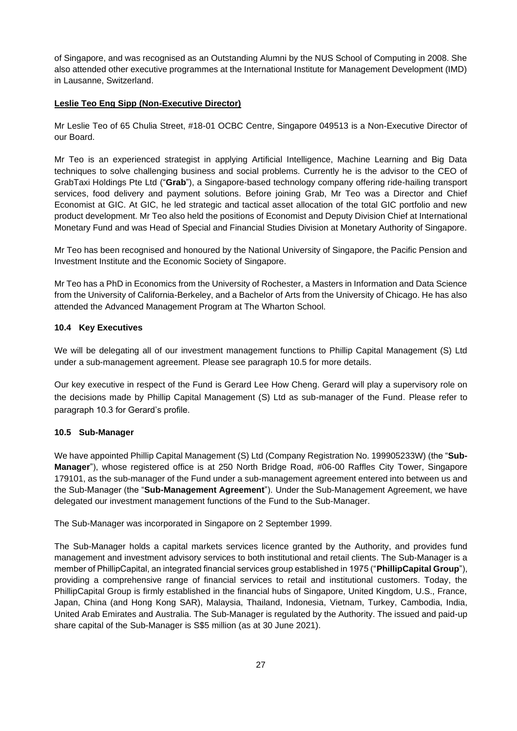of Singapore, and was recognised as an Outstanding Alumni by the NUS School of Computing in 2008. She also attended other executive programmes at the International Institute for Management Development (IMD) in Lausanne, Switzerland.

**Leslie Teo Eng Sipp (Non-Executive Director)**

Mr Leslie Teo of 65 Chulia Street, #18-01 OCBC Centre, Singapore 049513 is a Non-Executive Director of our Board.

Mr Teo is an experienced strategist in applying Artificial Intelligence, Machine Learning and Big Data techniques to solve challenging business and social problems. Currently he is the advisor to the CEO of GrabTaxi Holdings Pte Ltd ("**Grab**"), a Singapore-based technology company offering ride-hailing transport services, food delivery and payment solutions. Before joining Grab, Mr Teo was a Director and Chief Economist at GIC. At GIC, he led strategic and tactical asset allocation of the total GIC portfolio and new product development. Mr Teo also held the positions of Economist and Deputy Division Chief at International Monetary Fund and was Head of Special and Financial Studies Division at Monetary Authority of Singapore.

Mr Teo has been recognised and honoured by the National University of Singapore, the Pacific Pension and Investment Institute and the Economic Society of Singapore.

Mr Teo has a PhD in Economics from the University of Rochester, a Masters in Information and Data Science from the University of California-Berkeley, and a Bachelor of Arts from the University of Chicago. He has also attended the Advanced Management Program at The Wharton School.

### 10.4 Key Executives

We will be delegating all of our investment management functions to Phillip Capital Management (S) Ltd under a sub-management agreement. Please see paragraph 10.5 for more details.

Our key executive in respect of the Fund is Gerard Lee How Cheng. Gerard will play a supervisory role on the decisions made by Phillip Capital Management (S) Ltd as sub-manager of the Fund. Please refer to paragraph 10.3 for Gerard's profile.

### 10.5 Sub-Manager

We have appointed Phillip Capital Management (S) Ltd (Company Registration No. 199905233W) (the "**Sub-Manager**"), whose registered office is at 250 North Bridge Road, #06-00 Raffles City Tower, Singapore 179101, as the sub-manager of the Fund under a sub-management agreement entered into between us and the Sub-Manager (the "**Sub-Management Agreement**"). Under the Sub-Management Agreement, we have delegated our investment management functions of the Fund to the Sub-Manager.

The Sub-Manager was incorporated in Singapore on 2 September 1999.

The Sub-Manager holds a capital markets services licence granted by the Authority, and provides fund management and investment advisory services to both institutional and retail clients. The Sub-Manager is a member of PhillipCapital, an integrated financial services group established in 1975 ("**PhillipCapital Group**"), providing a comprehensive range of financial services to retail and institutional customers. Today, the PhillipCapital Group is firmly established in the financial hubs of Singapore, United Kingdom, U.S., France, Japan, China (and Hong Kong SAR), Malaysia, Thailand, Indonesia, Vietnam, Turkey, Cambodia, India, United Arab Emirates and Australia. The Sub-Manager is regulated by the Authority. The issued and paid-up share capital of the Sub-Manager is S$5 million (as at 30 June 2021).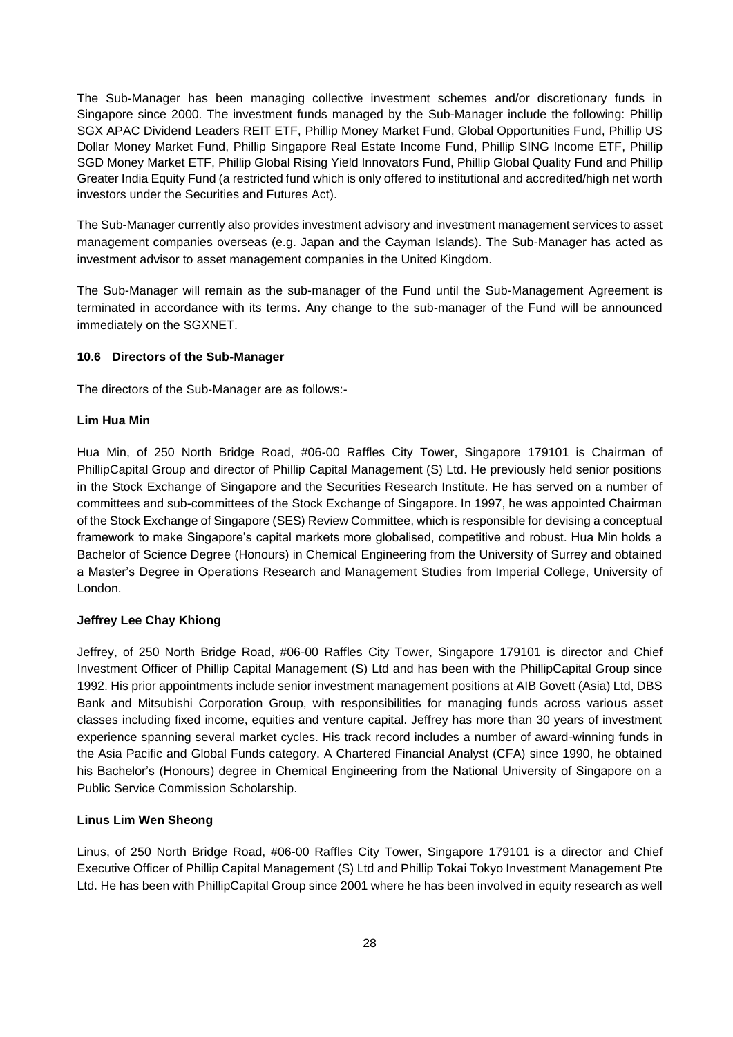The Sub-Manager has been managing collective investment schemes and/or discretionary funds in Singapore since 2000. The investment funds managed by the Sub-Manager include the following: Phillip SGX APAC Dividend Leaders REIT ETF, Phillip Money Market Fund, Global Opportunities Fund, Phillip US Dollar Money Market Fund, Phillip Singapore Real Estate Income Fund, Phillip SING Income ETF, Phillip SGD Money Market ETF, Phillip Global Rising Yield Innovators Fund, Phillip Global Quality Fund and Phillip Greater India Equity Fund (a restricted fund which is only offered to institutional and accredited/high net worth investors under the Securities and Futures Act).

The Sub-Manager currently also provides investment advisory and investment management services to asset management companies overseas (e.g. Japan and the Cayman Islands). The Sub-Manager has acted as investment advisor to asset management companies in the United Kingdom.

The Sub-Manager will remain as the sub-manager of the Fund until the Sub-Management Agreement is terminated in accordance with its terms. Any change to the sub-manager of the Fund will be announced immediately on the SGXNET.

### 10.6 Directors of the Sub-Manager

The directors of the Sub-Manager are as follows:-

**Lim Hua Min**

Hua Min, of 250 North Bridge Road, #06-00 Raffles City Tower, Singapore 179101 is Chairman of PhillipCapital Group and director of Phillip Capital Management (S) Ltd. He previously held senior positions in the Stock Exchange of Singapore and the Securities Research Institute. He has served on a number of committees and sub-committees of the Stock Exchange of Singapore. In 1997, he was appointed Chairman of the Stock Exchange of Singapore (SES) Review Committee, which is responsible for devising a conceptual framework to make Singapore's capital markets more globalised, competitive and robust. Hua Min holds a Bachelor of Science Degree (Honours) in Chemical Engineering from the University of Surrey and obtained a Master's Degree in Operations Research and Management Studies from Imperial College, University of London.

**Jeffrey Lee Chay Khiong**

Jeffrey, of 250 North Bridge Road, #06-00 Raffles City Tower, Singapore 179101 is director and Chief Investment Officer of Phillip Capital Management (S) Ltd and has been with the PhillipCapital Group since 1992. His prior appointments include senior investment management positions at AIB Govett (Asia) Ltd, DBS Bank and Mitsubishi Corporation Group, with responsibilities for managing funds across various asset classes including fixed income, equities and venture capital. Jeffrey has more than 30 years of investment experience spanning several market cycles. His track record includes a number of award-winning funds in the Asia Pacific and Global Funds category. A Chartered Financial Analyst (CFA) since 1990, he obtained his Bachelor's (Honours) degree in Chemical Engineering from the National University of Singapore on a Public Service Commission Scholarship.

**Linus Lim Wen Sheong**

Linus, of 250 North Bridge Road, #06-00 Raffles City Tower, Singapore 179101 is a director and Chief Executive Officer of Phillip Capital Management (S) Ltd and Phillip Tokai Tokyo Investment Management Pte Ltd. He has been with PhillipCapital Group since 2001 where he has been involved in equity research as well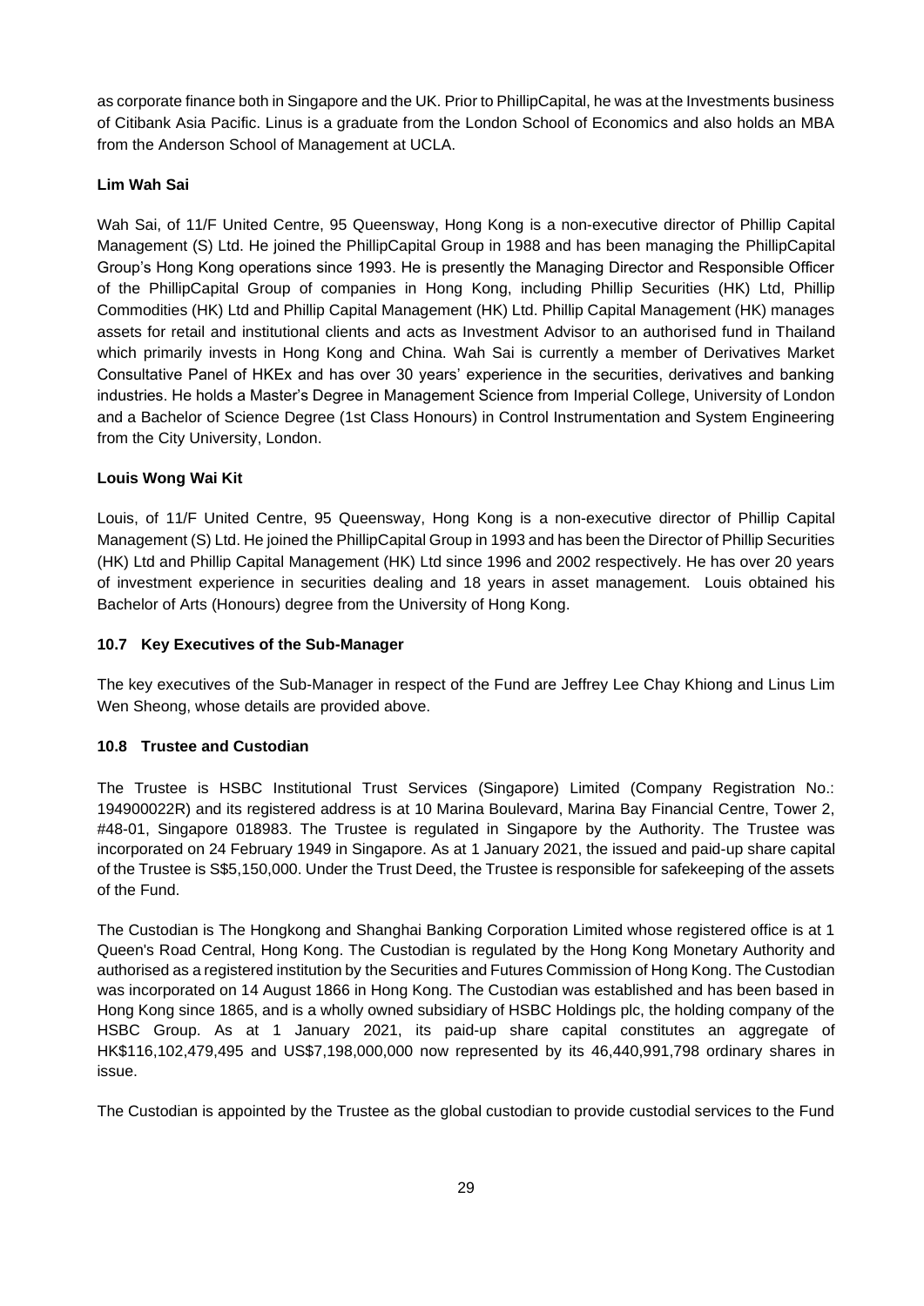as corporate finance both in Singapore and the UK. Prior to PhillipCapital, he was at the Investments business of Citibank Asia Pacific. Linus is a graduate from the London School of Economics and also holds an MBA from the Anderson School of Management at UCLA.

**Lim Wah Sai**

Wah Sai, of 11/F United Centre, 95 Queensway, Hong Kong is a non-executive director of Phillip Capital Management (S) Ltd. He joined the PhillipCapital Group in 1988 and has been managing the PhillipCapital Group's Hong Kong operations since 1993. He is presently the Managing Director and Responsible Officer of the PhillipCapital Group of companies in Hong Kong, including Phillip Securities (HK) Ltd, Phillip Commodities (HK) Ltd and Phillip Capital Management (HK) Ltd. Phillip Capital Management (HK) manages assets for retail and institutional clients and acts as Investment Advisor to an authorised fund in Thailand which primarily invests in Hong Kong and China. Wah Sai is currently a member of Derivatives Market Consultative Panel of HKEx and has over 30 years' experience in the securities, derivatives and banking industries. He holds a Master's Degree in Management Science from Imperial College, University of London and a Bachelor of Science Degree (1st Class Honours) in Control Instrumentation and System Engineering from the City University, London.

**Louis Wong Wai Kit**

Louis, of 11/F United Centre, 95 Queensway, Hong Kong is a non-executive director of Phillip Capital Management (S) Ltd. He joined the PhillipCapital Group in 1993 and has been the Director of Phillip Securities (HK) Ltd and Phillip Capital Management (HK) Ltd since 1996 and 2002 respectively. He has over 20 years of investment experience in securities dealing and 18 years in asset management. Louis obtained his Bachelor of Arts (Honours) degree from the University of Hong Kong.

### 10.7 Key Executives of the Sub-Manager

The key executives of the Sub-Manager in respect of the Fund are Jeffrey Lee Chay Khiong and Linus Lim Wen Sheong, whose details are provided above.

### 10.8 Trustee and Custodian

The Trustee is HSBC Institutional Trust Services (Singapore) Limited (Company Registration No.: 194900022R) and its registered address is at 10 Marina Boulevard, Marina Bay Financial Centre, Tower 2, #48-01, Singapore 018983. The Trustee is regulated in Singapore by the Authority. The Trustee was incorporated on 24 February 1949 in Singapore. As at 1 January 2021, the issued and paid-up share capital of the Trustee is S$5,150,000. Under the Trust Deed, the Trustee is responsible for safekeeping of the assets of the Fund.

The Custodian is The Hongkong and Shanghai Banking Corporation Limited whose registered office is at 1 Queen's Road Central, Hong Kong. The Custodian is regulated by the Hong Kong Monetary Authority and authorised as a registered institution by the Securities and Futures Commission of Hong Kong. The Custodian was incorporated on 14 August 1866 in Hong Kong. The Custodian was established and has been based in Hong Kong since 1865, and is a wholly owned subsidiary of HSBC Holdings plc, the holding company of the HSBC Group. As at 1 January 2021, its paid-up share capital constitutes an aggregate of HK$116,102,479,495 and US$7,198,000,000 now represented by its 46,440,991,798 ordinary shares in issue.

The Custodian is appointed by the Trustee as the global custodian to provide custodial services to the Fund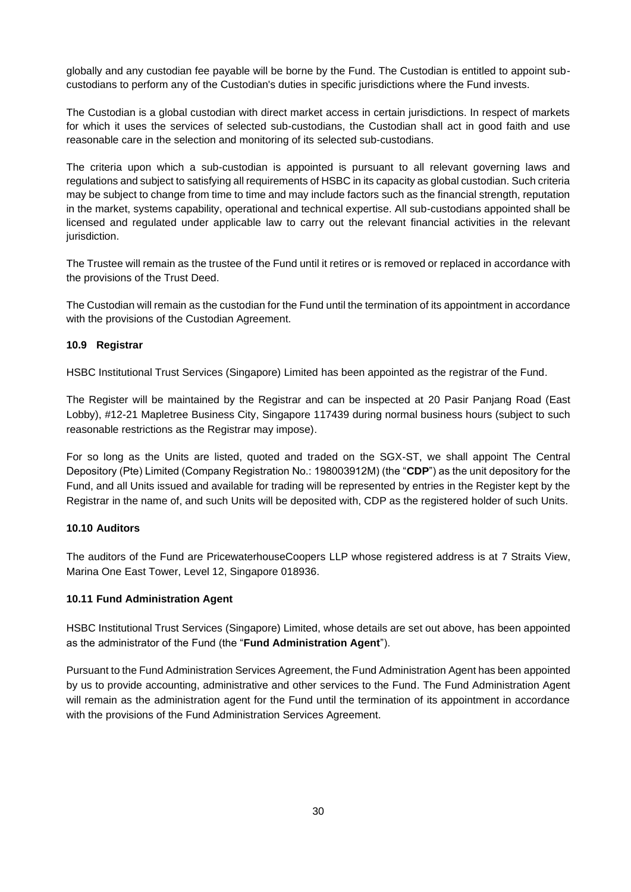globally and any custodian fee payable will be borne by the Fund. The Custodian is entitled to appoint sub-custodians to perform any of the Custodian's duties in specific jurisdictions where the Fund invests.

The Custodian is a global custodian with direct market access in certain jurisdictions. In respect of markets for which it uses the services of selected sub-custodians, the Custodian shall act in good faith and use reasonable care in the selection and monitoring of its selected sub-custodians.

The criteria upon which a sub-custodian is appointed is pursuant to all relevant governing laws and regulations and subject to satisfying all requirements of HSBC in its capacity as global custodian. Such criteria may be subject to change from time to time and may include factors such as the financial strength, reputation in the market, systems capability, operational and technical expertise. All sub-custodians appointed shall be licensed and regulated under applicable law to carry out the relevant financial activities in the relevant jurisdiction.

The Trustee will remain as the trustee of the Fund until it retires or is removed or replaced in accordance with the provisions of the Trust Deed.

The Custodian will remain as the custodian for the Fund until the termination of its appointment in accordance with the provisions of the Custodian Agreement.

### 10.9 Registrar

HSBC Institutional Trust Services (Singapore) Limited has been appointed as the registrar of the Fund.

The Register will be maintained by the Registrar and can be inspected at 20 Pasir Panjang Road (East Lobby), #12-21 Mapletree Business City, Singapore 117439 during normal business hours (subject to such reasonable restrictions as the Registrar may impose).

For so long as the Units are listed, quoted and traded on the SGX-ST, we shall appoint The Central Depository (Pte) Limited (Company Registration No.: 198003912M) (the "**CDP**") as the unit depository for the Fund, and all Units issued and available for trading will be represented by entries in the Register kept by the Registrar in the name of, and such Units will be deposited with, CDP as the registered holder of such Units.

### 10.10 Auditors

The auditors of the Fund are PricewaterhouseCoopers LLP whose registered address is at 7 Straits View, Marina One East Tower, Level 12, Singapore 018936.

### 10.11 Fund Administration Agent

HSBC Institutional Trust Services (Singapore) Limited, whose details are set out above, has been appointed as the administrator of the Fund (the "**Fund Administration Agent**").

Pursuant to the Fund Administration Services Agreement, the Fund Administration Agent has been appointed by us to provide accounting, administrative and other services to the Fund. The Fund Administration Agent will remain as the administration agent for the Fund until the termination of its appointment in accordance with the provisions of the Fund Administration Services Agreement.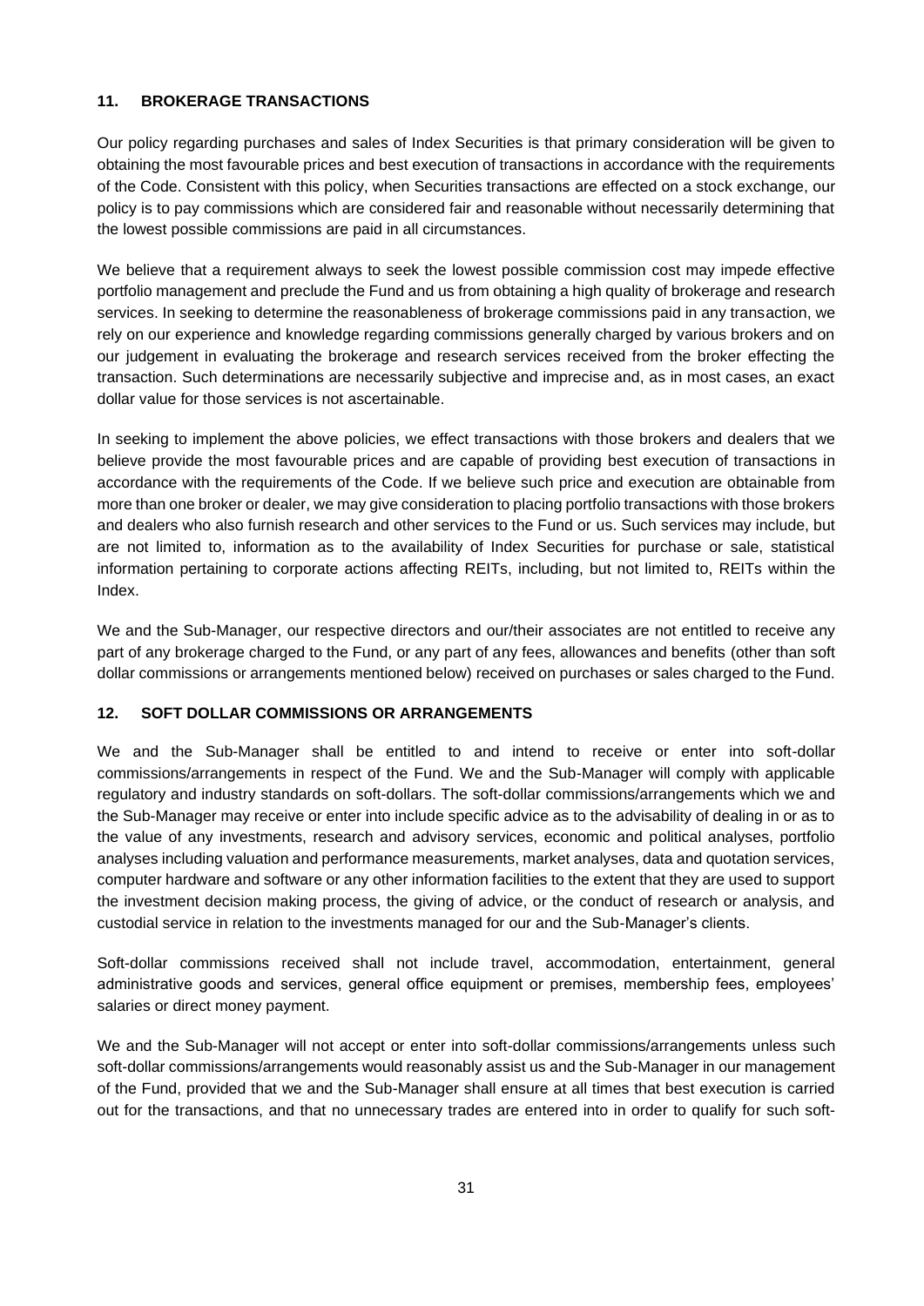## 11. BROKERAGE TRANSACTIONS

Our policy regarding purchases and sales of Index Securities is that primary consideration will be given to obtaining the most favourable prices and best execution of transactions in accordance with the requirements of the Code. Consistent with this policy, when Securities transactions are effected on a stock exchange, our policy is to pay commissions which are considered fair and reasonable without necessarily determining that the lowest possible commissions are paid in all circumstances.

We believe that a requirement always to seek the lowest possible commission cost may impede effective portfolio management and preclude the Fund and us from obtaining a high quality of brokerage and research services. In seeking to determine the reasonableness of brokerage commissions paid in any transaction, we rely on our experience and knowledge regarding commissions generally charged by various brokers and on our judgement in evaluating the brokerage and research services received from the broker effecting the transaction. Such determinations are necessarily subjective and imprecise and, as in most cases, an exact dollar value for those services is not ascertainable.

In seeking to implement the above policies, we effect transactions with those brokers and dealers that we believe provide the most favourable prices and are capable of providing best execution of transactions in accordance with the requirements of the Code. If we believe such price and execution are obtainable from more than one broker or dealer, we may give consideration to placing portfolio transactions with those brokers and dealers who also furnish research and other services to the Fund or us. Such services may include, but are not limited to, information as to the availability of Index Securities for purchase or sale, statistical information pertaining to corporate actions affecting REITs, including, but not limited to, REITs within the Index.

We and the Sub-Manager, our respective directors and our/their associates are not entitled to receive any part of any brokerage charged to the Fund, or any part of any fees, allowances and benefits (other than soft dollar commissions or arrangements mentioned below) received on purchases or sales charged to the Fund.

## 12. SOFT DOLLAR COMMISSIONS OR ARRANGEMENTS

We and the Sub-Manager shall be entitled to and intend to receive or enter into soft-dollar commissions/arrangements in respect of the Fund. We and the Sub-Manager will comply with applicable regulatory and industry standards on soft-dollars. The soft-dollar commissions/arrangements which we and the Sub-Manager may receive or enter into include specific advice as to the advisability of dealing in or as to the value of any investments, research and advisory services, economic and political analyses, portfolio analyses including valuation and performance measurements, market analyses, data and quotation services, computer hardware and software or any other information facilities to the extent that they are used to support the investment decision making process, the giving of advice, or the conduct of research or analysis, and custodial service in relation to the investments managed for our and the Sub-Manager's clients.

Soft-dollar commissions received shall not include travel, accommodation, entertainment, general administrative goods and services, general office equipment or premises, membership fees, employees' salaries or direct money payment.

We and the Sub-Manager will not accept or enter into soft-dollar commissions/arrangements unless such soft-dollar commissions/arrangements would reasonably assist us and the Sub-Manager in our management of the Fund, provided that we and the Sub-Manager shall ensure at all times that best execution is carried out for the transactions, and that no unnecessary trades are entered into in order to qualify for such soft-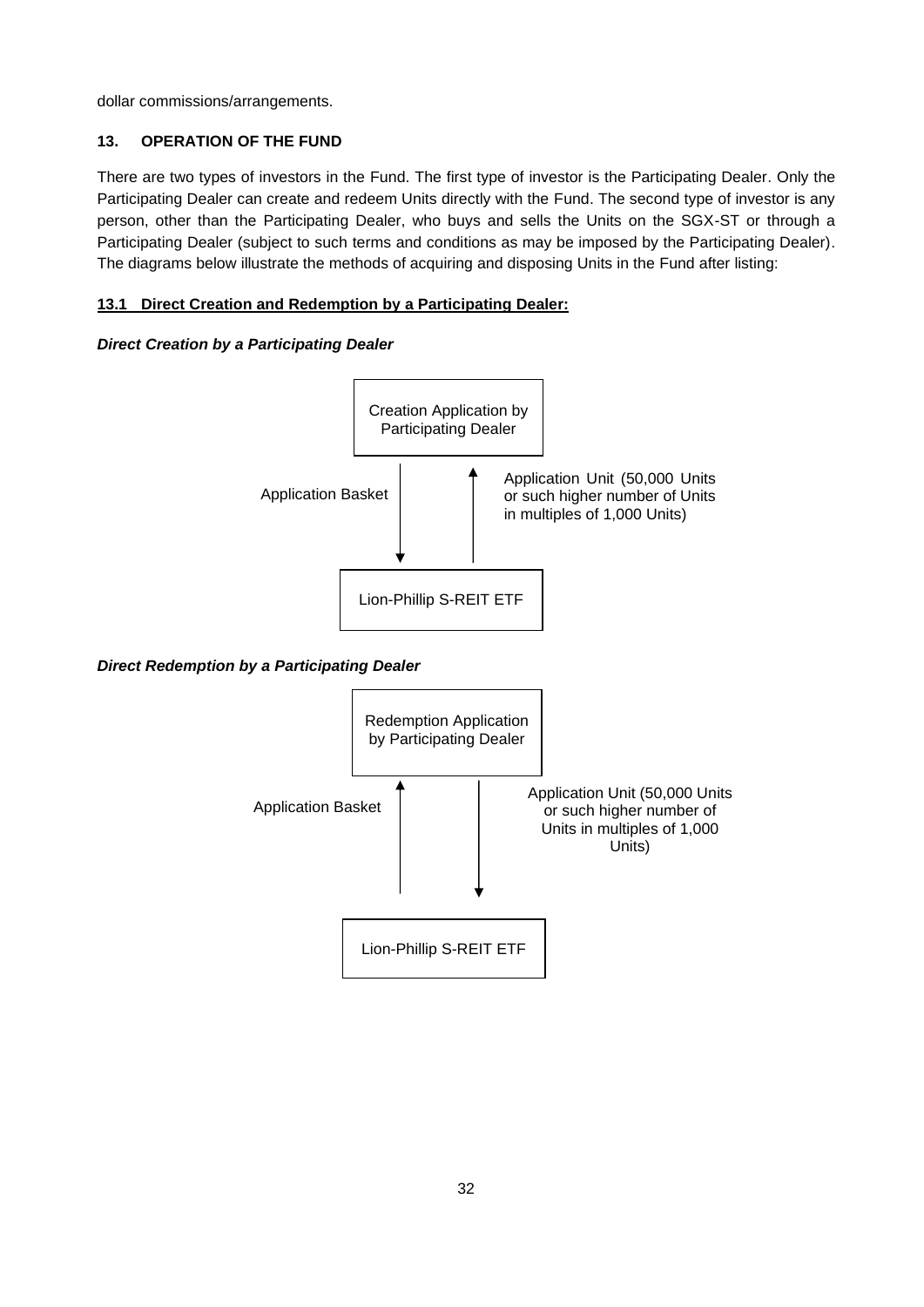dollar commissions/arrangements.

## 13. OPERATION OF THE FUND

There are two types of investors in the Fund. The first type of investor is the Participating Dealer. Only the Participating Dealer can create and redeem Units directly with the Fund. The second type of investor is any person, other than the Participating Dealer, who buys and sells the Units on the SGX-ST or through a Participating Dealer (subject to such terms and conditions as may be imposed by the Participating Dealer). The diagrams below illustrate the methods of acquiring and disposing Units in the Fund after listing:

### 13.1 Direct Creation and Redemption by a Participating Dealer:

***Direct Creation by a Participating Dealer***

Creation Application by Participating Dealer

Application Basket (↓)

Application Unit (50,000 Units or such higher number of Units in multiples of 1,000 Units) (↑)

Lion-Phillip S-REIT ETF

***Direct Redemption by a Participating Dealer***

Redemption Application by Participating Dealer

Application Basket (↑)

Application Unit (50,000 Units or such higher number of Units in multiples of 1,000 Units) (↓)

Lion-Phillip S-REIT ETF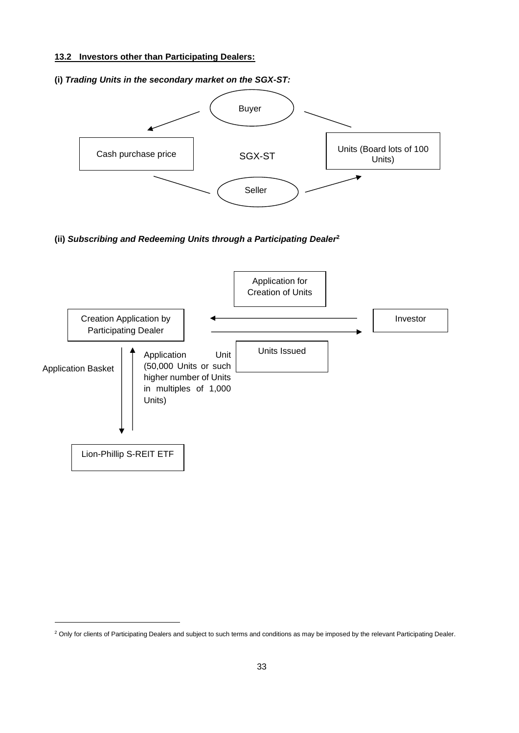**13.2 Investors other than Participating Dealers:**

**(i) *Trading Units in the secondary market on the SGX-ST:***

Buyer

Cash purchase price

SGX-ST

Units (Board lots of 100 Units)

Seller

**(ii) *Subscribing and Redeeming Units through a Participating Dealer*[2]**

Application for Creation of Units

Creation Application by Participating Dealer

Investor

Units Issued

Application Basket

Application Unit (50,000 Units or such higher number of Units in multiples of 1,000 Units)

Lion-Phillip S-REIT ETF

---

[2] Only for clients of Participating Dealers and subject to such terms and conditions as may be imposed by the relevant Participating Dealer.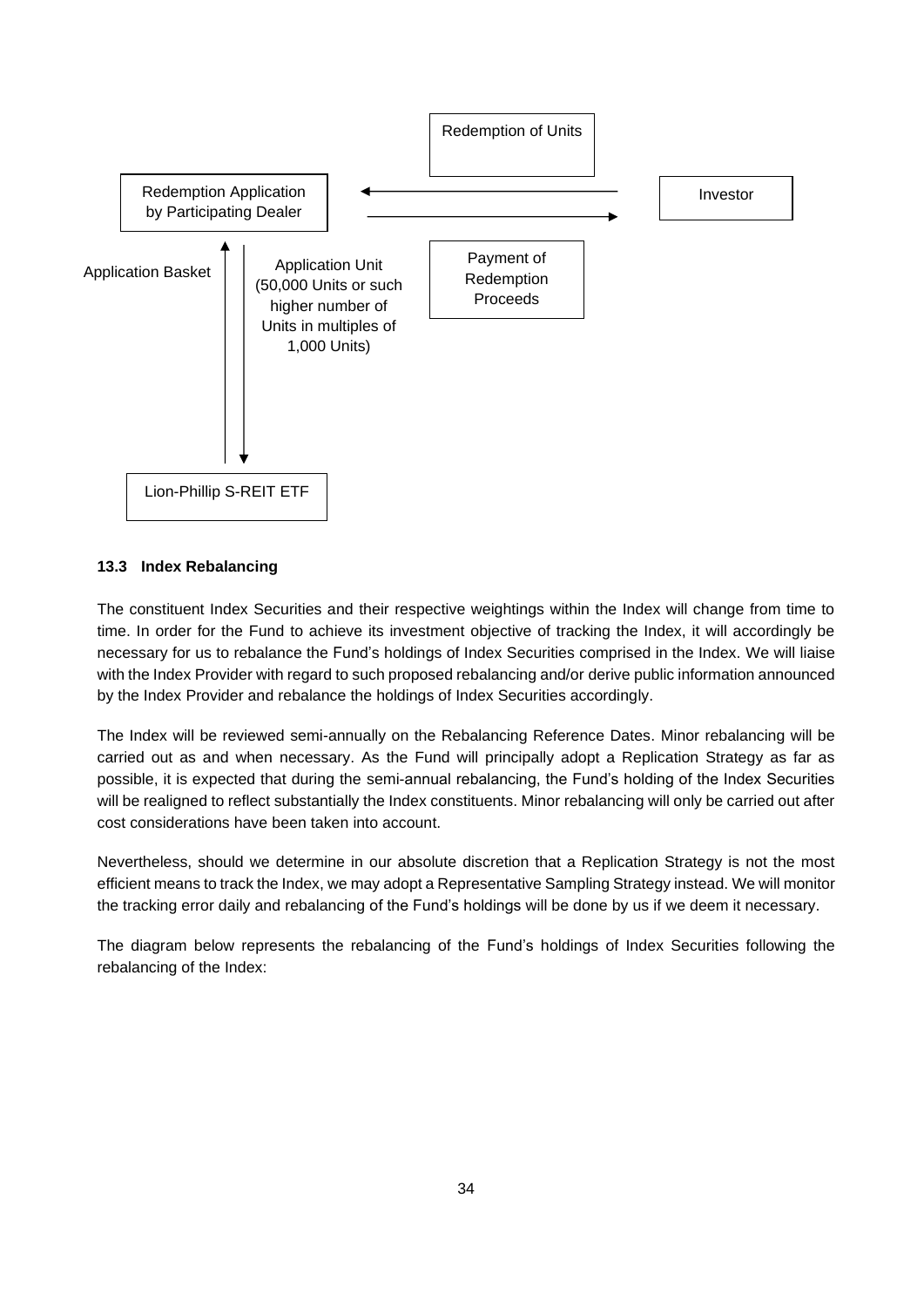Redemption of Units

Redemption Application by Participating Dealer

Investor

Payment of Redemption Proceeds

Application Basket

Application Unit (50,000 Units or such higher number of Units in multiples of 1,000 Units)

Lion-Phillip S-REIT ETF

### 13.3 Index Rebalancing

The constituent Index Securities and their respective weightings within the Index will change from time to time. In order for the Fund to achieve its investment objective of tracking the Index, it will accordingly be necessary for us to rebalance the Fund's holdings of Index Securities comprised in the Index. We will liaise with the Index Provider with regard to such proposed rebalancing and/or derive public information announced by the Index Provider and rebalance the holdings of Index Securities accordingly.

The Index will be reviewed semi-annually on the Rebalancing Reference Dates. Minor rebalancing will be carried out as and when necessary. As the Fund will principally adopt a Replication Strategy as far as possible, it is expected that during the semi-annual rebalancing, the Fund's holding of the Index Securities will be realigned to reflect substantially the Index constituents. Minor rebalancing will only be carried out after cost considerations have been taken into account.

Nevertheless, should we determine in our absolute discretion that a Replication Strategy is not the most efficient means to track the Index, we may adopt a Representative Sampling Strategy instead. We will monitor the tracking error daily and rebalancing of the Fund's holdings will be done by us if we deem it necessary.

The diagram below represents the rebalancing of the Fund's holdings of Index Securities following the rebalancing of the Index: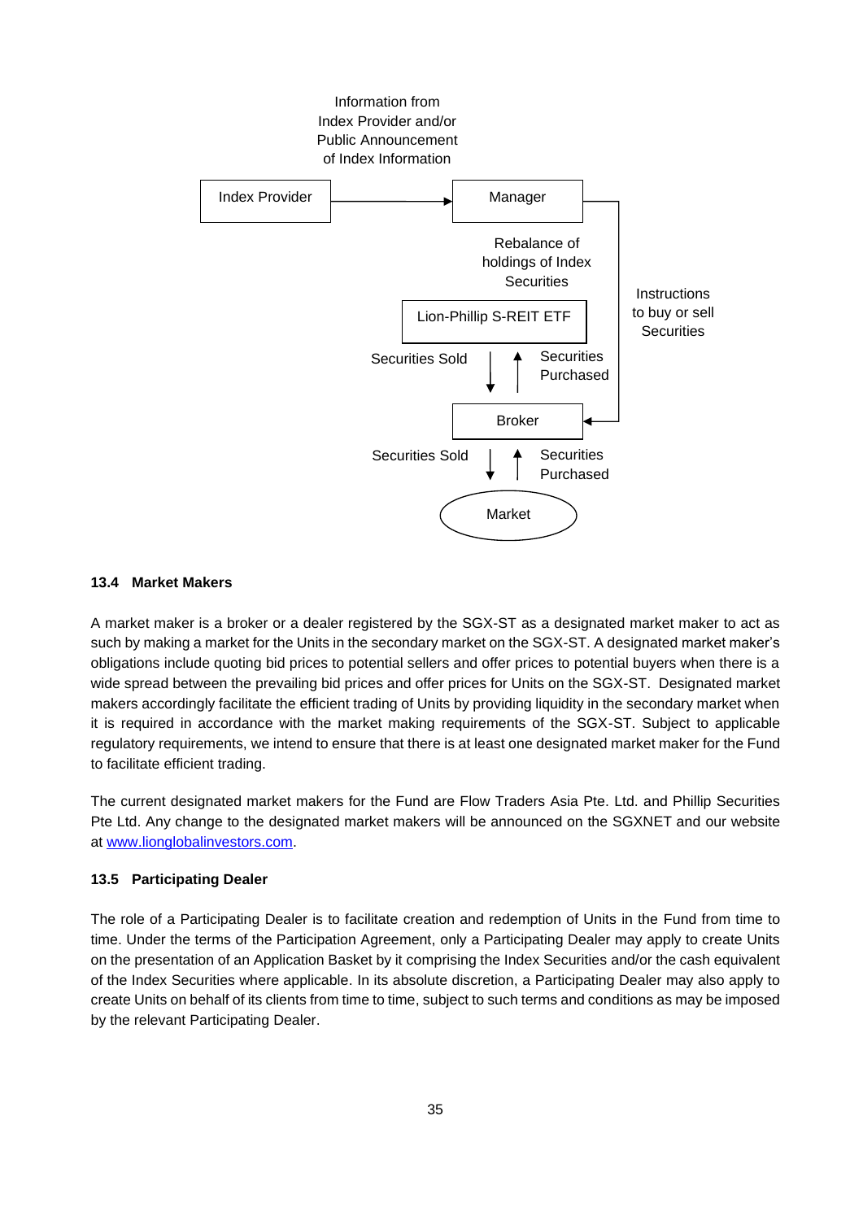Information from Index Provider and/or Public Announcement of Index Information

Index Provider → Manager

Rebalance of holdings of Index Securities

Instructions to buy or sell Securities

Lion-Phillip S-REIT ETF

Securities Sold | Securities Purchased

Broker

Securities Sold | Securities Purchased

Market

### 13.4 Market Makers

A market maker is a broker or a dealer registered by the SGX-ST as a designated market maker to act as such by making a market for the Units in the secondary market on the SGX-ST. A designated market maker's obligations include quoting bid prices to potential sellers and offer prices to potential buyers when there is a wide spread between the prevailing bid prices and offer prices for Units on the SGX-ST. Designated market makers accordingly facilitate the efficient trading of Units by providing liquidity in the secondary market when it is required in accordance with the market making requirements of the SGX-ST. Subject to applicable regulatory requirements, we intend to ensure that there is at least one designated market maker for the Fund to facilitate efficient trading.

The current designated market makers for the Fund are Flow Traders Asia Pte. Ltd. and Phillip Securities Pte Ltd. Any change to the designated market makers will be announced on the SGXNET and our website at www.lionglobalinvestors.com.

### 13.5 Participating Dealer

The role of a Participating Dealer is to facilitate creation and redemption of Units in the Fund from time to time. Under the terms of the Participation Agreement, only a Participating Dealer may apply to create Units on the presentation of an Application Basket by it comprising the Index Securities and/or the cash equivalent of the Index Securities where applicable. In its absolute discretion, a Participating Dealer may also apply to create Units on behalf of its clients from time to time, subject to such terms and conditions as may be imposed by the relevant Participating Dealer.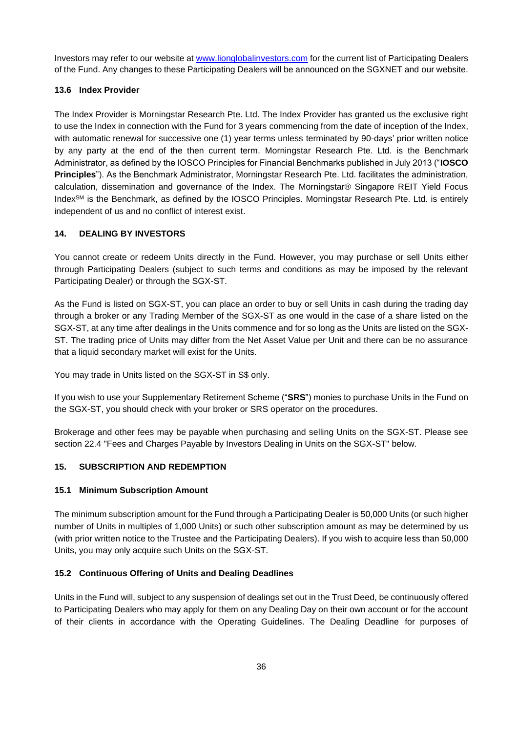Investors may refer to our website at www.lionglobalinvestors.com for the current list of Participating Dealers of the Fund. Any changes to these Participating Dealers will be announced on the SGXNET and our website.

### 13.6 Index Provider

The Index Provider is Morningstar Research Pte. Ltd. The Index Provider has granted us the exclusive right to use the Index in connection with the Fund for 3 years commencing from the date of inception of the Index, with automatic renewal for successive one (1) year terms unless terminated by 90-days' prior written notice by any party at the end of the then current term. Morningstar Research Pte. Ltd. is the Benchmark Administrator, as defined by the IOSCO Principles for Financial Benchmarks published in July 2013 ("**IOSCO Principles**"). As the Benchmark Administrator, Morningstar Research Pte. Ltd. facilitates the administration, calculation, dissemination and governance of the Index. The Morningstar® Singapore REIT Yield Focus Index℠ is the Benchmark, as defined by the IOSCO Principles. Morningstar Research Pte. Ltd. is entirely independent of us and no conflict of interest exist.

## 14. DEALING BY INVESTORS

You cannot create or redeem Units directly in the Fund. However, you may purchase or sell Units either through Participating Dealers (subject to such terms and conditions as may be imposed by the relevant Participating Dealer) or through the SGX-ST.

As the Fund is listed on SGX-ST, you can place an order to buy or sell Units in cash during the trading day through a broker or any Trading Member of the SGX-ST as one would in the case of a share listed on the SGX-ST, at any time after dealings in the Units commence and for so long as the Units are listed on the SGX-ST. The trading price of Units may differ from the Net Asset Value per Unit and there can be no assurance that a liquid secondary market will exist for the Units.

You may trade in Units listed on the SGX-ST in S$ only.

If you wish to use your Supplementary Retirement Scheme ("**SRS**") monies to purchase Units in the Fund on the SGX-ST, you should check with your broker or SRS operator on the procedures.

Brokerage and other fees may be payable when purchasing and selling Units on the SGX-ST. Please see section 22.4 "Fees and Charges Payable by Investors Dealing in Units on the SGX-ST" below.

## 15. SUBSCRIPTION AND REDEMPTION

### 15.1 Minimum Subscription Amount

The minimum subscription amount for the Fund through a Participating Dealer is 50,000 Units (or such higher number of Units in multiples of 1,000 Units) or such other subscription amount as may be determined by us (with prior written notice to the Trustee and the Participating Dealers). If you wish to acquire less than 50,000 Units, you may only acquire such Units on the SGX-ST.

### 15.2 Continuous Offering of Units and Dealing Deadlines

Units in the Fund will, subject to any suspension of dealings set out in the Trust Deed, be continuously offered to Participating Dealers who may apply for them on any Dealing Day on their own account or for the account of their clients in accordance with the Operating Guidelines. The Dealing Deadline for purposes of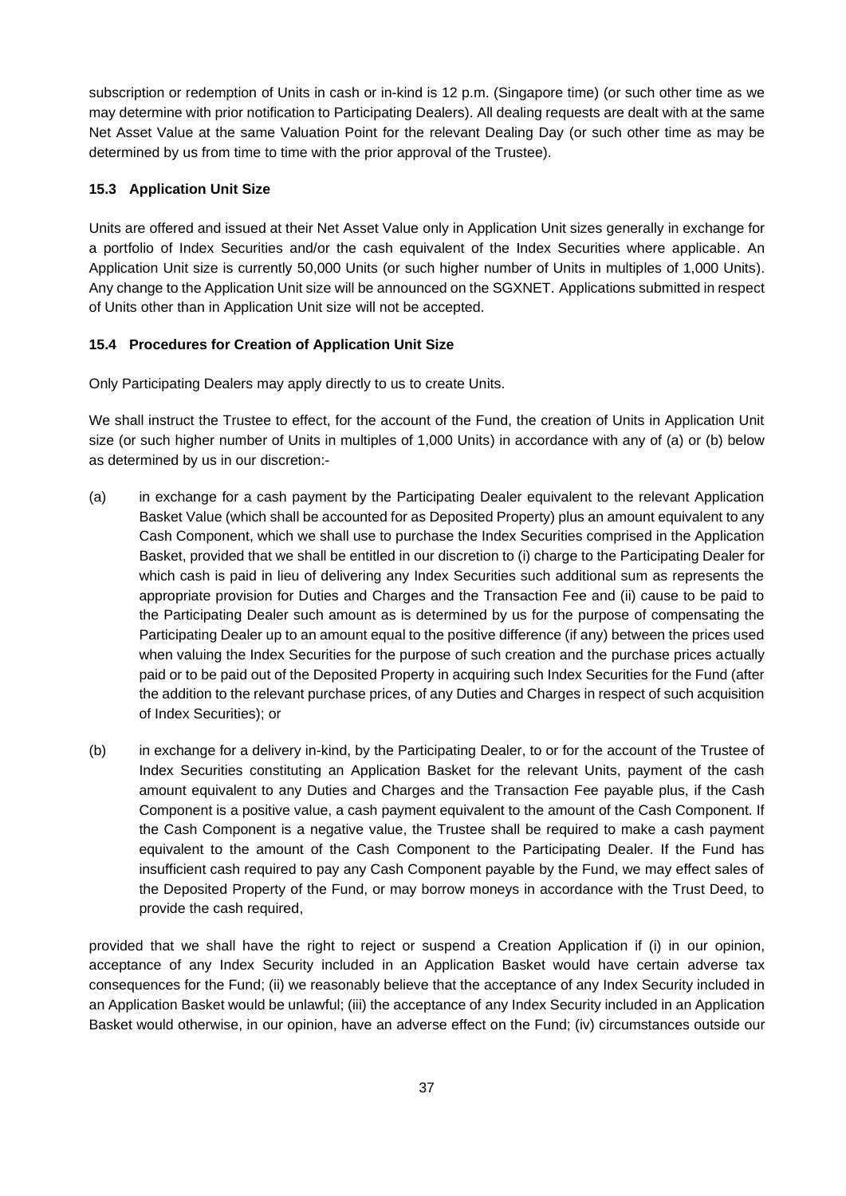subscription or redemption of Units in cash or in-kind is 12 p.m. (Singapore time) (or such other time as we may determine with prior notification to Participating Dealers). All dealing requests are dealt with at the same Net Asset Value at the same Valuation Point for the relevant Dealing Day (or such other time as may be determined by us from time to time with the prior approval of the Trustee).

### 15.3 Application Unit Size

Units are offered and issued at their Net Asset Value only in Application Unit sizes generally in exchange for a portfolio of Index Securities and/or the cash equivalent of the Index Securities where applicable. An Application Unit size is currently 50,000 Units (or such higher number of Units in multiples of 1,000 Units). Any change to the Application Unit size will be announced on the SGXNET. Applications submitted in respect of Units other than in Application Unit size will not be accepted.

### 15.4 Procedures for Creation of Application Unit Size

Only Participating Dealers may apply directly to us to create Units.

We shall instruct the Trustee to effect, for the account of the Fund, the creation of Units in Application Unit size (or such higher number of Units in multiples of 1,000 Units) in accordance with any of (a) or (b) below as determined by us in our discretion:-

(a) in exchange for a cash payment by the Participating Dealer equivalent to the relevant Application Basket Value (which shall be accounted for as Deposited Property) plus an amount equivalent to any Cash Component, which we shall use to purchase the Index Securities comprised in the Application Basket, provided that we shall be entitled in our discretion to (i) charge to the Participating Dealer for which cash is paid in lieu of delivering any Index Securities such additional sum as represents the appropriate provision for Duties and Charges and the Transaction Fee and (ii) cause to be paid to the Participating Dealer such amount as is determined by us for the purpose of compensating the Participating Dealer up to an amount equal to the positive difference (if any) between the prices used when valuing the Index Securities for the purpose of such creation and the purchase prices actually paid or to be paid out of the Deposited Property in acquiring such Index Securities for the Fund (after the addition to the relevant purchase prices, of any Duties and Charges in respect of such acquisition of Index Securities); or

(b) in exchange for a delivery in-kind, by the Participating Dealer, to or for the account of the Trustee of Index Securities constituting an Application Basket for the relevant Units, payment of the cash amount equivalent to any Duties and Charges and the Transaction Fee payable plus, if the Cash Component is a positive value, a cash payment equivalent to the amount of the Cash Component. If the Cash Component is a negative value, the Trustee shall be required to make a cash payment equivalent to the amount of the Cash Component to the Participating Dealer. If the Fund has insufficient cash required to pay any Cash Component payable by the Fund, we may effect sales of the Deposited Property of the Fund, or may borrow moneys in accordance with the Trust Deed, to provide the cash required,

provided that we shall have the right to reject or suspend a Creation Application if (i) in our opinion, acceptance of any Index Security included in an Application Basket would have certain adverse tax consequences for the Fund; (ii) we reasonably believe that the acceptance of any Index Security included in an Application Basket would be unlawful; (iii) the acceptance of any Index Security included in an Application Basket would otherwise, in our opinion, have an adverse effect on the Fund; (iv) circumstances outside our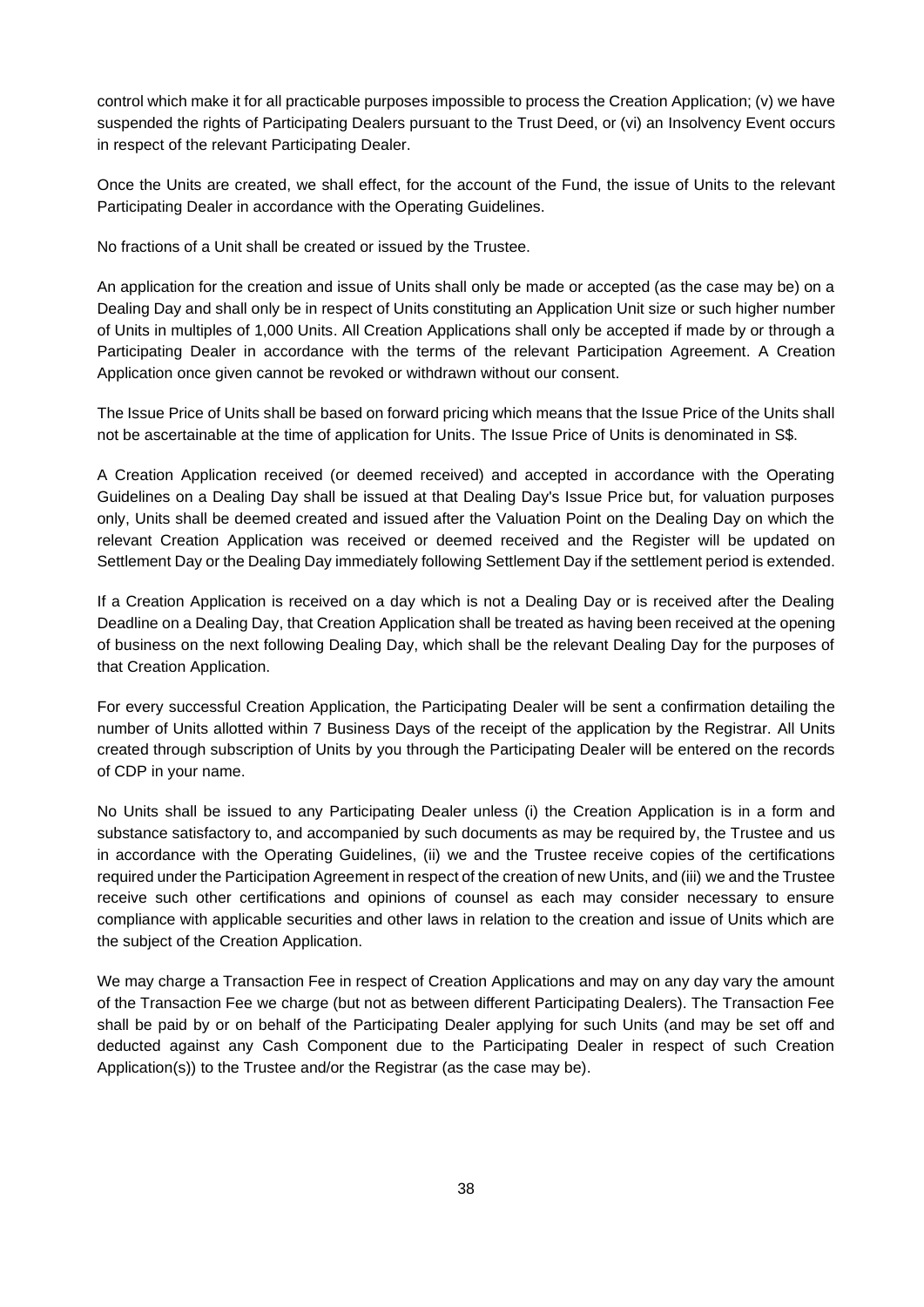control which make it for all practicable purposes impossible to process the Creation Application; (v) we have suspended the rights of Participating Dealers pursuant to the Trust Deed, or (vi) an Insolvency Event occurs in respect of the relevant Participating Dealer.

Once the Units are created, we shall effect, for the account of the Fund, the issue of Units to the relevant Participating Dealer in accordance with the Operating Guidelines.

No fractions of a Unit shall be created or issued by the Trustee.

An application for the creation and issue of Units shall only be made or accepted (as the case may be) on a Dealing Day and shall only be in respect of Units constituting an Application Unit size or such higher number of Units in multiples of 1,000 Units. All Creation Applications shall only be accepted if made by or through a Participating Dealer in accordance with the terms of the relevant Participation Agreement. A Creation Application once given cannot be revoked or withdrawn without our consent.

The Issue Price of Units shall be based on forward pricing which means that the Issue Price of the Units shall not be ascertainable at the time of application for Units. The Issue Price of Units is denominated in S$.

A Creation Application received (or deemed received) and accepted in accordance with the Operating Guidelines on a Dealing Day shall be issued at that Dealing Day's Issue Price but, for valuation purposes only, Units shall be deemed created and issued after the Valuation Point on the Dealing Day on which the relevant Creation Application was received or deemed received and the Register will be updated on Settlement Day or the Dealing Day immediately following Settlement Day if the settlement period is extended.

If a Creation Application is received on a day which is not a Dealing Day or is received after the Dealing Deadline on a Dealing Day, that Creation Application shall be treated as having been received at the opening of business on the next following Dealing Day, which shall be the relevant Dealing Day for the purposes of that Creation Application.

For every successful Creation Application, the Participating Dealer will be sent a confirmation detailing the number of Units allotted within 7 Business Days of the receipt of the application by the Registrar. All Units created through subscription of Units by you through the Participating Dealer will be entered on the records of CDP in your name.

No Units shall be issued to any Participating Dealer unless (i) the Creation Application is in a form and substance satisfactory to, and accompanied by such documents as may be required by, the Trustee and us in accordance with the Operating Guidelines, (ii) we and the Trustee receive copies of the certifications required under the Participation Agreement in respect of the creation of new Units, and (iii) we and the Trustee receive such other certifications and opinions of counsel as each may consider necessary to ensure compliance with applicable securities and other laws in relation to the creation and issue of Units which are the subject of the Creation Application.

We may charge a Transaction Fee in respect of Creation Applications and may on any day vary the amount of the Transaction Fee we charge (but not as between different Participating Dealers). The Transaction Fee shall be paid by or on behalf of the Participating Dealer applying for such Units (and may be set off and deducted against any Cash Component due to the Participating Dealer in respect of such Creation Application(s)) to the Trustee and/or the Registrar (as the case may be).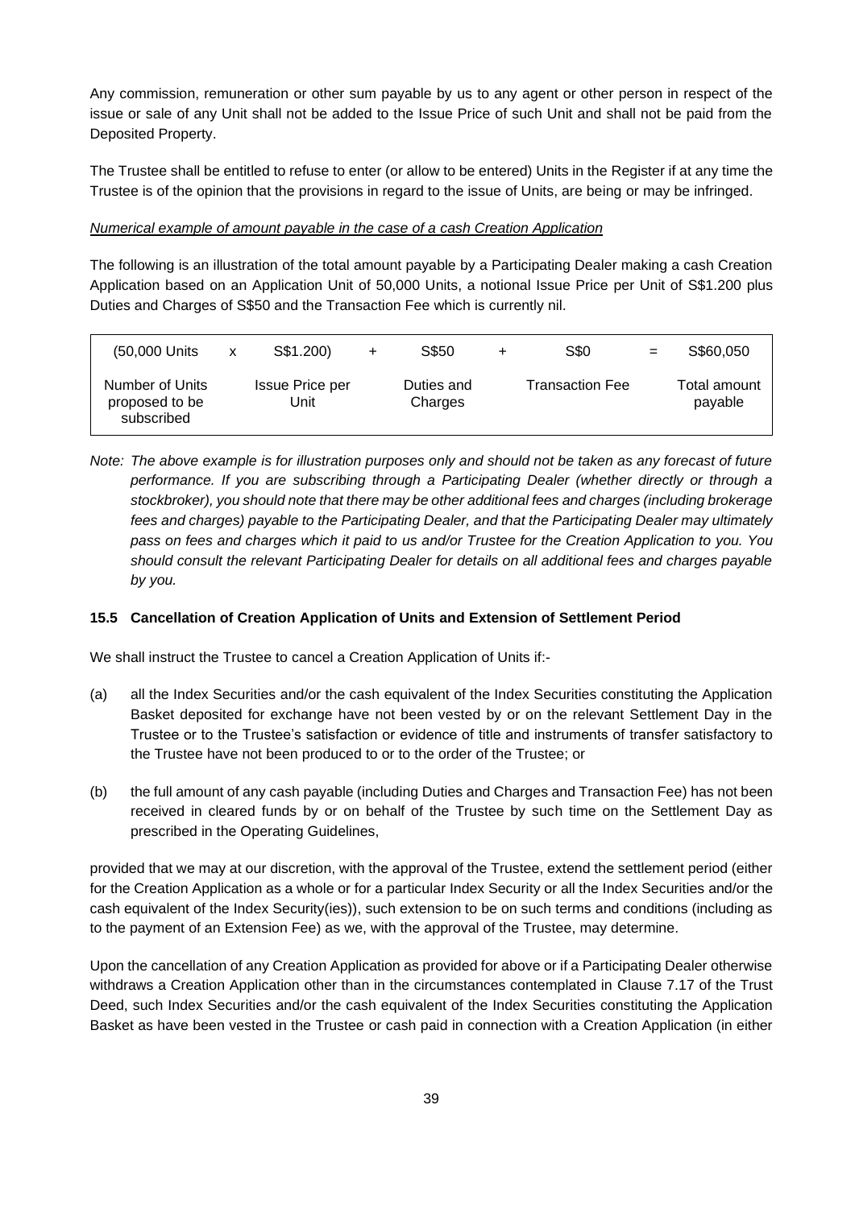Any commission, remuneration or other sum payable by us to any agent or other person in respect of the issue or sale of any Unit shall not be added to the Issue Price of such Unit and shall not be paid from the Deposited Property.

The Trustee shall be entitled to refuse to enter (or allow to be entered) Units in the Register if at any time the Trustee is of the opinion that the provisions in regard to the issue of Units, are being or may be infringed.

*Numerical example of amount payable in the case of a cash Creation Application*

The following is an illustration of the total amount payable by a Participating Dealer making a cash Creation Application based on an Application Unit of 50,000 Units, a notional Issue Price per Unit of S$1.200 plus Duties and Charges of S$50 and the Transaction Fee which is currently nil.

| (50,000 Units | x | S$1.200) | + | S$50 | + | S$0 | = | S$60,050 |
|---|---|---|---|---|---|---|---|---|
| Number of Units proposed to be subscribed | | Issue Price per Unit | | Duties and Charges | | Transaction Fee | | Total amount payable |

*Note: The above example is for illustration purposes only and should not be taken as any forecast of future performance. If you are subscribing through a Participating Dealer (whether directly or through a stockbroker), you should note that there may be other additional fees and charges (including brokerage fees and charges) payable to the Participating Dealer, and that the Participating Dealer may ultimately pass on fees and charges which it paid to us and/or Trustee for the Creation Application to you. You should consult the relevant Participating Dealer for details on all additional fees and charges payable by you.*

### 15.5 Cancellation of Creation Application of Units and Extension of Settlement Period

We shall instruct the Trustee to cancel a Creation Application of Units if:-

(a) all the Index Securities and/or the cash equivalent of the Index Securities constituting the Application Basket deposited for exchange have not been vested by or on the relevant Settlement Day in the Trustee or to the Trustee's satisfaction or evidence of title and instruments of transfer satisfactory to the Trustee have not been produced to or to the order of the Trustee; or

(b) the full amount of any cash payable (including Duties and Charges and Transaction Fee) has not been received in cleared funds by or on behalf of the Trustee by such time on the Settlement Day as prescribed in the Operating Guidelines,

provided that we may at our discretion, with the approval of the Trustee, extend the settlement period (either for the Creation Application as a whole or for a particular Index Security or all the Index Securities and/or the cash equivalent of the Index Security(ies)), such extension to be on such terms and conditions (including as to the payment of an Extension Fee) as we, with the approval of the Trustee, may determine.

Upon the cancellation of any Creation Application as provided for above or if a Participating Dealer otherwise withdraws a Creation Application other than in the circumstances contemplated in Clause 7.17 of the Trust Deed, such Index Securities and/or the cash equivalent of the Index Securities constituting the Application Basket as have been vested in the Trustee or cash paid in connection with a Creation Application (in either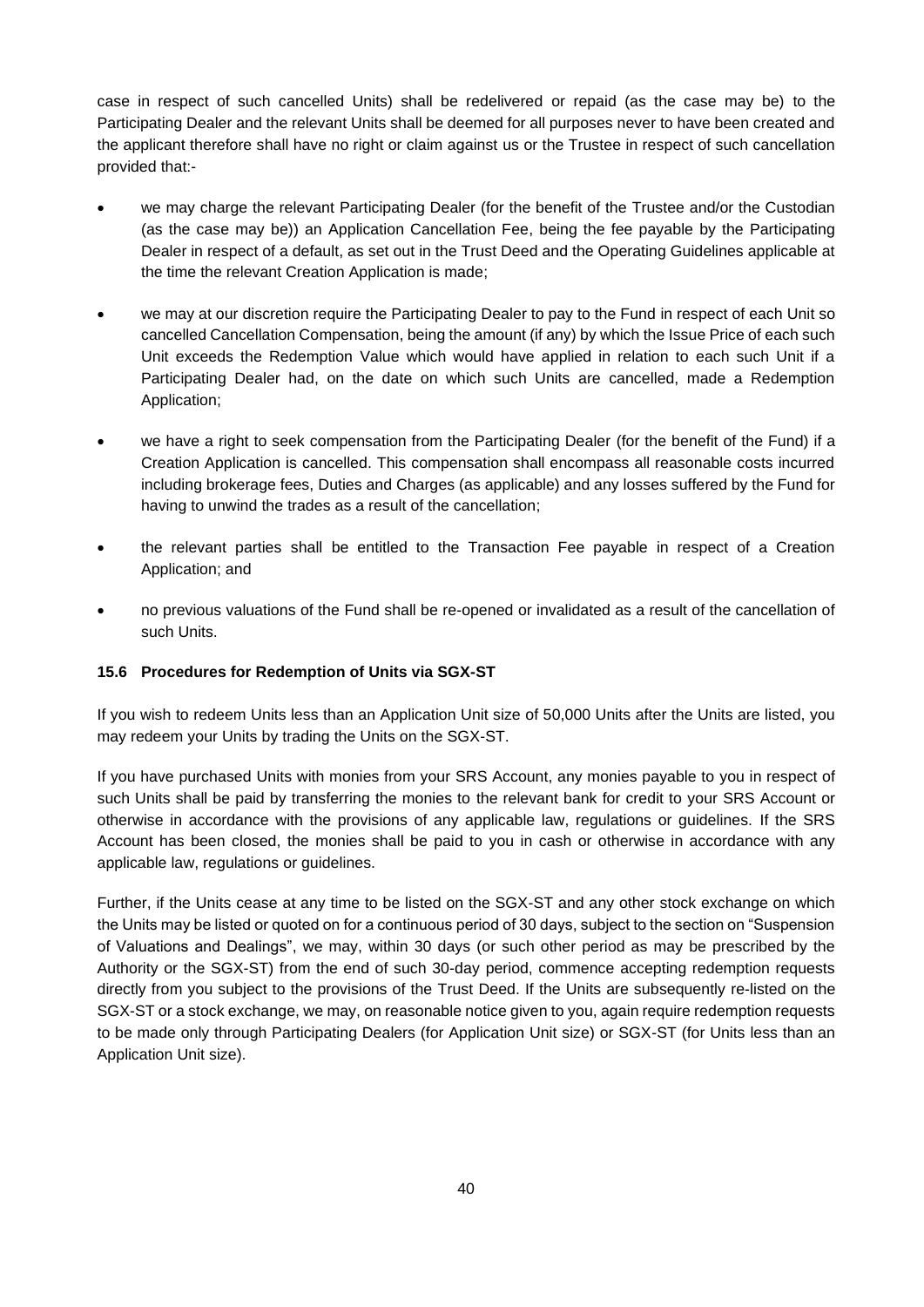case in respect of such cancelled Units) shall be redelivered or repaid (as the case may be) to the Participating Dealer and the relevant Units shall be deemed for all purposes never to have been created and the applicant therefore shall have no right or claim against us or the Trustee in respect of such cancellation provided that:-

- we may charge the relevant Participating Dealer (for the benefit of the Trustee and/or the Custodian (as the case may be)) an Application Cancellation Fee, being the fee payable by the Participating Dealer in respect of a default, as set out in the Trust Deed and the Operating Guidelines applicable at the time the relevant Creation Application is made;
- we may at our discretion require the Participating Dealer to pay to the Fund in respect of each Unit so cancelled Cancellation Compensation, being the amount (if any) by which the Issue Price of each such Unit exceeds the Redemption Value which would have applied in relation to each such Unit if a Participating Dealer had, on the date on which such Units are cancelled, made a Redemption Application;
- we have a right to seek compensation from the Participating Dealer (for the benefit of the Fund) if a Creation Application is cancelled. This compensation shall encompass all reasonable costs incurred including brokerage fees, Duties and Charges (as applicable) and any losses suffered by the Fund for having to unwind the trades as a result of the cancellation;
- the relevant parties shall be entitled to the Transaction Fee payable in respect of a Creation Application; and
- no previous valuations of the Fund shall be re-opened or invalidated as a result of the cancellation of such Units.

### 15.6 Procedures for Redemption of Units via SGX-ST

If you wish to redeem Units less than an Application Unit size of 50,000 Units after the Units are listed, you may redeem your Units by trading the Units on the SGX-ST.

If you have purchased Units with monies from your SRS Account, any monies payable to you in respect of such Units shall be paid by transferring the monies to the relevant bank for credit to your SRS Account or otherwise in accordance with the provisions of any applicable law, regulations or guidelines. If the SRS Account has been closed, the monies shall be paid to you in cash or otherwise in accordance with any applicable law, regulations or guidelines.

Further, if the Units cease at any time to be listed on the SGX-ST and any other stock exchange on which the Units may be listed or quoted on for a continuous period of 30 days, subject to the section on "Suspension of Valuations and Dealings", we may, within 30 days (or such other period as may be prescribed by the Authority or the SGX-ST) from the end of such 30-day period, commence accepting redemption requests directly from you subject to the provisions of the Trust Deed. If the Units are subsequently re-listed on the SGX-ST or a stock exchange, we may, on reasonable notice given to you, again require redemption requests to be made only through Participating Dealers (for Application Unit size) or SGX-ST (for Units less than an Application Unit size).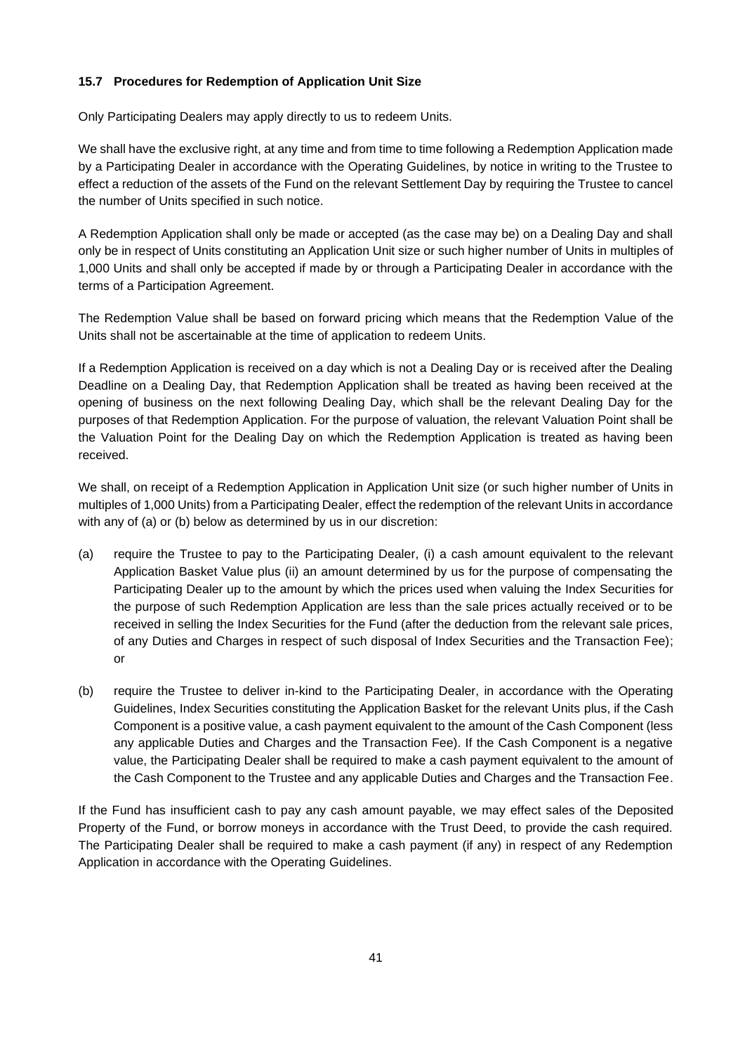### 15.7 Procedures for Redemption of Application Unit Size

Only Participating Dealers may apply directly to us to redeem Units.

We shall have the exclusive right, at any time and from time to time following a Redemption Application made by a Participating Dealer in accordance with the Operating Guidelines, by notice in writing to the Trustee to effect a reduction of the assets of the Fund on the relevant Settlement Day by requiring the Trustee to cancel the number of Units specified in such notice.

A Redemption Application shall only be made or accepted (as the case may be) on a Dealing Day and shall only be in respect of Units constituting an Application Unit size or such higher number of Units in multiples of 1,000 Units and shall only be accepted if made by or through a Participating Dealer in accordance with the terms of a Participation Agreement.

The Redemption Value shall be based on forward pricing which means that the Redemption Value of the Units shall not be ascertainable at the time of application to redeem Units.

If a Redemption Application is received on a day which is not a Dealing Day or is received after the Dealing Deadline on a Dealing Day, that Redemption Application shall be treated as having been received at the opening of business on the next following Dealing Day, which shall be the relevant Dealing Day for the purposes of that Redemption Application. For the purpose of valuation, the relevant Valuation Point shall be the Valuation Point for the Dealing Day on which the Redemption Application is treated as having been received.

We shall, on receipt of a Redemption Application in Application Unit size (or such higher number of Units in multiples of 1,000 Units) from a Participating Dealer, effect the redemption of the relevant Units in accordance with any of (a) or (b) below as determined by us in our discretion:

(a) require the Trustee to pay to the Participating Dealer, (i) a cash amount equivalent to the relevant Application Basket Value plus (ii) an amount determined by us for the purpose of compensating the Participating Dealer up to the amount by which the prices used when valuing the Index Securities for the purpose of such Redemption Application are less than the sale prices actually received or to be received in selling the Index Securities for the Fund (after the deduction from the relevant sale prices, of any Duties and Charges in respect of such disposal of Index Securities and the Transaction Fee); or

(b) require the Trustee to deliver in-kind to the Participating Dealer, in accordance with the Operating Guidelines, Index Securities constituting the Application Basket for the relevant Units plus, if the Cash Component is a positive value, a cash payment equivalent to the amount of the Cash Component (less any applicable Duties and Charges and the Transaction Fee). If the Cash Component is a negative value, the Participating Dealer shall be required to make a cash payment equivalent to the amount of the Cash Component to the Trustee and any applicable Duties and Charges and the Transaction Fee.

If the Fund has insufficient cash to pay any cash amount payable, we may effect sales of the Deposited Property of the Fund, or borrow moneys in accordance with the Trust Deed, to provide the cash required. The Participating Dealer shall be required to make a cash payment (if any) in respect of any Redemption Application in accordance with the Operating Guidelines.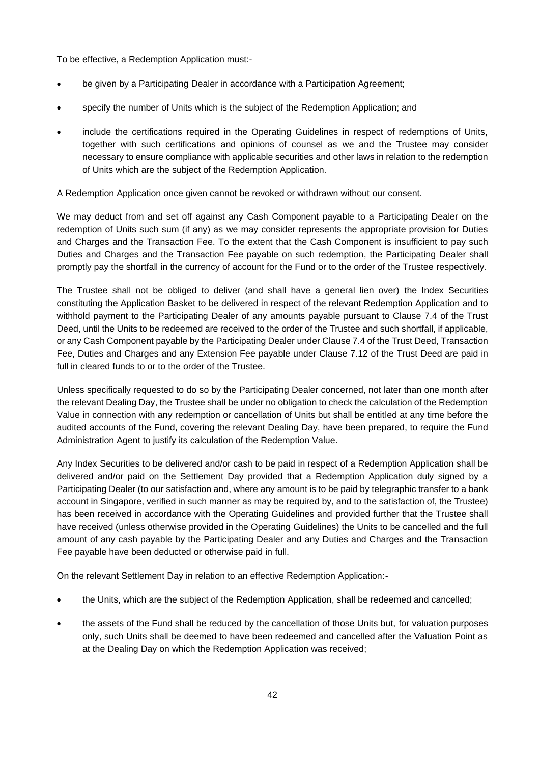To be effective, a Redemption Application must:-

- be given by a Participating Dealer in accordance with a Participation Agreement;
- specify the number of Units which is the subject of the Redemption Application; and
- include the certifications required in the Operating Guidelines in respect of redemptions of Units, together with such certifications and opinions of counsel as we and the Trustee may consider necessary to ensure compliance with applicable securities and other laws in relation to the redemption of Units which are the subject of the Redemption Application.

A Redemption Application once given cannot be revoked or withdrawn without our consent.

We may deduct from and set off against any Cash Component payable to a Participating Dealer on the redemption of Units such sum (if any) as we may consider represents the appropriate provision for Duties and Charges and the Transaction Fee. To the extent that the Cash Component is insufficient to pay such Duties and Charges and the Transaction Fee payable on such redemption, the Participating Dealer shall promptly pay the shortfall in the currency of account for the Fund or to the order of the Trustee respectively.

The Trustee shall not be obliged to deliver (and shall have a general lien over) the Index Securities constituting the Application Basket to be delivered in respect of the relevant Redemption Application and to withhold payment to the Participating Dealer of any amounts payable pursuant to Clause 7.4 of the Trust Deed, until the Units to be redeemed are received to the order of the Trustee and such shortfall, if applicable, or any Cash Component payable by the Participating Dealer under Clause 7.4 of the Trust Deed, Transaction Fee, Duties and Charges and any Extension Fee payable under Clause 7.12 of the Trust Deed are paid in full in cleared funds to or to the order of the Trustee.

Unless specifically requested to do so by the Participating Dealer concerned, not later than one month after the relevant Dealing Day, the Trustee shall be under no obligation to check the calculation of the Redemption Value in connection with any redemption or cancellation of Units but shall be entitled at any time before the audited accounts of the Fund, covering the relevant Dealing Day, have been prepared, to require the Fund Administration Agent to justify its calculation of the Redemption Value.

Any Index Securities to be delivered and/or cash to be paid in respect of a Redemption Application shall be delivered and/or paid on the Settlement Day provided that a Redemption Application duly signed by a Participating Dealer (to our satisfaction and, where any amount is to be paid by telegraphic transfer to a bank account in Singapore, verified in such manner as may be required by, and to the satisfaction of, the Trustee) has been received in accordance with the Operating Guidelines and provided further that the Trustee shall have received (unless otherwise provided in the Operating Guidelines) the Units to be cancelled and the full amount of any cash payable by the Participating Dealer and any Duties and Charges and the Transaction Fee payable have been deducted or otherwise paid in full.

On the relevant Settlement Day in relation to an effective Redemption Application:-

- the Units, which are the subject of the Redemption Application, shall be redeemed and cancelled;
- the assets of the Fund shall be reduced by the cancellation of those Units but, for valuation purposes only, such Units shall be deemed to have been redeemed and cancelled after the Valuation Point as at the Dealing Day on which the Redemption Application was received;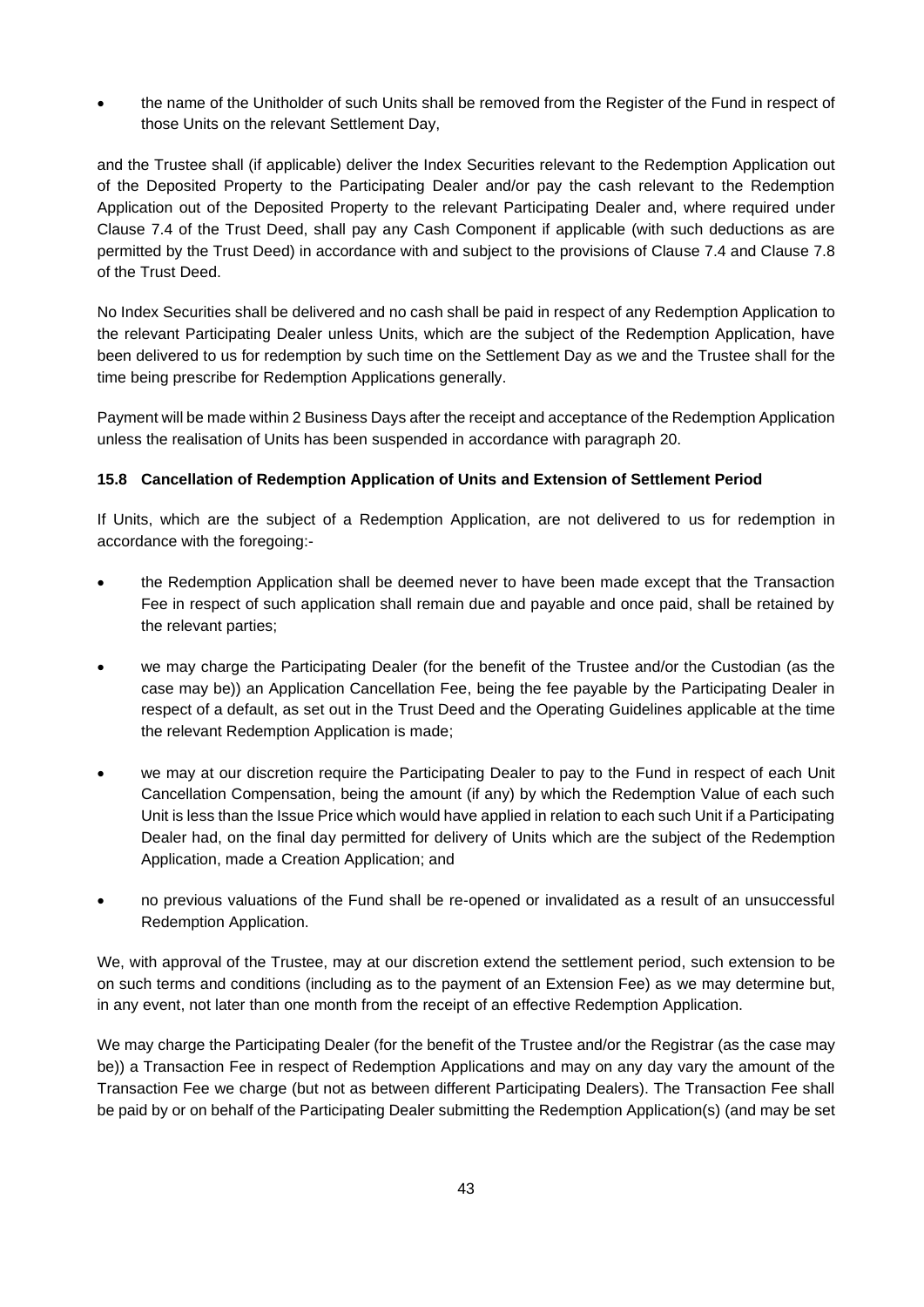- the name of the Unitholder of such Units shall be removed from the Register of the Fund in respect of those Units on the relevant Settlement Day,

and the Trustee shall (if applicable) deliver the Index Securities relevant to the Redemption Application out of the Deposited Property to the Participating Dealer and/or pay the cash relevant to the Redemption Application out of the Deposited Property to the relevant Participating Dealer and, where required under Clause 7.4 of the Trust Deed, shall pay any Cash Component if applicable (with such deductions as are permitted by the Trust Deed) in accordance with and subject to the provisions of Clause 7.4 and Clause 7.8 of the Trust Deed.

No Index Securities shall be delivered and no cash shall be paid in respect of any Redemption Application to the relevant Participating Dealer unless Units, which are the subject of the Redemption Application, have been delivered to us for redemption by such time on the Settlement Day as we and the Trustee shall for the time being prescribe for Redemption Applications generally.

Payment will be made within 2 Business Days after the receipt and acceptance of the Redemption Application unless the realisation of Units has been suspended in accordance with paragraph 20.

### 15.8 Cancellation of Redemption Application of Units and Extension of Settlement Period

If Units, which are the subject of a Redemption Application, are not delivered to us for redemption in accordance with the foregoing:-

- the Redemption Application shall be deemed never to have been made except that the Transaction Fee in respect of such application shall remain due and payable and once paid, shall be retained by the relevant parties;
- we may charge the Participating Dealer (for the benefit of the Trustee and/or the Custodian (as the case may be)) an Application Cancellation Fee, being the fee payable by the Participating Dealer in respect of a default, as set out in the Trust Deed and the Operating Guidelines applicable at the time the relevant Redemption Application is made;
- we may at our discretion require the Participating Dealer to pay to the Fund in respect of each Unit Cancellation Compensation, being the amount (if any) by which the Redemption Value of each such Unit is less than the Issue Price which would have applied in relation to each such Unit if a Participating Dealer had, on the final day permitted for delivery of Units which are the subject of the Redemption Application, made a Creation Application; and
- no previous valuations of the Fund shall be re-opened or invalidated as a result of an unsuccessful Redemption Application.

We, with approval of the Trustee, may at our discretion extend the settlement period, such extension to be on such terms and conditions (including as to the payment of an Extension Fee) as we may determine but, in any event, not later than one month from the receipt of an effective Redemption Application.

We may charge the Participating Dealer (for the benefit of the Trustee and/or the Registrar (as the case may be)) a Transaction Fee in respect of Redemption Applications and may on any day vary the amount of the Transaction Fee we charge (but not as between different Participating Dealers). The Transaction Fee shall be paid by or on behalf of the Participating Dealer submitting the Redemption Application(s) (and may be set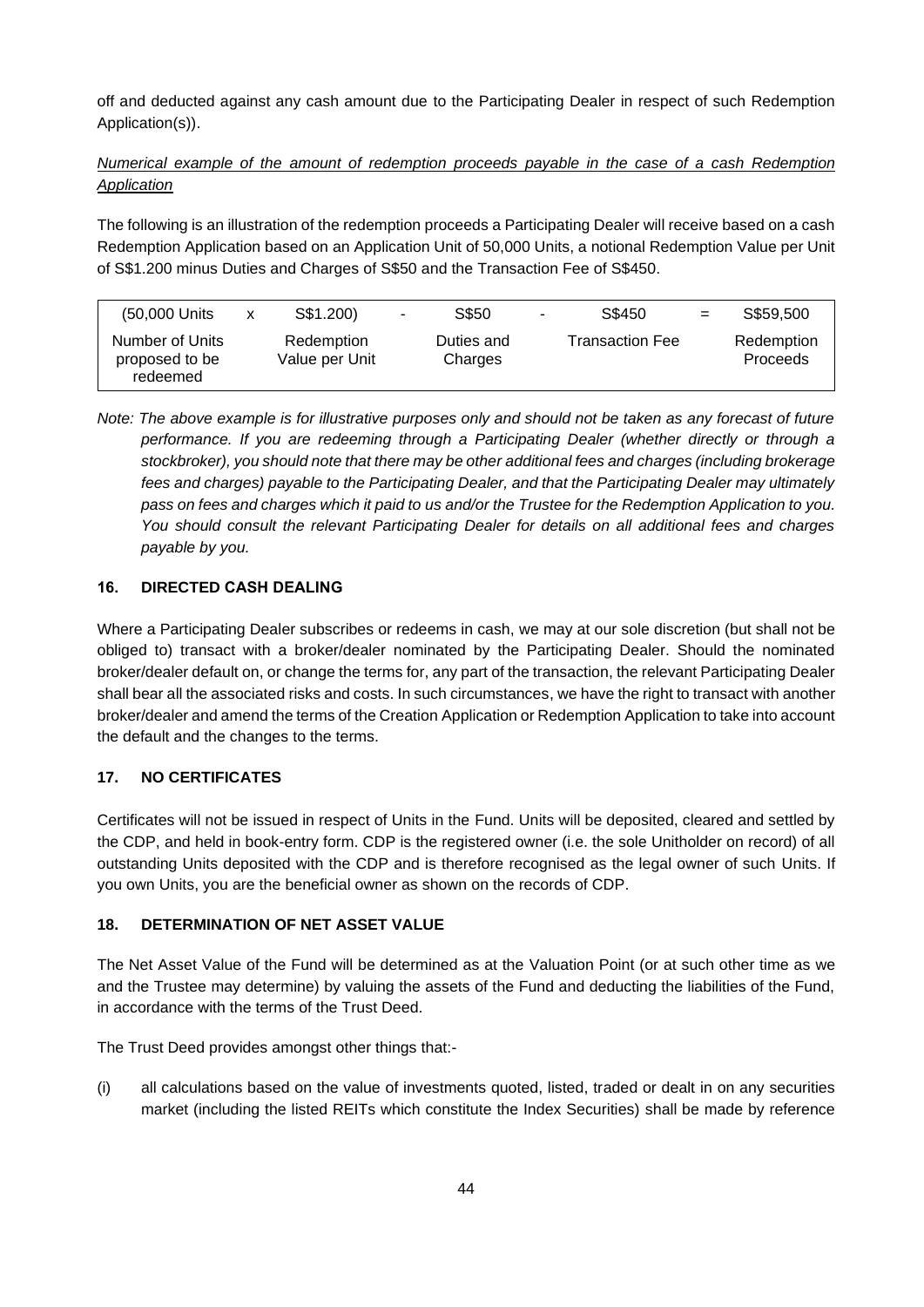off and deducted against any cash amount due to the Participating Dealer in respect of such Redemption Application(s)).

*Numerical example of the amount of redemption proceeds payable in the case of a cash Redemption Application*

The following is an illustration of the redemption proceeds a Participating Dealer will receive based on a cash Redemption Application based on an Application Unit of 50,000 Units, a notional Redemption Value per Unit of S$1.200 minus Duties and Charges of S$50 and the Transaction Fee of S$450.

| (50,000 Units | x | S$1.200) | - | S$50 | - | S$450 | = | S$59,500 |
|---|---|---|---|---|---|---|---|---|
| Number of Units proposed to be redeemed | | Redemption Value per Unit | | Duties and Charges | | Transaction Fee | | Redemption Proceeds |

*Note: The above example is for illustrative purposes only and should not be taken as any forecast of future performance. If you are redeeming through a Participating Dealer (whether directly or through a stockbroker), you should note that there may be other additional fees and charges (including brokerage fees and charges) payable to the Participating Dealer, and that the Participating Dealer may ultimately pass on fees and charges which it paid to us and/or the Trustee for the Redemption Application to you. You should consult the relevant Participating Dealer for details on all additional fees and charges payable by you.*

### 16. DIRECTED CASH DEALING

Where a Participating Dealer subscribes or redeems in cash, we may at our sole discretion (but shall not be obliged to) transact with a broker/dealer nominated by the Participating Dealer. Should the nominated broker/dealer default on, or change the terms for, any part of the transaction, the relevant Participating Dealer shall bear all the associated risks and costs. In such circumstances, we have the right to transact with another broker/dealer and amend the terms of the Creation Application or Redemption Application to take into account the default and the changes to the terms.

### 17. NO CERTIFICATES

Certificates will not be issued in respect of Units in the Fund. Units will be deposited, cleared and settled by the CDP, and held in book-entry form. CDP is the registered owner (i.e. the sole Unitholder on record) of all outstanding Units deposited with the CDP and is therefore recognised as the legal owner of such Units. If you own Units, you are the beneficial owner as shown on the records of CDP.

### 18. DETERMINATION OF NET ASSET VALUE

The Net Asset Value of the Fund will be determined as at the Valuation Point (or at such other time as we and the Trustee may determine) by valuing the assets of the Fund and deducting the liabilities of the Fund, in accordance with the terms of the Trust Deed.

The Trust Deed provides amongst other things that:-

(i) all calculations based on the value of investments quoted, listed, traded or dealt in on any securities market (including the listed REITs which constitute the Index Securities) shall be made by reference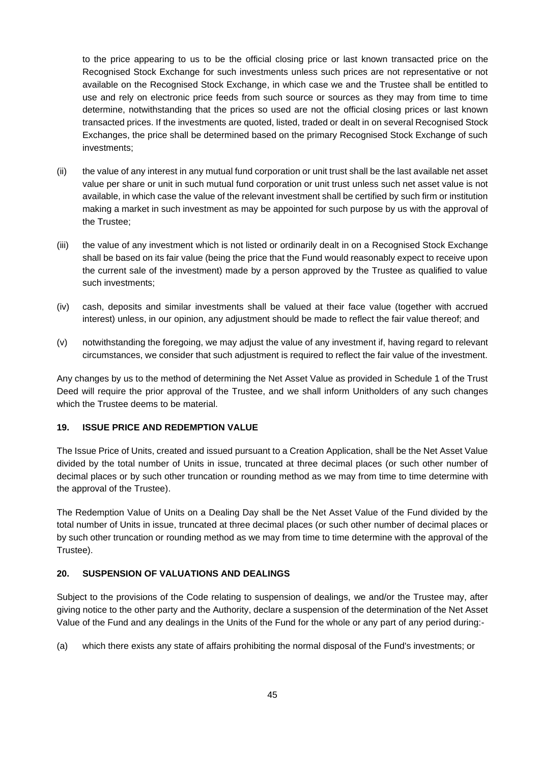to the price appearing to us to be the official closing price or last known transacted price on the Recognised Stock Exchange for such investments unless such prices are not representative or not available on the Recognised Stock Exchange, in which case we and the Trustee shall be entitled to use and rely on electronic price feeds from such source or sources as they may from time to time determine, notwithstanding that the prices so used are not the official closing prices or last known transacted prices. If the investments are quoted, listed, traded or dealt in on several Recognised Stock Exchanges, the price shall be determined based on the primary Recognised Stock Exchange of such investments;

(ii) the value of any interest in any mutual fund corporation or unit trust shall be the last available net asset value per share or unit in such mutual fund corporation or unit trust unless such net asset value is not available, in which case the value of the relevant investment shall be certified by such firm or institution making a market in such investment as may be appointed for such purpose by us with the approval of the Trustee;

(iii) the value of any investment which is not listed or ordinarily dealt in on a Recognised Stock Exchange shall be based on its fair value (being the price that the Fund would reasonably expect to receive upon the current sale of the investment) made by a person approved by the Trustee as qualified to value such investments;

(iv) cash, deposits and similar investments shall be valued at their face value (together with accrued interest) unless, in our opinion, any adjustment should be made to reflect the fair value thereof; and

(v) notwithstanding the foregoing, we may adjust the value of any investment if, having regard to relevant circumstances, we consider that such adjustment is required to reflect the fair value of the investment.

Any changes by us to the method of determining the Net Asset Value as provided in Schedule 1 of the Trust Deed will require the prior approval of the Trustee, and we shall inform Unitholders of any such changes which the Trustee deems to be material.

## 19. ISSUE PRICE AND REDEMPTION VALUE

The Issue Price of Units, created and issued pursuant to a Creation Application, shall be the Net Asset Value divided by the total number of Units in issue, truncated at three decimal places (or such other number of decimal places or by such other truncation or rounding method as we may from time to time determine with the approval of the Trustee).

The Redemption Value of Units on a Dealing Day shall be the Net Asset Value of the Fund divided by the total number of Units in issue, truncated at three decimal places (or such other number of decimal places or by such other truncation or rounding method as we may from time to time determine with the approval of the Trustee).

## 20. SUSPENSION OF VALUATIONS AND DEALINGS

Subject to the provisions of the Code relating to suspension of dealings, we and/or the Trustee may, after giving notice to the other party and the Authority, declare a suspension of the determination of the Net Asset Value of the Fund and any dealings in the Units of the Fund for the whole or any part of any period during:-

(a) which there exists any state of affairs prohibiting the normal disposal of the Fund's investments; or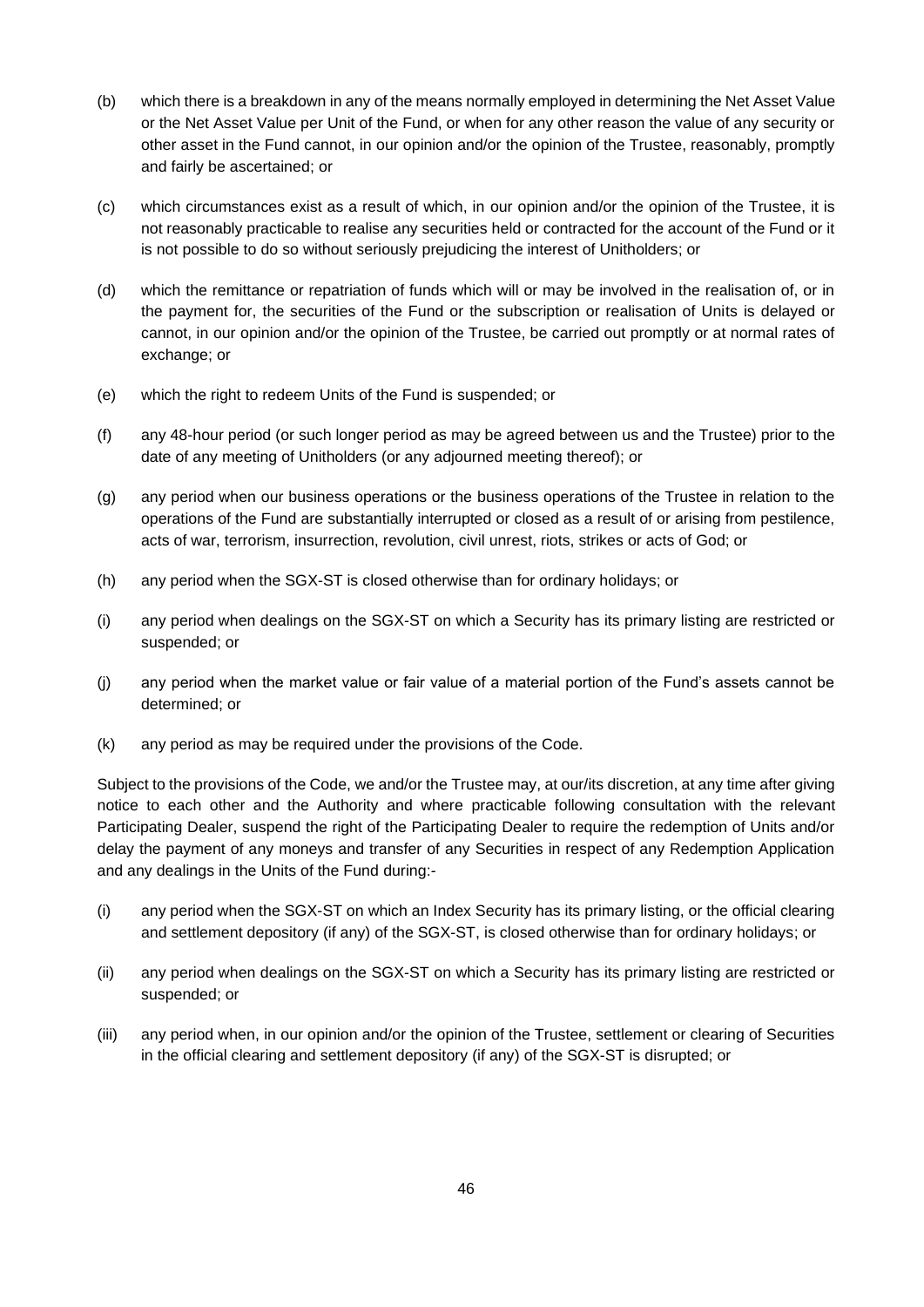(b) which there is a breakdown in any of the means normally employed in determining the Net Asset Value or the Net Asset Value per Unit of the Fund, or when for any other reason the value of any security or other asset in the Fund cannot, in our opinion and/or the opinion of the Trustee, reasonably, promptly and fairly be ascertained; or

(c) which circumstances exist as a result of which, in our opinion and/or the opinion of the Trustee, it is not reasonably practicable to realise any securities held or contracted for the account of the Fund or it is not possible to do so without seriously prejudicing the interest of Unitholders; or

(d) which the remittance or repatriation of funds which will or may be involved in the realisation of, or in the payment for, the securities of the Fund or the subscription or realisation of Units is delayed or cannot, in our opinion and/or the opinion of the Trustee, be carried out promptly or at normal rates of exchange; or

(e) which the right to redeem Units of the Fund is suspended; or

(f) any 48-hour period (or such longer period as may be agreed between us and the Trustee) prior to the date of any meeting of Unitholders (or any adjourned meeting thereof); or

(g) any period when our business operations or the business operations of the Trustee in relation to the operations of the Fund are substantially interrupted or closed as a result of or arising from pestilence, acts of war, terrorism, insurrection, revolution, civil unrest, riots, strikes or acts of God; or

(h) any period when the SGX-ST is closed otherwise than for ordinary holidays; or

(i) any period when dealings on the SGX-ST on which a Security has its primary listing are restricted or suspended; or

(j) any period when the market value or fair value of a material portion of the Fund's assets cannot be determined; or

(k) any period as may be required under the provisions of the Code.

Subject to the provisions of the Code, we and/or the Trustee may, at our/its discretion, at any time after giving notice to each other and the Authority and where practicable following consultation with the relevant Participating Dealer, suspend the right of the Participating Dealer to require the redemption of Units and/or delay the payment of any moneys and transfer of any Securities in respect of any Redemption Application and any dealings in the Units of the Fund during:-

(i) any period when the SGX-ST on which an Index Security has its primary listing, or the official clearing and settlement depository (if any) of the SGX-ST, is closed otherwise than for ordinary holidays; or

(ii) any period when dealings on the SGX-ST on which a Security has its primary listing are restricted or suspended; or

(iii) any period when, in our opinion and/or the opinion of the Trustee, settlement or clearing of Securities in the official clearing and settlement depository (if any) of the SGX-ST is disrupted; or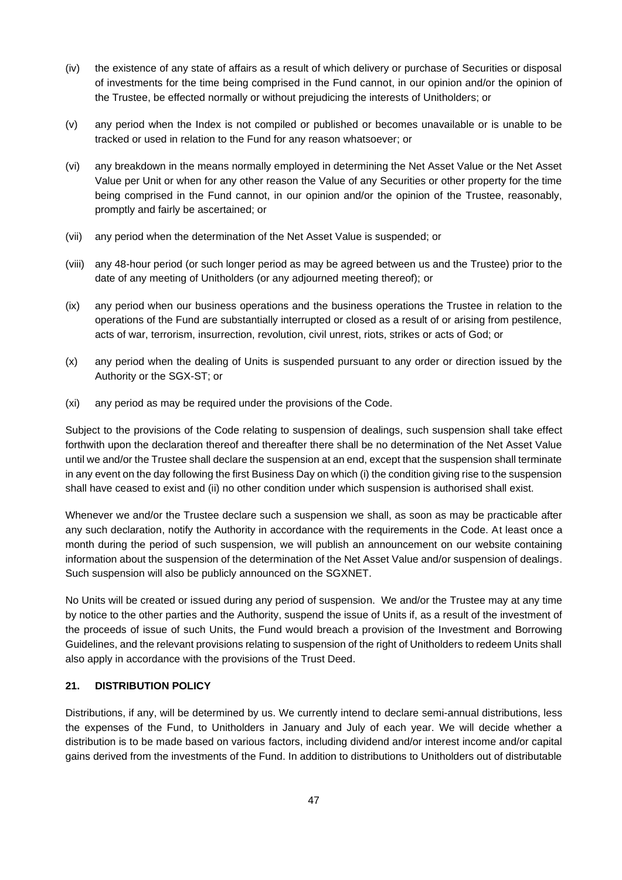(iv) the existence of any state of affairs as a result of which delivery or purchase of Securities or disposal of investments for the time being comprised in the Fund cannot, in our opinion and/or the opinion of the Trustee, be effected normally or without prejudicing the interests of Unitholders; or

(v) any period when the Index is not compiled or published or becomes unavailable or is unable to be tracked or used in relation to the Fund for any reason whatsoever; or

(vi) any breakdown in the means normally employed in determining the Net Asset Value or the Net Asset Value per Unit or when for any other reason the Value of any Securities or other property for the time being comprised in the Fund cannot, in our opinion and/or the opinion of the Trustee, reasonably, promptly and fairly be ascertained; or

(vii) any period when the determination of the Net Asset Value is suspended; or

(viii) any 48-hour period (or such longer period as may be agreed between us and the Trustee) prior to the date of any meeting of Unitholders (or any adjourned meeting thereof); or

(ix) any period when our business operations and the business operations the Trustee in relation to the operations of the Fund are substantially interrupted or closed as a result of or arising from pestilence, acts of war, terrorism, insurrection, revolution, civil unrest, riots, strikes or acts of God; or

(x) any period when the dealing of Units is suspended pursuant to any order or direction issued by the Authority or the SGX-ST; or

(xi) any period as may be required under the provisions of the Code.

Subject to the provisions of the Code relating to suspension of dealings, such suspension shall take effect forthwith upon the declaration thereof and thereafter there shall be no determination of the Net Asset Value until we and/or the Trustee shall declare the suspension at an end, except that the suspension shall terminate in any event on the day following the first Business Day on which (i) the condition giving rise to the suspension shall have ceased to exist and (ii) no other condition under which suspension is authorised shall exist.

Whenever we and/or the Trustee declare such a suspension we shall, as soon as may be practicable after any such declaration, notify the Authority in accordance with the requirements in the Code. At least once a month during the period of such suspension, we will publish an announcement on our website containing information about the suspension of the determination of the Net Asset Value and/or suspension of dealings. Such suspension will also be publicly announced on the SGXNET.

No Units will be created or issued during any period of suspension. We and/or the Trustee may at any time by notice to the other parties and the Authority, suspend the issue of Units if, as a result of the investment of the proceeds of issue of such Units, the Fund would breach a provision of the Investment and Borrowing Guidelines, and the relevant provisions relating to suspension of the right of Unitholders to redeem Units shall also apply in accordance with the provisions of the Trust Deed.

## 21. DISTRIBUTION POLICY

Distributions, if any, will be determined by us. We currently intend to declare semi-annual distributions, less the expenses of the Fund, to Unitholders in January and July of each year. We will decide whether a distribution is to be made based on various factors, including dividend and/or interest income and/or capital gains derived from the investments of the Fund. In addition to distributions to Unitholders out of distributable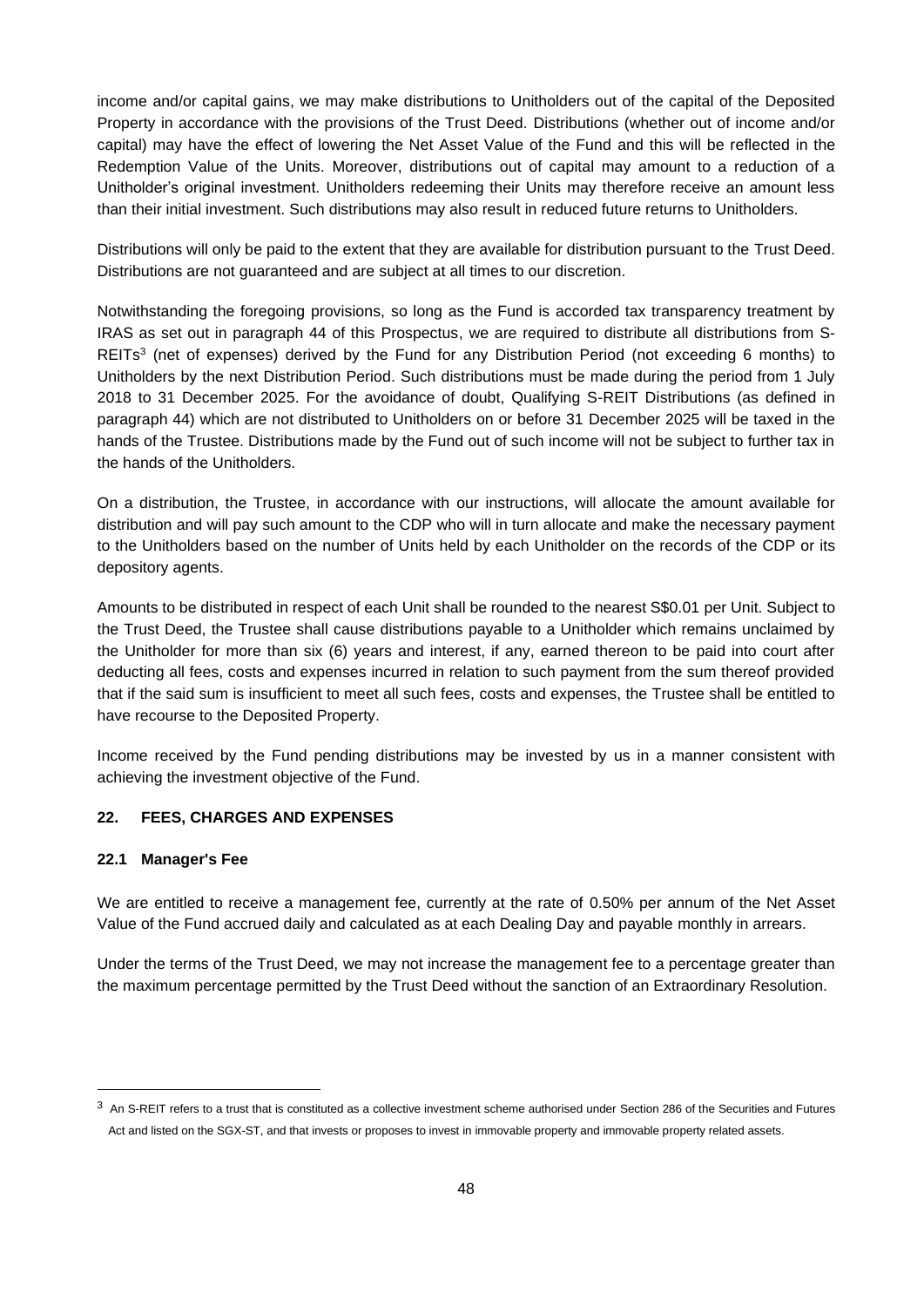income and/or capital gains, we may make distributions to Unitholders out of the capital of the Deposited Property in accordance with the provisions of the Trust Deed. Distributions (whether out of income and/or capital) may have the effect of lowering the Net Asset Value of the Fund and this will be reflected in the Redemption Value of the Units. Moreover, distributions out of capital may amount to a reduction of a Unitholder's original investment. Unitholders redeeming their Units may therefore receive an amount less than their initial investment. Such distributions may also result in reduced future returns to Unitholders.

Distributions will only be paid to the extent that they are available for distribution pursuant to the Trust Deed. Distributions are not guaranteed and are subject at all times to our discretion.

Notwithstanding the foregoing provisions, so long as the Fund is accorded tax transparency treatment by IRAS as set out in paragraph 44 of this Prospectus, we are required to distribute all distributions from S-REITs[3] (net of expenses) derived by the Fund for any Distribution Period (not exceeding 6 months) to Unitholders by the next Distribution Period. Such distributions must be made during the period from 1 July 2018 to 31 December 2025. For the avoidance of doubt, Qualifying S-REIT Distributions (as defined in paragraph 44) which are not distributed to Unitholders on or before 31 December 2025 will be taxed in the hands of the Trustee. Distributions made by the Fund out of such income will not be subject to further tax in the hands of the Unitholders.

On a distribution, the Trustee, in accordance with our instructions, will allocate the amount available for distribution and will pay such amount to the CDP who will in turn allocate and make the necessary payment to the Unitholders based on the number of Units held by each Unitholder on the records of the CDP or its depository agents.

Amounts to be distributed in respect of each Unit shall be rounded to the nearest S$0.01 per Unit. Subject to the Trust Deed, the Trustee shall cause distributions payable to a Unitholder which remains unclaimed by the Unitholder for more than six (6) years and interest, if any, earned thereon to be paid into court after deducting all fees, costs and expenses incurred in relation to such payment from the sum thereof provided that if the said sum is insufficient to meet all such fees, costs and expenses, the Trustee shall be entitled to have recourse to the Deposited Property.

Income received by the Fund pending distributions may be invested by us in a manner consistent with achieving the investment objective of the Fund.

## 22. FEES, CHARGES AND EXPENSES

### 22.1 Manager's Fee

We are entitled to receive a management fee, currently at the rate of 0.50% per annum of the Net Asset Value of the Fund accrued daily and calculated as at each Dealing Day and payable monthly in arrears.

Under the terms of the Trust Deed, we may not increase the management fee to a percentage greater than the maximum percentage permitted by the Trust Deed without the sanction of an Extraordinary Resolution.

[3] An S-REIT refers to a trust that is constituted as a collective investment scheme authorised under Section 286 of the Securities and Futures Act and listed on the SGX-ST, and that invests or proposes to invest in immovable property and immovable property related assets.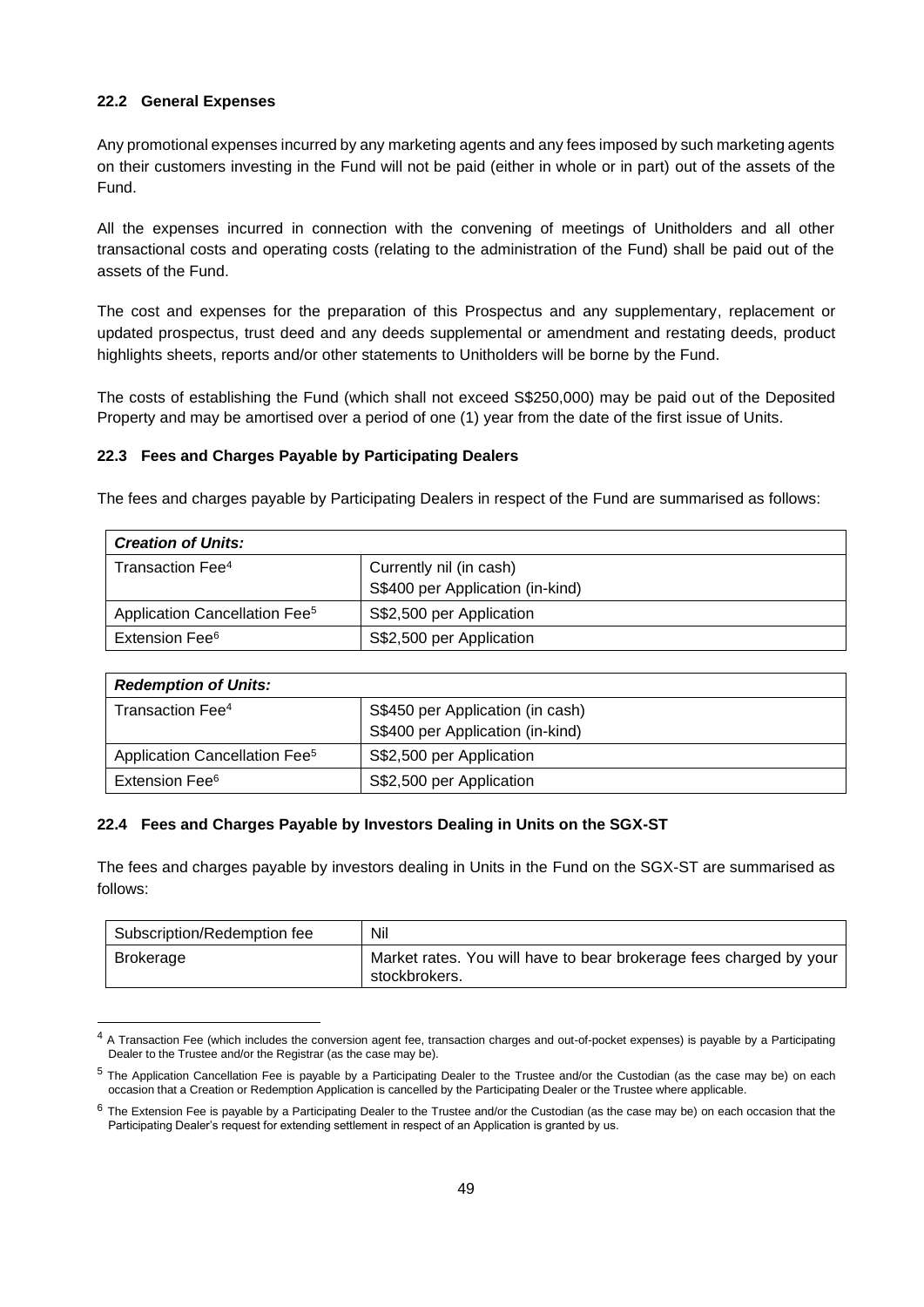### 22.2 General Expenses

Any promotional expenses incurred by any marketing agents and any fees imposed by such marketing agents on their customers investing in the Fund will not be paid (either in whole or in part) out of the assets of the Fund.

All the expenses incurred in connection with the convening of meetings of Unitholders and all other transactional costs and operating costs (relating to the administration of the Fund) shall be paid out of the assets of the Fund.

The cost and expenses for the preparation of this Prospectus and any supplementary, replacement or updated prospectus, trust deed and any deeds supplemental or amendment and restating deeds, product highlights sheets, reports and/or other statements to Unitholders will be borne by the Fund.

The costs of establishing the Fund (which shall not exceed S$250,000) may be paid out of the Deposited Property and may be amortised over a period of one (1) year from the date of the first issue of Units.

### 22.3 Fees and Charges Payable by Participating Dealers

The fees and charges payable by Participating Dealers in respect of the Fund are summarised as follows:

| ***Creation of Units:*** | |
|---|---|
| Transaction Fee[4] | Currently nil (in cash)<br>S$400 per Application (in-kind) |
| Application Cancellation Fee[5] | S$2,500 per Application |
| Extension Fee[6] | S$2,500 per Application |

| ***Redemption of Units:*** | |
|---|---|
| Transaction Fee[4] | S$450 per Application (in cash)<br>S$400 per Application (in-kind) |
| Application Cancellation Fee[5] | S$2,500 per Application |
| Extension Fee[6] | S$2,500 per Application |

### 22.4 Fees and Charges Payable by Investors Dealing in Units on the SGX-ST

The fees and charges payable by investors dealing in Units in the Fund on the SGX-ST are summarised as follows:

| Subscription/Redemption fee | Nil |
|---|---|
| Brokerage | Market rates. You will have to bear brokerage fees charged by your stockbrokers. |

---

[4] A Transaction Fee (which includes the conversion agent fee, transaction charges and out-of-pocket expenses) is payable by a Participating Dealer to the Trustee and/or the Registrar (as the case may be).

[5] The Application Cancellation Fee is payable by a Participating Dealer to the Trustee and/or the Custodian (as the case may be) on each occasion that a Creation or Redemption Application is cancelled by the Participating Dealer or the Trustee where applicable.

[6] The Extension Fee is payable by a Participating Dealer to the Trustee and/or the Custodian (as the case may be) on each occasion that the Participating Dealer's request for extending settlement in respect of an Application is granted by us.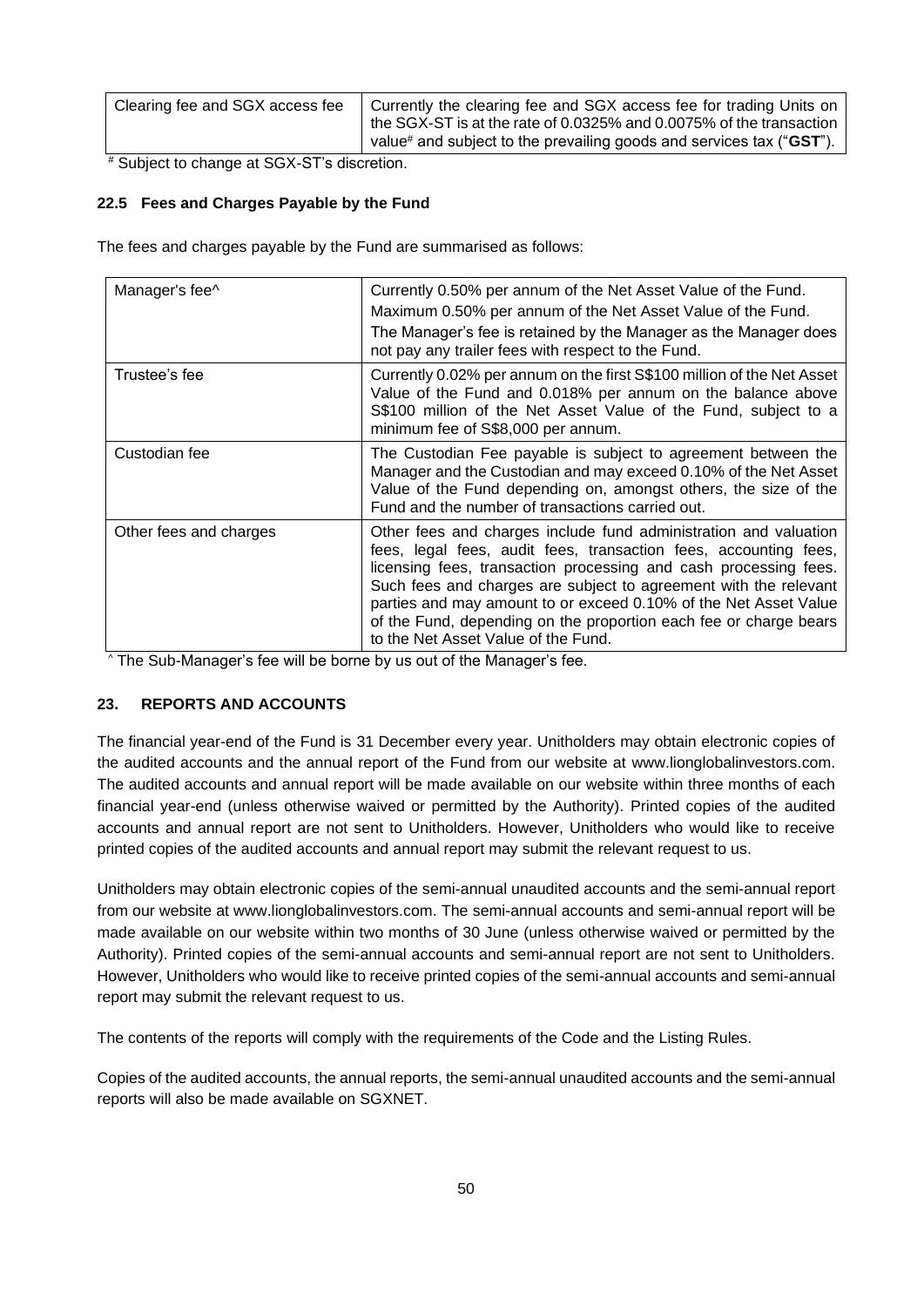| Clearing fee and SGX access fee | Currently the clearing fee and SGX access fee for trading Units on the SGX-ST is at the rate of 0.0325% and 0.0075% of the transaction value# and subject to the prevailing goods and services tax ("**GST**"). |
|---|---|

# Subject to change at SGX-ST's discretion.

### 22.5 Fees and Charges Payable by the Fund

The fees and charges payable by the Fund are summarised as follows:

| Manager's fee^ | Currently 0.50% per annum of the Net Asset Value of the Fund.<br>Maximum 0.50% per annum of the Net Asset Value of the Fund.<br>The Manager's fee is retained by the Manager as the Manager does not pay any trailer fees with respect to the Fund. |
|---|---|
| Trustee's fee | Currently 0.02% per annum on the first S$100 million of the Net Asset Value of the Fund and 0.018% per annum on the balance above S$100 million of the Net Asset Value of the Fund, subject to a minimum fee of S$8,000 per annum. |
| Custodian fee | The Custodian Fee payable is subject to agreement between the Manager and the Custodian and may exceed 0.10% of the Net Asset Value of the Fund depending on, amongst others, the size of the Fund and the number of transactions carried out. |
| Other fees and charges | Other fees and charges include fund administration and valuation fees, legal fees, audit fees, transaction fees, accounting fees, licensing fees, transaction processing and cash processing fees. Such fees and charges are subject to agreement with the relevant parties and may amount to or exceed 0.10% of the Net Asset Value of the Fund, depending on the proportion each fee or charge bears to the Net Asset Value of the Fund. |

^ The Sub-Manager's fee will be borne by us out of the Manager's fee.

## 23. REPORTS AND ACCOUNTS

The financial year-end of the Fund is 31 December every year. Unitholders may obtain electronic copies of the audited accounts and the annual report of the Fund from our website at www.lionglobalinvestors.com. The audited accounts and annual report will be made available on our website within three months of each financial year-end (unless otherwise waived or permitted by the Authority). Printed copies of the audited accounts and annual report are not sent to Unitholders. However, Unitholders who would like to receive printed copies of the audited accounts and annual report may submit the relevant request to us.

Unitholders may obtain electronic copies of the semi-annual unaudited accounts and the semi-annual report from our website at www.lionglobalinvestors.com. The semi-annual accounts and semi-annual report will be made available on our website within two months of 30 June (unless otherwise waived or permitted by the Authority). Printed copies of the semi-annual accounts and semi-annual report are not sent to Unitholders. However, Unitholders who would like to receive printed copies of the semi-annual accounts and semi-annual report may submit the relevant request to us.

The contents of the reports will comply with the requirements of the Code and the Listing Rules.

Copies of the audited accounts, the annual reports, the semi-annual unaudited accounts and the semi-annual reports will also be made available on SGXNET.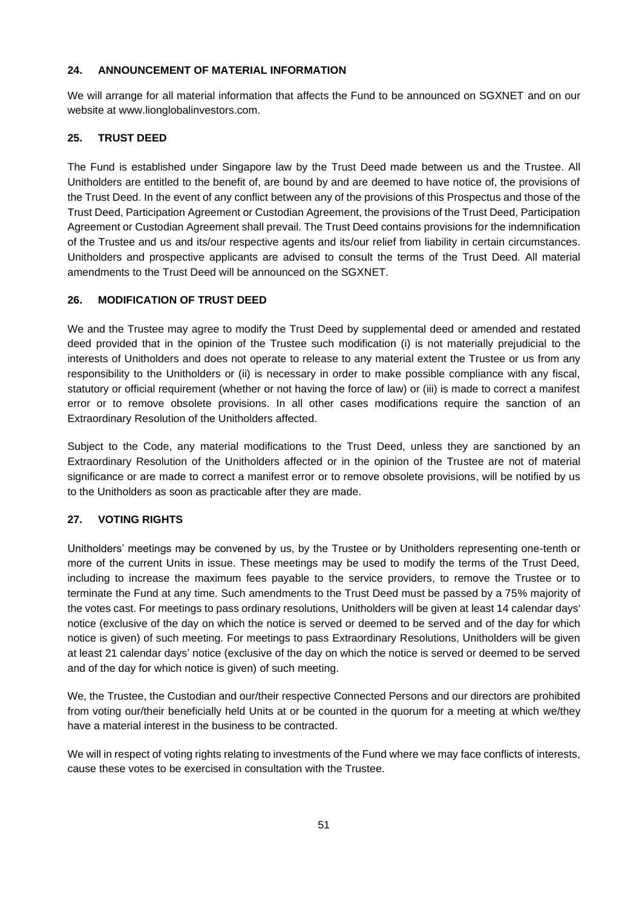### 24. ANNOUNCEMENT OF MATERIAL INFORMATION

We will arrange for all material information that affects the Fund to be announced on SGXNET and on our website at www.lionglobalinvestors.com.

### 25. TRUST DEED

The Fund is established under Singapore law by the Trust Deed made between us and the Trustee. All Unitholders are entitled to the benefit of, are bound by and are deemed to have notice of, the provisions of the Trust Deed. In the event of any conflict between any of the provisions of this Prospectus and those of the Trust Deed, Participation Agreement or Custodian Agreement, the provisions of the Trust Deed, Participation Agreement or Custodian Agreement shall prevail. The Trust Deed contains provisions for the indemnification of the Trustee and us and its/our respective agents and its/our relief from liability in certain circumstances. Unitholders and prospective applicants are advised to consult the terms of the Trust Deed. All material amendments to the Trust Deed will be announced on the SGXNET.

### 26. MODIFICATION OF TRUST DEED

We and the Trustee may agree to modify the Trust Deed by supplemental deed or amended and restated deed provided that in the opinion of the Trustee such modification (i) is not materially prejudicial to the interests of Unitholders and does not operate to release to any material extent the Trustee or us from any responsibility to the Unitholders or (ii) is necessary in order to make possible compliance with any fiscal, statutory or official requirement (whether or not having the force of law) or (iii) is made to correct a manifest error or to remove obsolete provisions. In all other cases modifications require the sanction of an Extraordinary Resolution of the Unitholders affected.

Subject to the Code, any material modifications to the Trust Deed, unless they are sanctioned by an Extraordinary Resolution of the Unitholders affected or in the opinion of the Trustee are not of material significance or are made to correct a manifest error or to remove obsolete provisions, will be notified by us to the Unitholders as soon as practicable after they are made.

### 27. VOTING RIGHTS

Unitholders' meetings may be convened by us, by the Trustee or by Unitholders representing one-tenth or more of the current Units in issue. These meetings may be used to modify the terms of the Trust Deed, including to increase the maximum fees payable to the service providers, to remove the Trustee or to terminate the Fund at any time. Such amendments to the Trust Deed must be passed by a 75% majority of the votes cast. For meetings to pass ordinary resolutions, Unitholders will be given at least 14 calendar days' notice (exclusive of the day on which the notice is served or deemed to be served and of the day for which notice is given) of such meeting. For meetings to pass Extraordinary Resolutions, Unitholders will be given at least 21 calendar days' notice (exclusive of the day on which the notice is served or deemed to be served and of the day for which notice is given) of such meeting.

We, the Trustee, the Custodian and our/their respective Connected Persons and our directors are prohibited from voting our/their beneficially held Units at or be counted in the quorum for a meeting at which we/they have a material interest in the business to be contracted.

We will in respect of voting rights relating to investments of the Fund where we may face conflicts of interests, cause these votes to be exercised in consultation with the Trustee.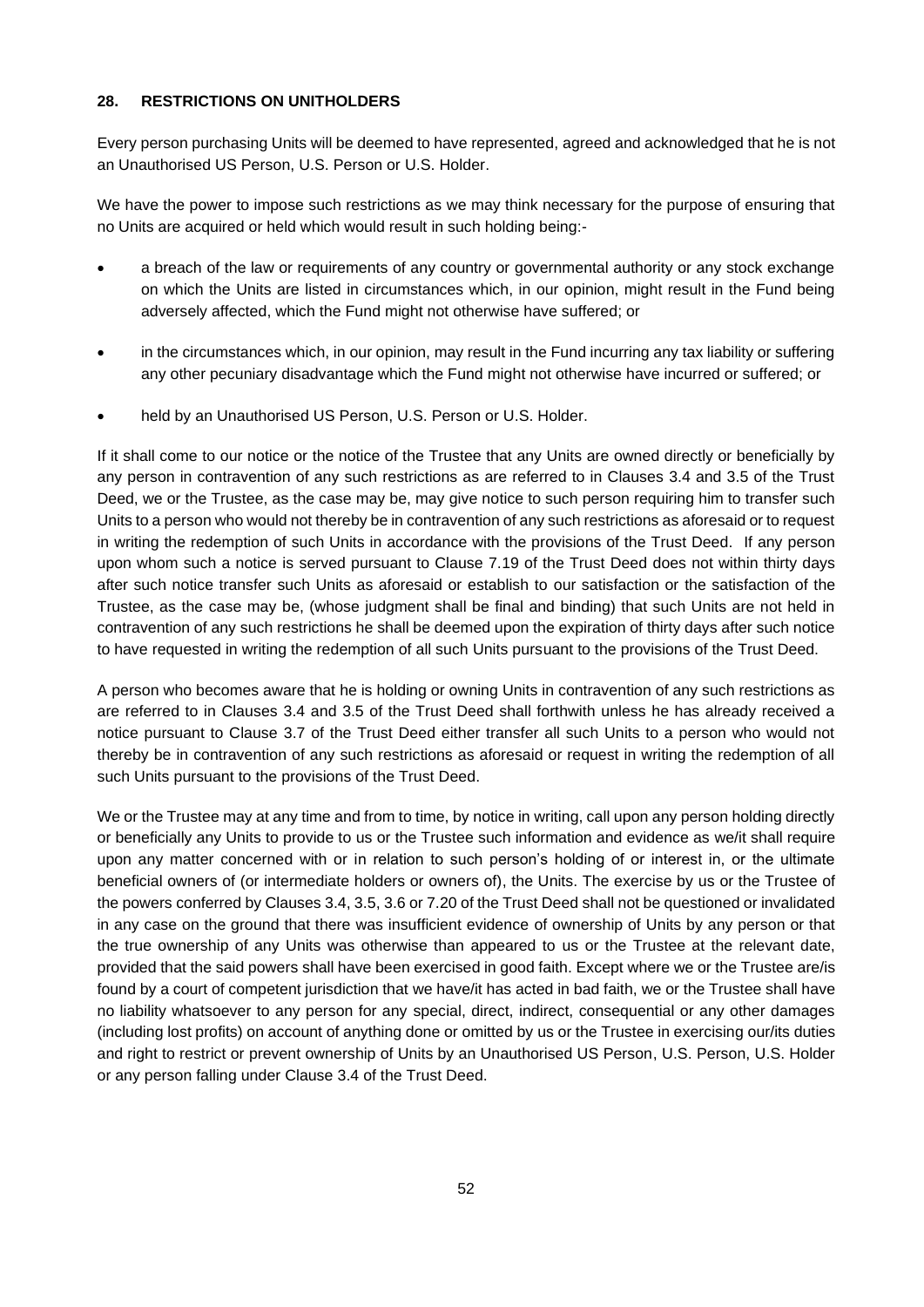## 28. RESTRICTIONS ON UNITHOLDERS

Every person purchasing Units will be deemed to have represented, agreed and acknowledged that he is not an Unauthorised US Person, U.S. Person or U.S. Holder.

We have the power to impose such restrictions as we may think necessary for the purpose of ensuring that no Units are acquired or held which would result in such holding being:-

- a breach of the law or requirements of any country or governmental authority or any stock exchange on which the Units are listed in circumstances which, in our opinion, might result in the Fund being adversely affected, which the Fund might not otherwise have suffered; or
- in the circumstances which, in our opinion, may result in the Fund incurring any tax liability or suffering any other pecuniary disadvantage which the Fund might not otherwise have incurred or suffered; or
- held by an Unauthorised US Person, U.S. Person or U.S. Holder.

If it shall come to our notice or the notice of the Trustee that any Units are owned directly or beneficially by any person in contravention of any such restrictions as are referred to in Clauses 3.4 and 3.5 of the Trust Deed, we or the Trustee, as the case may be, may give notice to such person requiring him to transfer such Units to a person who would not thereby be in contravention of any such restrictions as aforesaid or to request in writing the redemption of such Units in accordance with the provisions of the Trust Deed. If any person upon whom such a notice is served pursuant to Clause 7.19 of the Trust Deed does not within thirty days after such notice transfer such Units as aforesaid or establish to our satisfaction or the satisfaction of the Trustee, as the case may be, (whose judgment shall be final and binding) that such Units are not held in contravention of any such restrictions he shall be deemed upon the expiration of thirty days after such notice to have requested in writing the redemption of all such Units pursuant to the provisions of the Trust Deed.

A person who becomes aware that he is holding or owning Units in contravention of any such restrictions as are referred to in Clauses 3.4 and 3.5 of the Trust Deed shall forthwith unless he has already received a notice pursuant to Clause 3.7 of the Trust Deed either transfer all such Units to a person who would not thereby be in contravention of any such restrictions as aforesaid or request in writing the redemption of all such Units pursuant to the provisions of the Trust Deed.

We or the Trustee may at any time and from to time, by notice in writing, call upon any person holding directly or beneficially any Units to provide to us or the Trustee such information and evidence as we/it shall require upon any matter concerned with or in relation to such person's holding of or interest in, or the ultimate beneficial owners of (or intermediate holders or owners of), the Units. The exercise by us or the Trustee of the powers conferred by Clauses 3.4, 3.5, 3.6 or 7.20 of the Trust Deed shall not be questioned or invalidated in any case on the ground that there was insufficient evidence of ownership of Units by any person or that the true ownership of any Units was otherwise than appeared to us or the Trustee at the relevant date, provided that the said powers shall have been exercised in good faith. Except where we or the Trustee are/is found by a court of competent jurisdiction that we have/it has acted in bad faith, we or the Trustee shall have no liability whatsoever to any person for any special, direct, indirect, consequential or any other damages (including lost profits) on account of anything done or omitted by us or the Trustee in exercising our/its duties and right to restrict or prevent ownership of Units by an Unauthorised US Person, U.S. Person, U.S. Holder or any person falling under Clause 3.4 of the Trust Deed.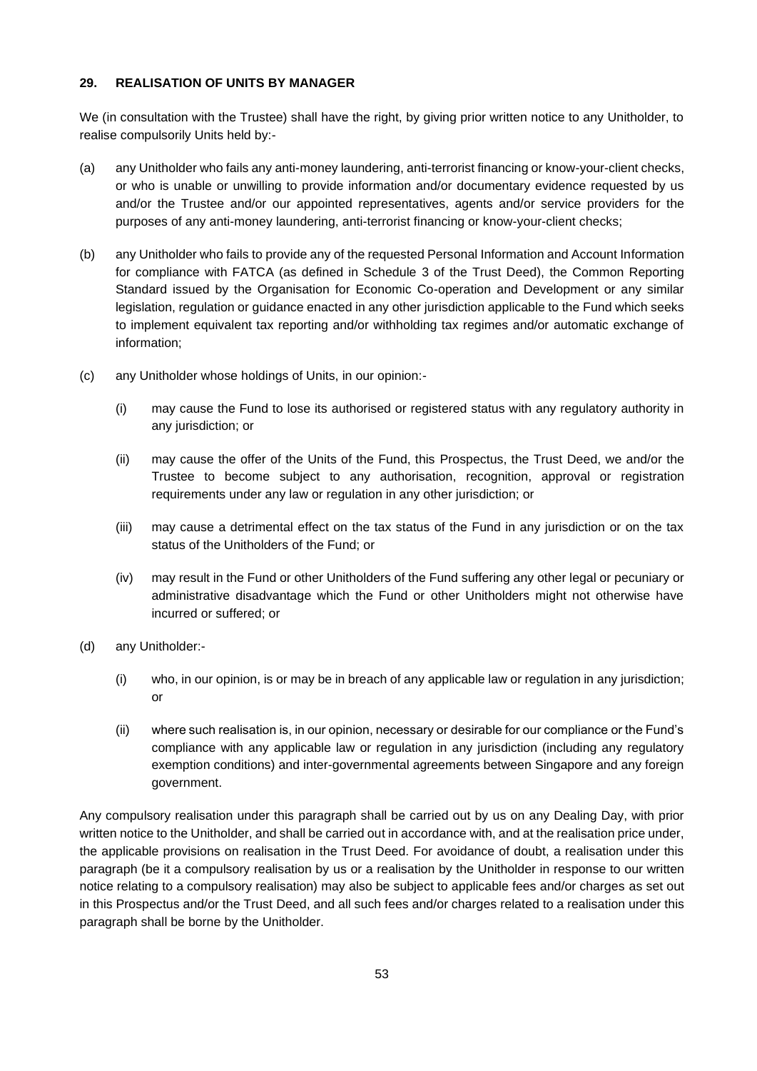## 29. REALISATION OF UNITS BY MANAGER

We (in consultation with the Trustee) shall have the right, by giving prior written notice to any Unitholder, to realise compulsorily Units held by:-

(a) any Unitholder who fails any anti-money laundering, anti-terrorist financing or know-your-client checks, or who is unable or unwilling to provide information and/or documentary evidence requested by us and/or the Trustee and/or our appointed representatives, agents and/or service providers for the purposes of any anti-money laundering, anti-terrorist financing or know-your-client checks;

(b) any Unitholder who fails to provide any of the requested Personal Information and Account Information for compliance with FATCA (as defined in Schedule 3 of the Trust Deed), the Common Reporting Standard issued by the Organisation for Economic Co-operation and Development or any similar legislation, regulation or guidance enacted in any other jurisdiction applicable to the Fund which seeks to implement equivalent tax reporting and/or withholding tax regimes and/or automatic exchange of information;

(c) any Unitholder whose holdings of Units, in our opinion:-

  (i) may cause the Fund to lose its authorised or registered status with any regulatory authority in any jurisdiction; or

  (ii) may cause the offer of the Units of the Fund, this Prospectus, the Trust Deed, we and/or the Trustee to become subject to any authorisation, recognition, approval or registration requirements under any law or regulation in any other jurisdiction; or

  (iii) may cause a detrimental effect on the tax status of the Fund in any jurisdiction or on the tax status of the Unitholders of the Fund; or

  (iv) may result in the Fund or other Unitholders of the Fund suffering any other legal or pecuniary or administrative disadvantage which the Fund or other Unitholders might not otherwise have incurred or suffered; or

(d) any Unitholder:-

  (i) who, in our opinion, is or may be in breach of any applicable law or regulation in any jurisdiction; or

  (ii) where such realisation is, in our opinion, necessary or desirable for our compliance or the Fund's compliance with any applicable law or regulation in any jurisdiction (including any regulatory exemption conditions) and inter-governmental agreements between Singapore and any foreign government.

Any compulsory realisation under this paragraph shall be carried out by us on any Dealing Day, with prior written notice to the Unitholder, and shall be carried out in accordance with, and at the realisation price under, the applicable provisions on realisation in the Trust Deed. For avoidance of doubt, a realisation under this paragraph (be it a compulsory realisation by us or a realisation by the Unitholder in response to our written notice relating to a compulsory realisation) may also be subject to applicable fees and/or charges as set out in this Prospectus and/or the Trust Deed, and all such fees and/or charges related to a realisation under this paragraph shall be borne by the Unitholder.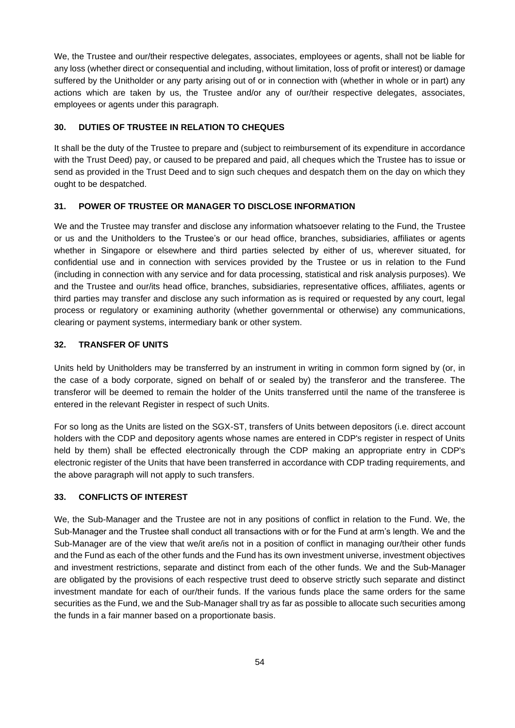We, the Trustee and our/their respective delegates, associates, employees or agents, shall not be liable for any loss (whether direct or consequential and including, without limitation, loss of profit or interest) or damage suffered by the Unitholder or any party arising out of or in connection with (whether in whole or in part) any actions which are taken by us, the Trustee and/or any of our/their respective delegates, associates, employees or agents under this paragraph.

## 30. DUTIES OF TRUSTEE IN RELATION TO CHEQUES

It shall be the duty of the Trustee to prepare and (subject to reimbursement of its expenditure in accordance with the Trust Deed) pay, or caused to be prepared and paid, all cheques which the Trustee has to issue or send as provided in the Trust Deed and to sign such cheques and despatch them on the day on which they ought to be despatched.

## 31. POWER OF TRUSTEE OR MANAGER TO DISCLOSE INFORMATION

We and the Trustee may transfer and disclose any information whatsoever relating to the Fund, the Trustee or us and the Unitholders to the Trustee's or our head office, branches, subsidiaries, affiliates or agents whether in Singapore or elsewhere and third parties selected by either of us, wherever situated, for confidential use and in connection with services provided by the Trustee or us in relation to the Fund (including in connection with any service and for data processing, statistical and risk analysis purposes). We and the Trustee and our/its head office, branches, subsidiaries, representative offices, affiliates, agents or third parties may transfer and disclose any such information as is required or requested by any court, legal process or regulatory or examining authority (whether governmental or otherwise) any communications, clearing or payment systems, intermediary bank or other system.

## 32. TRANSFER OF UNITS

Units held by Unitholders may be transferred by an instrument in writing in common form signed by (or, in the case of a body corporate, signed on behalf of or sealed by) the transferor and the transferee. The transferor will be deemed to remain the holder of the Units transferred until the name of the transferee is entered in the relevant Register in respect of such Units.

For so long as the Units are listed on the SGX-ST, transfers of Units between depositors (i.e. direct account holders with the CDP and depository agents whose names are entered in CDP's register in respect of Units held by them) shall be effected electronically through the CDP making an appropriate entry in CDP's electronic register of the Units that have been transferred in accordance with CDP trading requirements, and the above paragraph will not apply to such transfers.

## 33. CONFLICTS OF INTEREST

We, the Sub-Manager and the Trustee are not in any positions of conflict in relation to the Fund. We, the Sub-Manager and the Trustee shall conduct all transactions with or for the Fund at arm's length. We and the Sub-Manager are of the view that we/it are/is not in a position of conflict in managing our/their other funds and the Fund as each of the other funds and the Fund has its own investment universe, investment objectives and investment restrictions, separate and distinct from each of the other funds. We and the Sub-Manager are obligated by the provisions of each respective trust deed to observe strictly such separate and distinct investment mandate for each of our/their funds. If the various funds place the same orders for the same securities as the Fund, we and the Sub-Manager shall try as far as possible to allocate such securities among the funds in a fair manner based on a proportionate basis.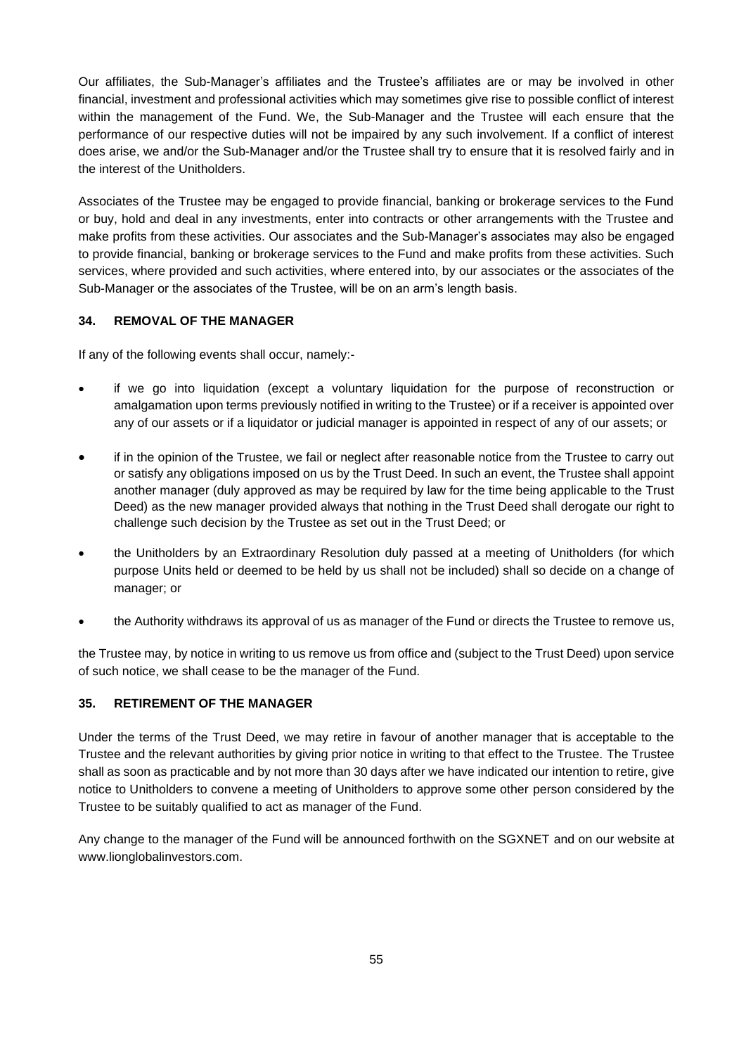Our affiliates, the Sub-Manager's affiliates and the Trustee's affiliates are or may be involved in other financial, investment and professional activities which may sometimes give rise to possible conflict of interest within the management of the Fund. We, the Sub-Manager and the Trustee will each ensure that the performance of our respective duties will not be impaired by any such involvement. If a conflict of interest does arise, we and/or the Sub-Manager and/or the Trustee shall try to ensure that it is resolved fairly and in the interest of the Unitholders.

Associates of the Trustee may be engaged to provide financial, banking or brokerage services to the Fund or buy, hold and deal in any investments, enter into contracts or other arrangements with the Trustee and make profits from these activities. Our associates and the Sub-Manager's associates may also be engaged to provide financial, banking or brokerage services to the Fund and make profits from these activities. Such services, where provided and such activities, where entered into, by our associates or the associates of the Sub-Manager or the associates of the Trustee, will be on an arm's length basis.

## 34. REMOVAL OF THE MANAGER

If any of the following events shall occur, namely:-

- if we go into liquidation (except a voluntary liquidation for the purpose of reconstruction or amalgamation upon terms previously notified in writing to the Trustee) or if a receiver is appointed over any of our assets or if a liquidator or judicial manager is appointed in respect of any of our assets; or

- if in the opinion of the Trustee, we fail or neglect after reasonable notice from the Trustee to carry out or satisfy any obligations imposed on us by the Trust Deed. In such an event, the Trustee shall appoint another manager (duly approved as may be required by law for the time being applicable to the Trust Deed) as the new manager provided always that nothing in the Trust Deed shall derogate our right to challenge such decision by the Trustee as set out in the Trust Deed; or

- the Unitholders by an Extraordinary Resolution duly passed at a meeting of Unitholders (for which purpose Units held or deemed to be held by us shall not be included) shall so decide on a change of manager; or

- the Authority withdraws its approval of us as manager of the Fund or directs the Trustee to remove us,

the Trustee may, by notice in writing to us remove us from office and (subject to the Trust Deed) upon service of such notice, we shall cease to be the manager of the Fund.

## 35. RETIREMENT OF THE MANAGER

Under the terms of the Trust Deed, we may retire in favour of another manager that is acceptable to the Trustee and the relevant authorities by giving prior notice in writing to that effect to the Trustee. The Trustee shall as soon as practicable and by not more than 30 days after we have indicated our intention to retire, give notice to Unitholders to convene a meeting of Unitholders to approve some other person considered by the Trustee to be suitably qualified to act as manager of the Fund.

Any change to the manager of the Fund will be announced forthwith on the SGXNET and on our website at www.lionglobalinvestors.com.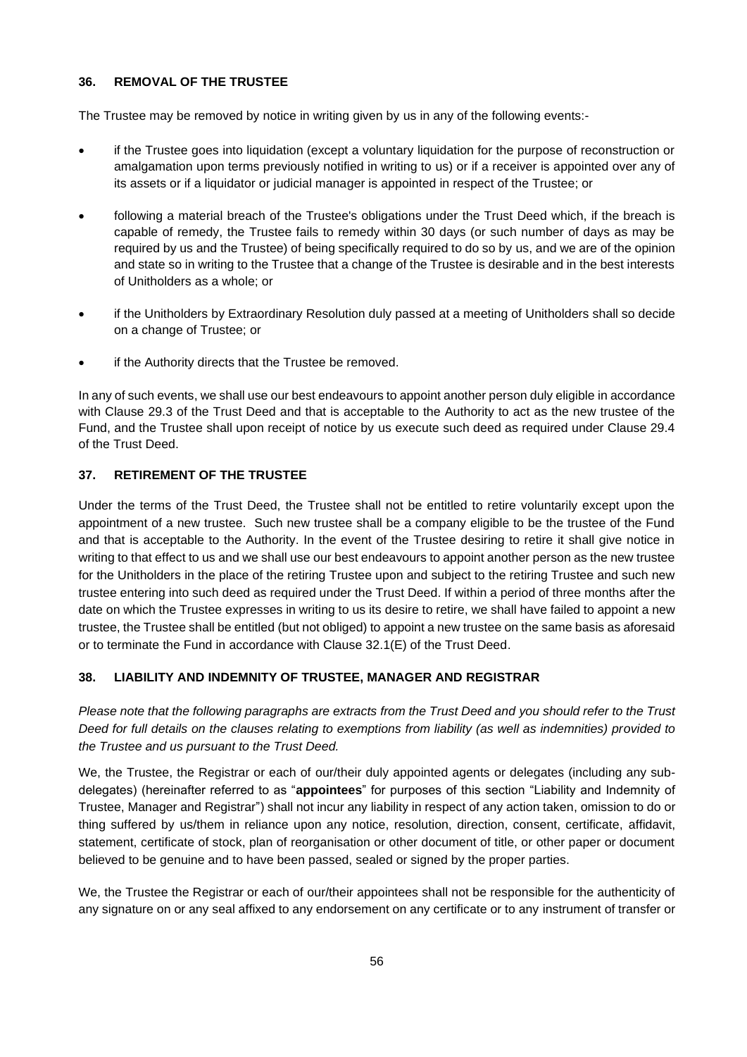### 36. REMOVAL OF THE TRUSTEE

The Trustee may be removed by notice in writing given by us in any of the following events:-

- if the Trustee goes into liquidation (except a voluntary liquidation for the purpose of reconstruction or amalgamation upon terms previously notified in writing to us) or if a receiver is appointed over any of its assets or if a liquidator or judicial manager is appointed in respect of the Trustee; or
- following a material breach of the Trustee's obligations under the Trust Deed which, if the breach is capable of remedy, the Trustee fails to remedy within 30 days (or such number of days as may be required by us and the Trustee) of being specifically required to do so by us, and we are of the opinion and state so in writing to the Trustee that a change of the Trustee is desirable and in the best interests of Unitholders as a whole; or
- if the Unitholders by Extraordinary Resolution duly passed at a meeting of Unitholders shall so decide on a change of Trustee; or
- if the Authority directs that the Trustee be removed.

In any of such events, we shall use our best endeavours to appoint another person duly eligible in accordance with Clause 29.3 of the Trust Deed and that is acceptable to the Authority to act as the new trustee of the Fund, and the Trustee shall upon receipt of notice by us execute such deed as required under Clause 29.4 of the Trust Deed.

### 37. RETIREMENT OF THE TRUSTEE

Under the terms of the Trust Deed, the Trustee shall not be entitled to retire voluntarily except upon the appointment of a new trustee. Such new trustee shall be a company eligible to be the trustee of the Fund and that is acceptable to the Authority. In the event of the Trustee desiring to retire it shall give notice in writing to that effect to us and we shall use our best endeavours to appoint another person as the new trustee for the Unitholders in the place of the retiring Trustee upon and subject to the retiring Trustee and such new trustee entering into such deed as required under the Trust Deed. If within a period of three months after the date on which the Trustee expresses in writing to us its desire to retire, we shall have failed to appoint a new trustee, the Trustee shall be entitled (but not obliged) to appoint a new trustee on the same basis as aforesaid or to terminate the Fund in accordance with Clause 32.1(E) of the Trust Deed.

### 38. LIABILITY AND INDEMNITY OF TRUSTEE, MANAGER AND REGISTRAR

*Please note that the following paragraphs are extracts from the Trust Deed and you should refer to the Trust Deed for full details on the clauses relating to exemptions from liability (as well as indemnities) provided to the Trustee and us pursuant to the Trust Deed.*

We, the Trustee, the Registrar or each of our/their duly appointed agents or delegates (including any sub-delegates) (hereinafter referred to as "**appointees**" for purposes of this section "Liability and Indemnity of Trustee, Manager and Registrar") shall not incur any liability in respect of any action taken, omission to do or thing suffered by us/them in reliance upon any notice, resolution, direction, consent, certificate, affidavit, statement, certificate of stock, plan of reorganisation or other document of title, or other paper or document believed to be genuine and to have been passed, sealed or signed by the proper parties.

We, the Trustee the Registrar or each of our/their appointees shall not be responsible for the authenticity of any signature on or any seal affixed to any endorsement on any certificate or to any instrument of transfer or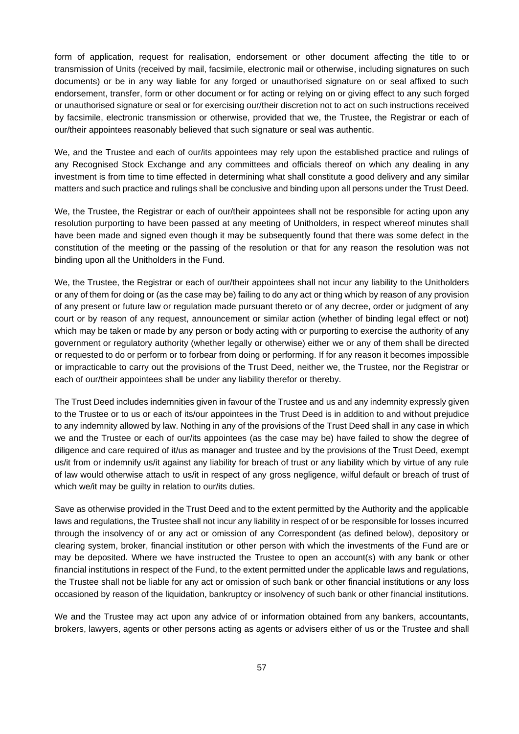form of application, request for realisation, endorsement or other document affecting the title to or transmission of Units (received by mail, facsimile, electronic mail or otherwise, including signatures on such documents) or be in any way liable for any forged or unauthorised signature on or seal affixed to such endorsement, transfer, form or other document or for acting or relying on or giving effect to any such forged or unauthorised signature or seal or for exercising our/their discretion not to act on such instructions received by facsimile, electronic transmission or otherwise, provided that we, the Trustee, the Registrar or each of our/their appointees reasonably believed that such signature or seal was authentic.

We, and the Trustee and each of our/its appointees may rely upon the established practice and rulings of any Recognised Stock Exchange and any committees and officials thereof on which any dealing in any investment is from time to time effected in determining what shall constitute a good delivery and any similar matters and such practice and rulings shall be conclusive and binding upon all persons under the Trust Deed.

We, the Trustee, the Registrar or each of our/their appointees shall not be responsible for acting upon any resolution purporting to have been passed at any meeting of Unitholders, in respect whereof minutes shall have been made and signed even though it may be subsequently found that there was some defect in the constitution of the meeting or the passing of the resolution or that for any reason the resolution was not binding upon all the Unitholders in the Fund.

We, the Trustee, the Registrar or each of our/their appointees shall not incur any liability to the Unitholders or any of them for doing or (as the case may be) failing to do any act or thing which by reason of any provision of any present or future law or regulation made pursuant thereto or of any decree, order or judgment of any court or by reason of any request, announcement or similar action (whether of binding legal effect or not) which may be taken or made by any person or body acting with or purporting to exercise the authority of any government or regulatory authority (whether legally or otherwise) either we or any of them shall be directed or requested to do or perform or to forbear from doing or performing. If for any reason it becomes impossible or impracticable to carry out the provisions of the Trust Deed, neither we, the Trustee, nor the Registrar or each of our/their appointees shall be under any liability therefor or thereby.

The Trust Deed includes indemnities given in favour of the Trustee and us and any indemnity expressly given to the Trustee or to us or each of its/our appointees in the Trust Deed is in addition to and without prejudice to any indemnity allowed by law. Nothing in any of the provisions of the Trust Deed shall in any case in which we and the Trustee or each of our/its appointees (as the case may be) have failed to show the degree of diligence and care required of it/us as manager and trustee and by the provisions of the Trust Deed, exempt us/it from or indemnify us/it against any liability for breach of trust or any liability which by virtue of any rule of law would otherwise attach to us/it in respect of any gross negligence, wilful default or breach of trust of which we/it may be guilty in relation to our/its duties.

Save as otherwise provided in the Trust Deed and to the extent permitted by the Authority and the applicable laws and regulations, the Trustee shall not incur any liability in respect of or be responsible for losses incurred through the insolvency of or any act or omission of any Correspondent (as defined below), depository or clearing system, broker, financial institution or other person with which the investments of the Fund are or may be deposited. Where we have instructed the Trustee to open an account(s) with any bank or other financial institutions in respect of the Fund, to the extent permitted under the applicable laws and regulations, the Trustee shall not be liable for any act or omission of such bank or other financial institutions or any loss occasioned by reason of the liquidation, bankruptcy or insolvency of such bank or other financial institutions.

We and the Trustee may act upon any advice of or information obtained from any bankers, accountants, brokers, lawyers, agents or other persons acting as agents or advisers either of us or the Trustee and shall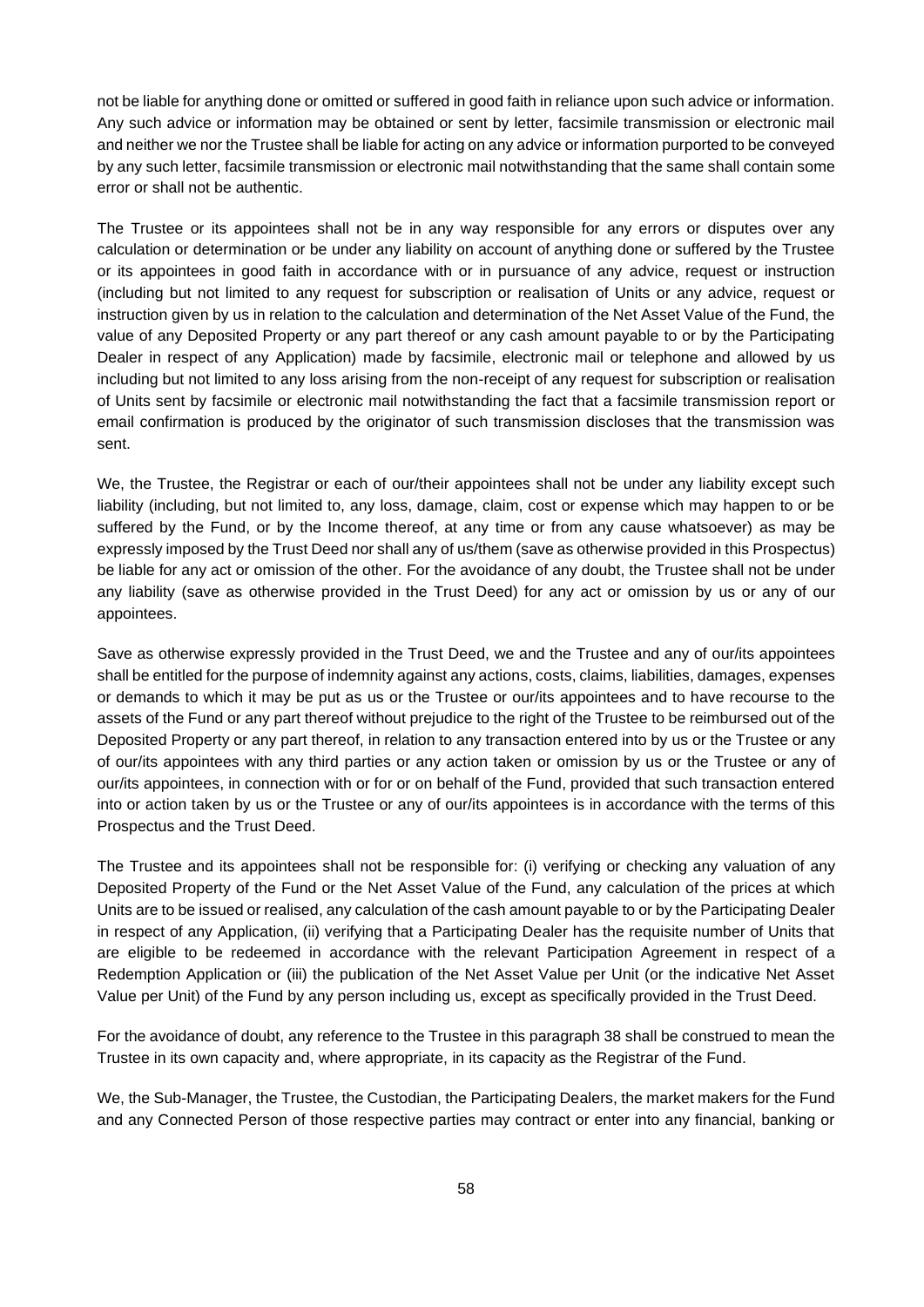not be liable for anything done or omitted or suffered in good faith in reliance upon such advice or information. Any such advice or information may be obtained or sent by letter, facsimile transmission or electronic mail and neither we nor the Trustee shall be liable for acting on any advice or information purported to be conveyed by any such letter, facsimile transmission or electronic mail notwithstanding that the same shall contain some error or shall not be authentic.

The Trustee or its appointees shall not be in any way responsible for any errors or disputes over any calculation or determination or be under any liability on account of anything done or suffered by the Trustee or its appointees in good faith in accordance with or in pursuance of any advice, request or instruction (including but not limited to any request for subscription or realisation of Units or any advice, request or instruction given by us in relation to the calculation and determination of the Net Asset Value of the Fund, the value of any Deposited Property or any part thereof or any cash amount payable to or by the Participating Dealer in respect of any Application) made by facsimile, electronic mail or telephone and allowed by us including but not limited to any loss arising from the non-receipt of any request for subscription or realisation of Units sent by facsimile or electronic mail notwithstanding the fact that a facsimile transmission report or email confirmation is produced by the originator of such transmission discloses that the transmission was sent.

We, the Trustee, the Registrar or each of our/their appointees shall not be under any liability except such liability (including, but not limited to, any loss, damage, claim, cost or expense which may happen to or be suffered by the Fund, or by the Income thereof, at any time or from any cause whatsoever) as may be expressly imposed by the Trust Deed nor shall any of us/them (save as otherwise provided in this Prospectus) be liable for any act or omission of the other. For the avoidance of any doubt, the Trustee shall not be under any liability (save as otherwise provided in the Trust Deed) for any act or omission by us or any of our appointees.

Save as otherwise expressly provided in the Trust Deed, we and the Trustee and any of our/its appointees shall be entitled for the purpose of indemnity against any actions, costs, claims, liabilities, damages, expenses or demands to which it may be put as us or the Trustee or our/its appointees and to have recourse to the assets of the Fund or any part thereof without prejudice to the right of the Trustee to be reimbursed out of the Deposited Property or any part thereof, in relation to any transaction entered into by us or the Trustee or any of our/its appointees with any third parties or any action taken or omission by us or the Trustee or any of our/its appointees, in connection with or for or on behalf of the Fund, provided that such transaction entered into or action taken by us or the Trustee or any of our/its appointees is in accordance with the terms of this Prospectus and the Trust Deed.

The Trustee and its appointees shall not be responsible for: (i) verifying or checking any valuation of any Deposited Property of the Fund or the Net Asset Value of the Fund, any calculation of the prices at which Units are to be issued or realised, any calculation of the cash amount payable to or by the Participating Dealer in respect of any Application, (ii) verifying that a Participating Dealer has the requisite number of Units that are eligible to be redeemed in accordance with the relevant Participation Agreement in respect of a Redemption Application or (iii) the publication of the Net Asset Value per Unit (or the indicative Net Asset Value per Unit) of the Fund by any person including us, except as specifically provided in the Trust Deed.

For the avoidance of doubt, any reference to the Trustee in this paragraph 38 shall be construed to mean the Trustee in its own capacity and, where appropriate, in its capacity as the Registrar of the Fund.

We, the Sub-Manager, the Trustee, the Custodian, the Participating Dealers, the market makers for the Fund and any Connected Person of those respective parties may contract or enter into any financial, banking or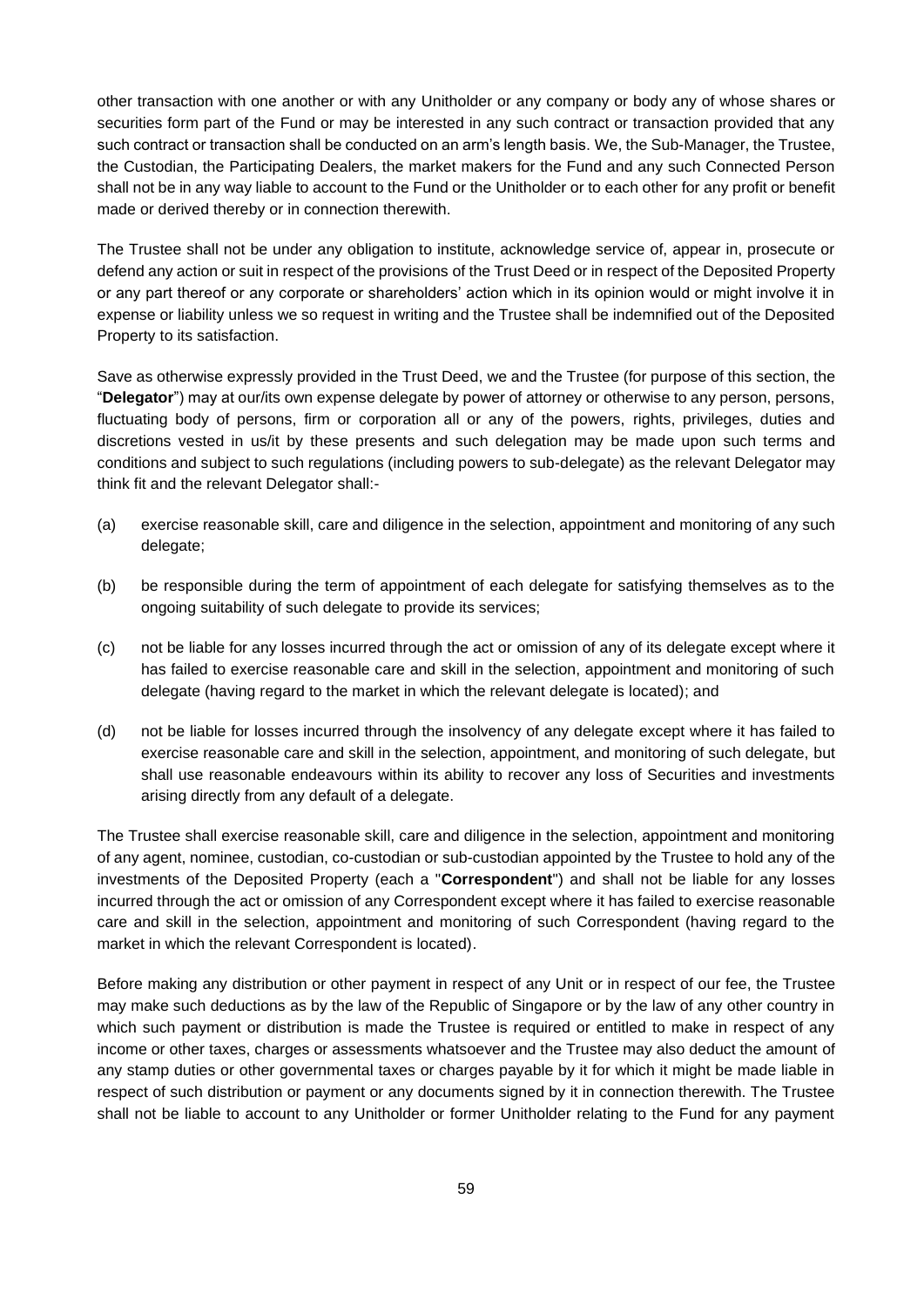other transaction with one another or with any Unitholder or any company or body any of whose shares or securities form part of the Fund or may be interested in any such contract or transaction provided that any such contract or transaction shall be conducted on an arm's length basis. We, the Sub-Manager, the Trustee, the Custodian, the Participating Dealers, the market makers for the Fund and any such Connected Person shall not be in any way liable to account to the Fund or the Unitholder or to each other for any profit or benefit made or derived thereby or in connection therewith.

The Trustee shall not be under any obligation to institute, acknowledge service of, appear in, prosecute or defend any action or suit in respect of the provisions of the Trust Deed or in respect of the Deposited Property or any part thereof or any corporate or shareholders' action which in its opinion would or might involve it in expense or liability unless we so request in writing and the Trustee shall be indemnified out of the Deposited Property to its satisfaction.

Save as otherwise expressly provided in the Trust Deed, we and the Trustee (for purpose of this section, the "**Delegator**") may at our/its own expense delegate by power of attorney or otherwise to any person, persons, fluctuating body of persons, firm or corporation all or any of the powers, rights, privileges, duties and discretions vested in us/it by these presents and such delegation may be made upon such terms and conditions and subject to such regulations (including powers to sub-delegate) as the relevant Delegator may think fit and the relevant Delegator shall:-

(a) exercise reasonable skill, care and diligence in the selection, appointment and monitoring of any such delegate;

(b) be responsible during the term of appointment of each delegate for satisfying themselves as to the ongoing suitability of such delegate to provide its services;

(c) not be liable for any losses incurred through the act or omission of any of its delegate except where it has failed to exercise reasonable care and skill in the selection, appointment and monitoring of such delegate (having regard to the market in which the relevant delegate is located); and

(d) not be liable for losses incurred through the insolvency of any delegate except where it has failed to exercise reasonable care and skill in the selection, appointment, and monitoring of such delegate, but shall use reasonable endeavours within its ability to recover any loss of Securities and investments arising directly from any default of a delegate.

The Trustee shall exercise reasonable skill, care and diligence in the selection, appointment and monitoring of any agent, nominee, custodian, co-custodian or sub-custodian appointed by the Trustee to hold any of the investments of the Deposited Property (each a "**Correspondent**") and shall not be liable for any losses incurred through the act or omission of any Correspondent except where it has failed to exercise reasonable care and skill in the selection, appointment and monitoring of such Correspondent (having regard to the market in which the relevant Correspondent is located).

Before making any distribution or other payment in respect of any Unit or in respect of our fee, the Trustee may make such deductions as by the law of the Republic of Singapore or by the law of any other country in which such payment or distribution is made the Trustee is required or entitled to make in respect of any income or other taxes, charges or assessments whatsoever and the Trustee may also deduct the amount of any stamp duties or other governmental taxes or charges payable by it for which it might be made liable in respect of such distribution or payment or any documents signed by it in connection therewith. The Trustee shall not be liable to account to any Unitholder or former Unitholder relating to the Fund for any payment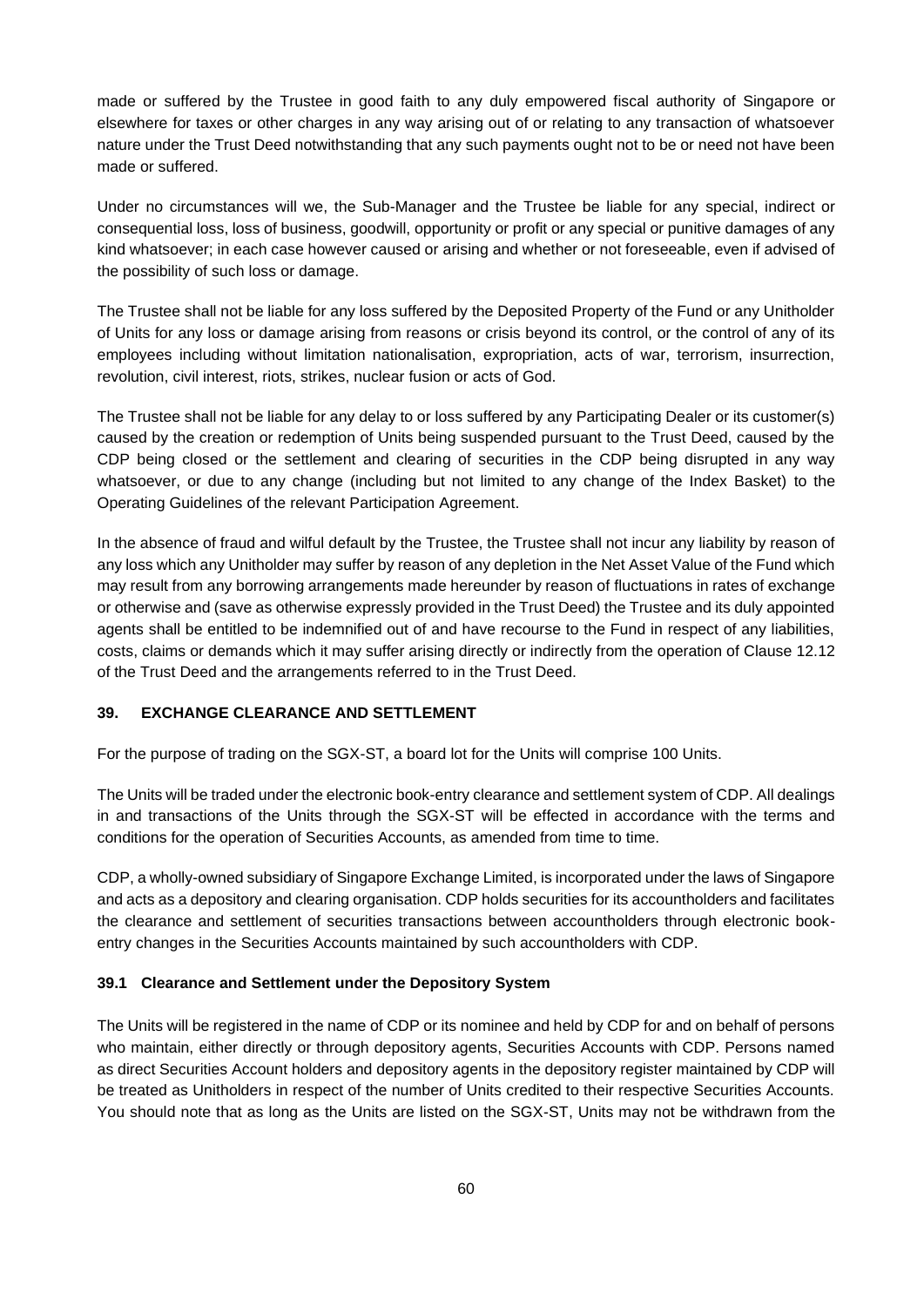made or suffered by the Trustee in good faith to any duly empowered fiscal authority of Singapore or elsewhere for taxes or other charges in any way arising out of or relating to any transaction of whatsoever nature under the Trust Deed notwithstanding that any such payments ought not to be or need not have been made or suffered.

Under no circumstances will we, the Sub-Manager and the Trustee be liable for any special, indirect or consequential loss, loss of business, goodwill, opportunity or profit or any special or punitive damages of any kind whatsoever; in each case however caused or arising and whether or not foreseeable, even if advised of the possibility of such loss or damage.

The Trustee shall not be liable for any loss suffered by the Deposited Property of the Fund or any Unitholder of Units for any loss or damage arising from reasons or crisis beyond its control, or the control of any of its employees including without limitation nationalisation, expropriation, acts of war, terrorism, insurrection, revolution, civil interest, riots, strikes, nuclear fusion or acts of God.

The Trustee shall not be liable for any delay to or loss suffered by any Participating Dealer or its customer(s) caused by the creation or redemption of Units being suspended pursuant to the Trust Deed, caused by the CDP being closed or the settlement and clearing of securities in the CDP being disrupted in any way whatsoever, or due to any change (including but not limited to any change of the Index Basket) to the Operating Guidelines of the relevant Participation Agreement.

In the absence of fraud and wilful default by the Trustee, the Trustee shall not incur any liability by reason of any loss which any Unitholder may suffer by reason of any depletion in the Net Asset Value of the Fund which may result from any borrowing arrangements made hereunder by reason of fluctuations in rates of exchange or otherwise and (save as otherwise expressly provided in the Trust Deed) the Trustee and its duly appointed agents shall be entitled to be indemnified out of and have recourse to the Fund in respect of any liabilities, costs, claims or demands which it may suffer arising directly or indirectly from the operation of Clause 12.12 of the Trust Deed and the arrangements referred to in the Trust Deed.

## 39. EXCHANGE CLEARANCE AND SETTLEMENT

For the purpose of trading on the SGX-ST, a board lot for the Units will comprise 100 Units.

The Units will be traded under the electronic book-entry clearance and settlement system of CDP. All dealings in and transactions of the Units through the SGX-ST will be effected in accordance with the terms and conditions for the operation of Securities Accounts, as amended from time to time.

CDP, a wholly-owned subsidiary of Singapore Exchange Limited, is incorporated under the laws of Singapore and acts as a depository and clearing organisation. CDP holds securities for its accountholders and facilitates the clearance and settlement of securities transactions between accountholders through electronic book-entry changes in the Securities Accounts maintained by such accountholders with CDP.

### 39.1 Clearance and Settlement under the Depository System

The Units will be registered in the name of CDP or its nominee and held by CDP for and on behalf of persons who maintain, either directly or through depository agents, Securities Accounts with CDP. Persons named as direct Securities Account holders and depository agents in the depository register maintained by CDP will be treated as Unitholders in respect of the number of Units credited to their respective Securities Accounts. You should note that as long as the Units are listed on the SGX-ST, Units may not be withdrawn from the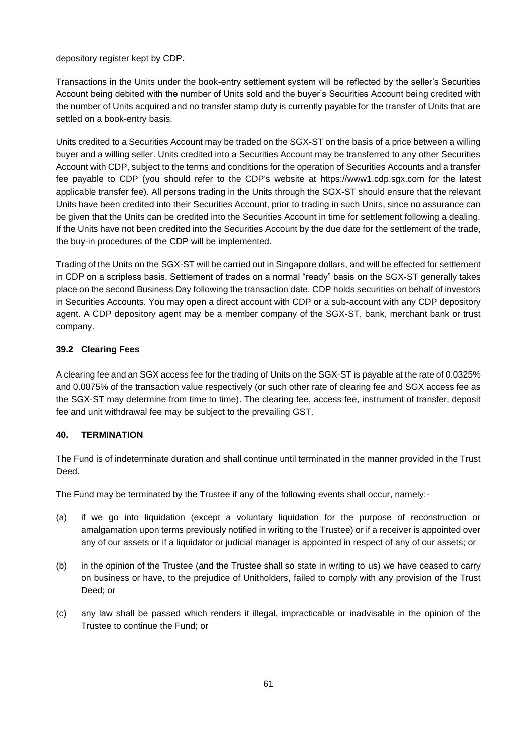depository register kept by CDP.

Transactions in the Units under the book-entry settlement system will be reflected by the seller's Securities Account being debited with the number of Units sold and the buyer's Securities Account being credited with the number of Units acquired and no transfer stamp duty is currently payable for the transfer of Units that are settled on a book-entry basis.

Units credited to a Securities Account may be traded on the SGX-ST on the basis of a price between a willing buyer and a willing seller. Units credited into a Securities Account may be transferred to any other Securities Account with CDP, subject to the terms and conditions for the operation of Securities Accounts and a transfer fee payable to CDP (you should refer to the CDP's website at https://www1.cdp.sgx.com for the latest applicable transfer fee). All persons trading in the Units through the SGX-ST should ensure that the relevant Units have been credited into their Securities Account, prior to trading in such Units, since no assurance can be given that the Units can be credited into the Securities Account in time for settlement following a dealing. If the Units have not been credited into the Securities Account by the due date for the settlement of the trade, the buy-in procedures of the CDP will be implemented.

Trading of the Units on the SGX-ST will be carried out in Singapore dollars, and will be effected for settlement in CDP on a scripless basis. Settlement of trades on a normal "ready" basis on the SGX-ST generally takes place on the second Business Day following the transaction date. CDP holds securities on behalf of investors in Securities Accounts. You may open a direct account with CDP or a sub-account with any CDP depository agent. A CDP depository agent may be a member company of the SGX-ST, bank, merchant bank or trust company.

### 39.2 Clearing Fees

A clearing fee and an SGX access fee for the trading of Units on the SGX-ST is payable at the rate of 0.0325% and 0.0075% of the transaction value respectively (or such other rate of clearing fee and SGX access fee as the SGX-ST may determine from time to time). The clearing fee, access fee, instrument of transfer, deposit fee and unit withdrawal fee may be subject to the prevailing GST.

## 40. TERMINATION

The Fund is of indeterminate duration and shall continue until terminated in the manner provided in the Trust Deed.

The Fund may be terminated by the Trustee if any of the following events shall occur, namely:-

(a) if we go into liquidation (except a voluntary liquidation for the purpose of reconstruction or amalgamation upon terms previously notified in writing to the Trustee) or if a receiver is appointed over any of our assets or if a liquidator or judicial manager is appointed in respect of any of our assets; or

(b) in the opinion of the Trustee (and the Trustee shall so state in writing to us) we have ceased to carry on business or have, to the prejudice of Unitholders, failed to comply with any provision of the Trust Deed; or

(c) any law shall be passed which renders it illegal, impracticable or inadvisable in the opinion of the Trustee to continue the Fund; or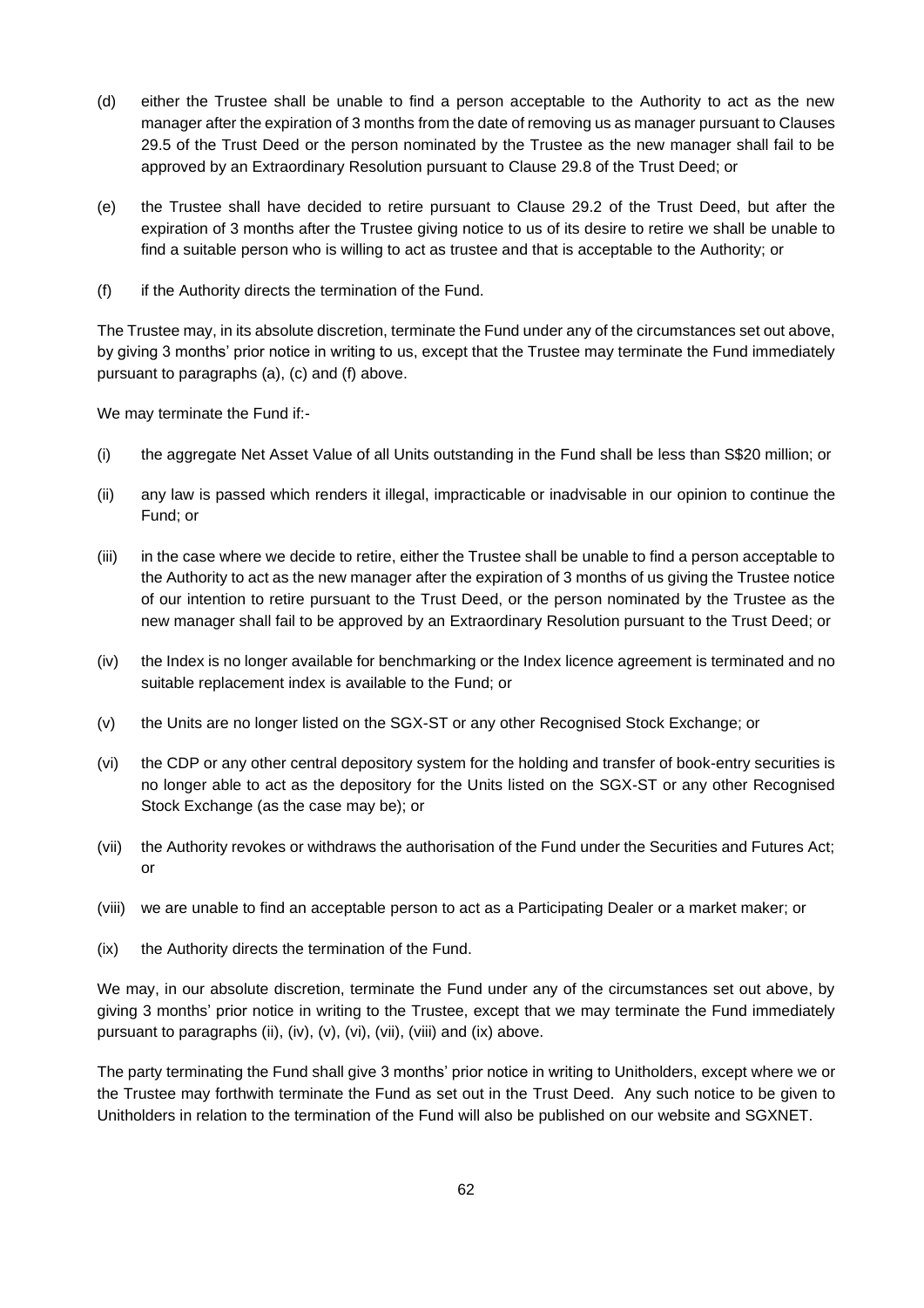(d) either the Trustee shall be unable to find a person acceptable to the Authority to act as the new manager after the expiration of 3 months from the date of removing us as manager pursuant to Clauses 29.5 of the Trust Deed or the person nominated by the Trustee as the new manager shall fail to be approved by an Extraordinary Resolution pursuant to Clause 29.8 of the Trust Deed; or

(e) the Trustee shall have decided to retire pursuant to Clause 29.2 of the Trust Deed, but after the expiration of 3 months after the Trustee giving notice to us of its desire to retire we shall be unable to find a suitable person who is willing to act as trustee and that is acceptable to the Authority; or

(f) if the Authority directs the termination of the Fund.

The Trustee may, in its absolute discretion, terminate the Fund under any of the circumstances set out above, by giving 3 months' prior notice in writing to us, except that the Trustee may terminate the Fund immediately pursuant to paragraphs (a), (c) and (f) above.

We may terminate the Fund if:-

(i) the aggregate Net Asset Value of all Units outstanding in the Fund shall be less than S$20 million; or

(ii) any law is passed which renders it illegal, impracticable or inadvisable in our opinion to continue the Fund; or

(iii) in the case where we decide to retire, either the Trustee shall be unable to find a person acceptable to the Authority to act as the new manager after the expiration of 3 months of us giving the Trustee notice of our intention to retire pursuant to the Trust Deed, or the person nominated by the Trustee as the new manager shall fail to be approved by an Extraordinary Resolution pursuant to the Trust Deed; or

(iv) the Index is no longer available for benchmarking or the Index licence agreement is terminated and no suitable replacement index is available to the Fund; or

(v) the Units are no longer listed on the SGX-ST or any other Recognised Stock Exchange; or

(vi) the CDP or any other central depository system for the holding and transfer of book-entry securities is no longer able to act as the depository for the Units listed on the SGX-ST or any other Recognised Stock Exchange (as the case may be); or

(vii) the Authority revokes or withdraws the authorisation of the Fund under the Securities and Futures Act; or

(viii) we are unable to find an acceptable person to act as a Participating Dealer or a market maker; or

(ix) the Authority directs the termination of the Fund.

We may, in our absolute discretion, terminate the Fund under any of the circumstances set out above, by giving 3 months' prior notice in writing to the Trustee, except that we may terminate the Fund immediately pursuant to paragraphs (ii), (iv), (v), (vi), (vii), (viii) and (ix) above.

The party terminating the Fund shall give 3 months' prior notice in writing to Unitholders, except where we or the Trustee may forthwith terminate the Fund as set out in the Trust Deed. Any such notice to be given to Unitholders in relation to the termination of the Fund will also be published on our website and SGXNET.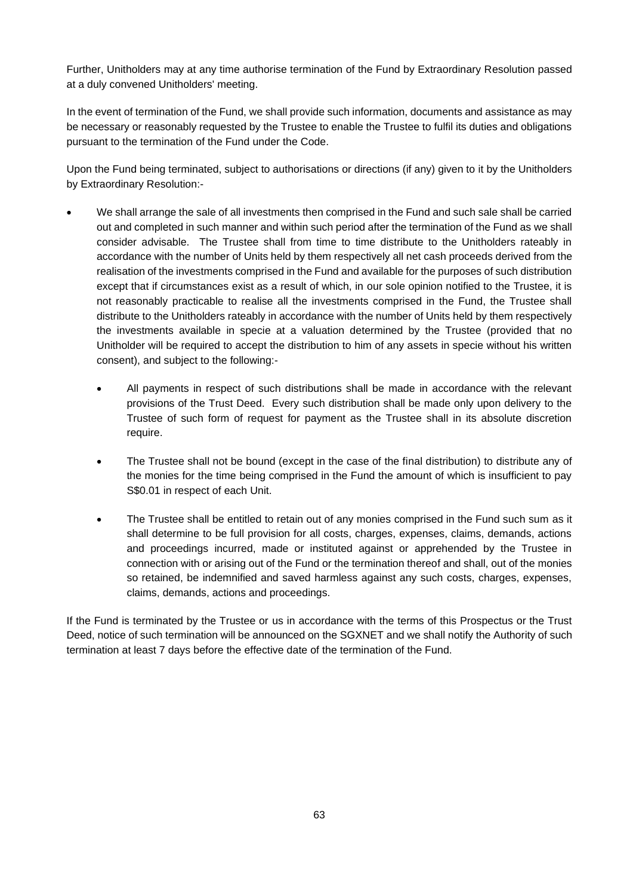Further, Unitholders may at any time authorise termination of the Fund by Extraordinary Resolution passed at a duly convened Unitholders' meeting.

In the event of termination of the Fund, we shall provide such information, documents and assistance as may be necessary or reasonably requested by the Trustee to enable the Trustee to fulfil its duties and obligations pursuant to the termination of the Fund under the Code.

Upon the Fund being terminated, subject to authorisations or directions (if any) given to it by the Unitholders by Extraordinary Resolution:-

- We shall arrange the sale of all investments then comprised in the Fund and such sale shall be carried out and completed in such manner and within such period after the termination of the Fund as we shall consider advisable. The Trustee shall from time to time distribute to the Unitholders rateably in accordance with the number of Units held by them respectively all net cash proceeds derived from the realisation of the investments comprised in the Fund and available for the purposes of such distribution except that if circumstances exist as a result of which, in our sole opinion notified to the Trustee, it is not reasonably practicable to realise all the investments comprised in the Fund, the Trustee shall distribute to the Unitholders rateably in accordance with the number of Units held by them respectively the investments available in specie at a valuation determined by the Trustee (provided that no Unitholder will be required to accept the distribution to him of any assets in specie without his written consent), and subject to the following:-
  - All payments in respect of such distributions shall be made in accordance with the relevant provisions of the Trust Deed. Every such distribution shall be made only upon delivery to the Trustee of such form of request for payment as the Trustee shall in its absolute discretion require.
  - The Trustee shall not be bound (except in the case of the final distribution) to distribute any of the monies for the time being comprised in the Fund the amount of which is insufficient to pay S$0.01 in respect of each Unit.
  - The Trustee shall be entitled to retain out of any monies comprised in the Fund such sum as it shall determine to be full provision for all costs, charges, expenses, claims, demands, actions and proceedings incurred, made or instituted against or apprehended by the Trustee in connection with or arising out of the Fund or the termination thereof and shall, out of the monies so retained, be indemnified and saved harmless against any such costs, charges, expenses, claims, demands, actions and proceedings.

If the Fund is terminated by the Trustee or us in accordance with the terms of this Prospectus or the Trust Deed, notice of such termination will be announced on the SGXNET and we shall notify the Authority of such termination at least 7 days before the effective date of the termination of the Fund.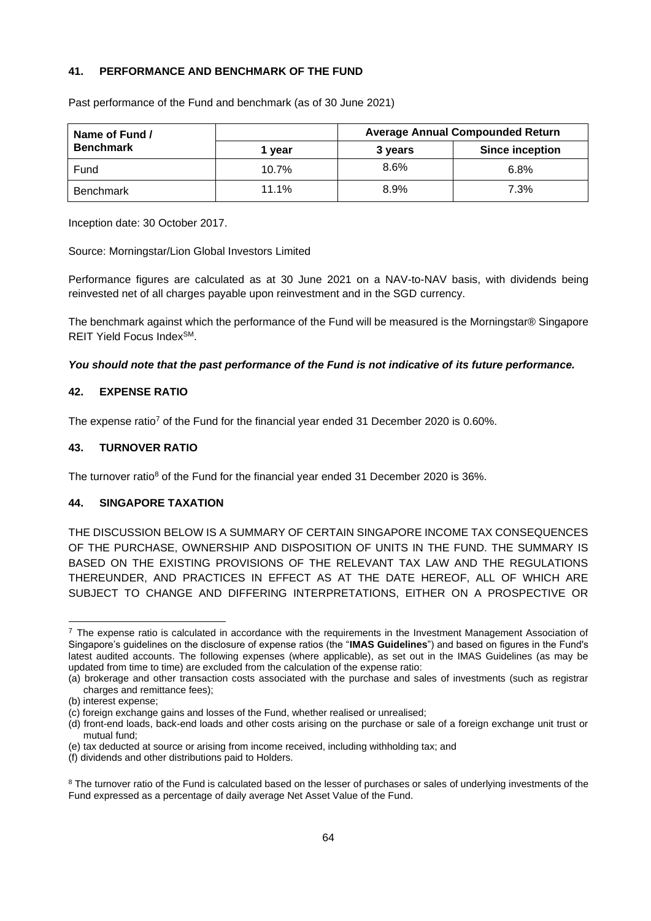## 41. PERFORMANCE AND BENCHMARK OF THE FUND

Past performance of the Fund and benchmark (as of 30 June 2021)

| Name of Fund / Benchmark | | Average Annual Compounded Return | |
|---|---|---|---|
| | 1 year | 3 years | Since inception |
| Fund | 10.7% | 8.6% | 6.8% |
| Benchmark | 11.1% | 8.9% | 7.3% |

Inception date: 30 October 2017.

Source: Morningstar/Lion Global Investors Limited

Performance figures are calculated as at 30 June 2021 on a NAV-to-NAV basis, with dividends being reinvested net of all charges payable upon reinvestment and in the SGD currency.

The benchmark against which the performance of the Fund will be measured is the Morningstar® Singapore REIT Yield Focus Index[SM].

***You should note that the past performance of the Fund is not indicative of its future performance.***

## 42. EXPENSE RATIO

The expense ratio[7] of the Fund for the financial year ended 31 December 2020 is 0.60%.

## 43. TURNOVER RATIO

The turnover ratio[8] of the Fund for the financial year ended 31 December 2020 is 36%.

## 44. SINGAPORE TAXATION

THE DISCUSSION BELOW IS A SUMMARY OF CERTAIN SINGAPORE INCOME TAX CONSEQUENCES OF THE PURCHASE, OWNERSHIP AND DISPOSITION OF UNITS IN THE FUND. THE SUMMARY IS BASED ON THE EXISTING PROVISIONS OF THE RELEVANT TAX LAW AND THE REGULATIONS THEREUNDER, AND PRACTICES IN EFFECT AS AT THE DATE HEREOF, ALL OF WHICH ARE SUBJECT TO CHANGE AND DIFFERING INTERPRETATIONS, EITHER ON A PROSPECTIVE OR

---

[7] The expense ratio is calculated in accordance with the requirements in the Investment Management Association of Singapore's guidelines on the disclosure of expense ratios (the "**IMAS Guidelines**") and based on figures in the Fund's latest audited accounts. The following expenses (where applicable), as set out in the IMAS Guidelines (as may be updated from time to time) are excluded from the calculation of the expense ratio:

(a) brokerage and other transaction costs associated with the purchase and sales of investments (such as registrar charges and remittance fees);

(b) interest expense;

(c) foreign exchange gains and losses of the Fund, whether realised or unrealised;

(d) front-end loads, back-end loads and other costs arising on the purchase or sale of a foreign exchange unit trust or mutual fund;

(e) tax deducted at source or arising from income received, including withholding tax; and

(f) dividends and other distributions paid to Holders.

[8] The turnover ratio of the Fund is calculated based on the lesser of purchases or sales of underlying investments of the Fund expressed as a percentage of daily average Net Asset Value of the Fund.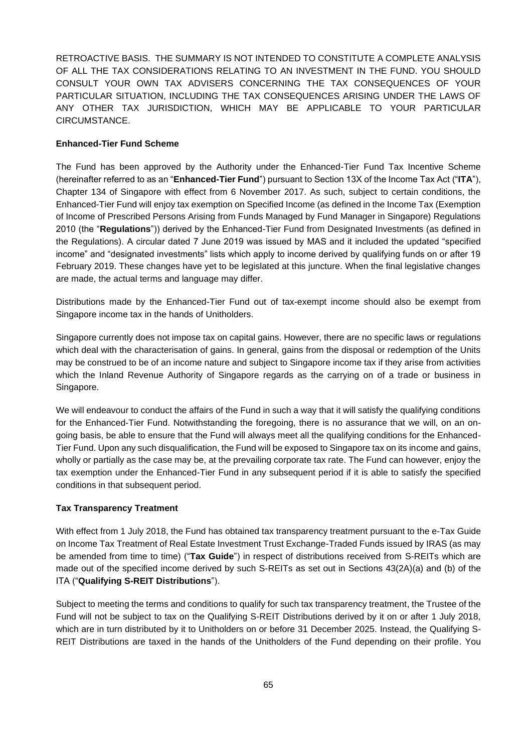RETROACTIVE BASIS. THE SUMMARY IS NOT INTENDED TO CONSTITUTE A COMPLETE ANALYSIS OF ALL THE TAX CONSIDERATIONS RELATING TO AN INVESTMENT IN THE FUND. YOU SHOULD CONSULT YOUR OWN TAX ADVISERS CONCERNING THE TAX CONSEQUENCES OF YOUR PARTICULAR SITUATION, INCLUDING THE TAX CONSEQUENCES ARISING UNDER THE LAWS OF ANY OTHER TAX JURISDICTION, WHICH MAY BE APPLICABLE TO YOUR PARTICULAR CIRCUMSTANCE.

**Enhanced-Tier Fund Scheme**

The Fund has been approved by the Authority under the Enhanced-Tier Fund Tax Incentive Scheme (hereinafter referred to as an "**Enhanced-Tier Fund**") pursuant to Section 13X of the Income Tax Act ("**ITA**"), Chapter 134 of Singapore with effect from 6 November 2017. As such, subject to certain conditions, the Enhanced-Tier Fund will enjoy tax exemption on Specified Income (as defined in the Income Tax (Exemption of Income of Prescribed Persons Arising from Funds Managed by Fund Manager in Singapore) Regulations 2010 (the "**Regulations**")) derived by the Enhanced-Tier Fund from Designated Investments (as defined in the Regulations). A circular dated 7 June 2019 was issued by MAS and it included the updated "specified income" and "designated investments" lists which apply to income derived by qualifying funds on or after 19 February 2019. These changes have yet to be legislated at this juncture. When the final legislative changes are made, the actual terms and language may differ.

Distributions made by the Enhanced-Tier Fund out of tax-exempt income should also be exempt from Singapore income tax in the hands of Unitholders.

Singapore currently does not impose tax on capital gains. However, there are no specific laws or regulations which deal with the characterisation of gains. In general, gains from the disposal or redemption of the Units may be construed to be of an income nature and subject to Singapore income tax if they arise from activities which the Inland Revenue Authority of Singapore regards as the carrying on of a trade or business in Singapore.

We will endeavour to conduct the affairs of the Fund in such a way that it will satisfy the qualifying conditions for the Enhanced-Tier Fund. Notwithstanding the foregoing, there is no assurance that we will, on an on-going basis, be able to ensure that the Fund will always meet all the qualifying conditions for the Enhanced-Tier Fund. Upon any such disqualification, the Fund will be exposed to Singapore tax on its income and gains, wholly or partially as the case may be, at the prevailing corporate tax rate. The Fund can however, enjoy the tax exemption under the Enhanced-Tier Fund in any subsequent period if it is able to satisfy the specified conditions in that subsequent period.

**Tax Transparency Treatment**

With effect from 1 July 2018, the Fund has obtained tax transparency treatment pursuant to the e-Tax Guide on Income Tax Treatment of Real Estate Investment Trust Exchange-Traded Funds issued by IRAS (as may be amended from time to time) ("**Tax Guide**") in respect of distributions received from S-REITs which are made out of the specified income derived by such S-REITs as set out in Sections 43(2A)(a) and (b) of the ITA ("**Qualifying S-REIT Distributions**").

Subject to meeting the terms and conditions to qualify for such tax transparency treatment, the Trustee of the Fund will not be subject to tax on the Qualifying S-REIT Distributions derived by it on or after 1 July 2018, which are in turn distributed by it to Unitholders on or before 31 December 2025. Instead, the Qualifying S-REIT Distributions are taxed in the hands of the Unitholders of the Fund depending on their profile. You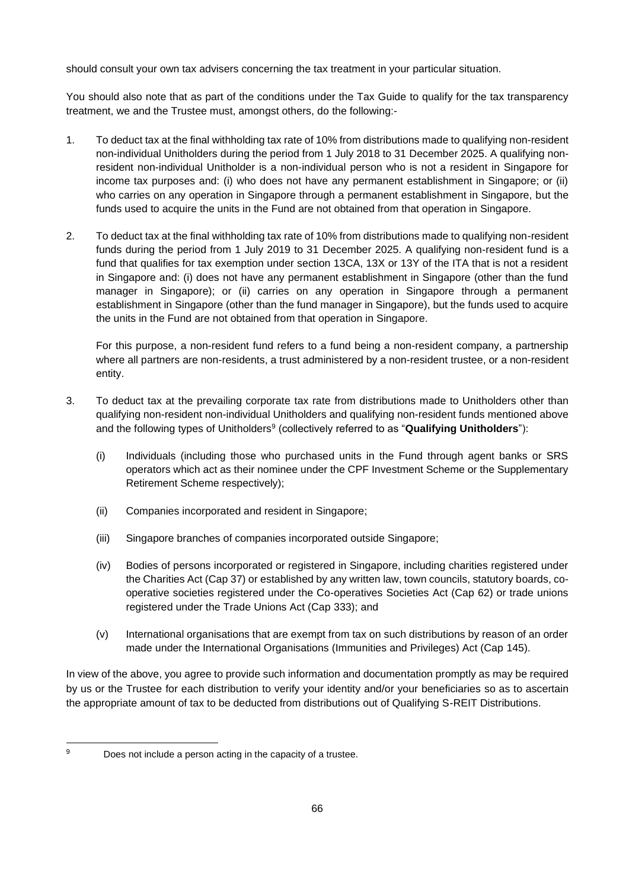should consult your own tax advisers concerning the tax treatment in your particular situation.

You should also note that as part of the conditions under the Tax Guide to qualify for the tax transparency treatment, we and the Trustee must, amongst others, do the following:-

1. To deduct tax at the final withholding tax rate of 10% from distributions made to qualifying non-resident non-individual Unitholders during the period from 1 July 2018 to 31 December 2025. A qualifying non-resident non-individual Unitholder is a non-individual person who is not a resident in Singapore for income tax purposes and: (i) who does not have any permanent establishment in Singapore; or (ii) who carries on any operation in Singapore through a permanent establishment in Singapore, but the funds used to acquire the units in the Fund are not obtained from that operation in Singapore.

2. To deduct tax at the final withholding tax rate of 10% from distributions made to qualifying non-resident funds during the period from 1 July 2019 to 31 December 2025. A qualifying non-resident fund is a fund that qualifies for tax exemption under section 13CA, 13X or 13Y of the ITA that is not a resident in Singapore and: (i) does not have any permanent establishment in Singapore (other than the fund manager in Singapore); or (ii) carries on any operation in Singapore through a permanent establishment in Singapore (other than the fund manager in Singapore), but the funds used to acquire the units in the Fund are not obtained from that operation in Singapore.

   For this purpose, a non-resident fund refers to a fund being a non-resident company, a partnership where all partners are non-residents, a trust administered by a non-resident trustee, or a non-resident entity.

3. To deduct tax at the prevailing corporate tax rate from distributions made to Unitholders other than qualifying non-resident non-individual Unitholders and qualifying non-resident funds mentioned above and the following types of Unitholders[9] (collectively referred to as "**Qualifying Unitholders**"):

   (i) Individuals (including those who purchased units in the Fund through agent banks or SRS operators which act as their nominee under the CPF Investment Scheme or the Supplementary Retirement Scheme respectively);

   (ii) Companies incorporated and resident in Singapore;

   (iii) Singapore branches of companies incorporated outside Singapore;

   (iv) Bodies of persons incorporated or registered in Singapore, including charities registered under the Charities Act (Cap 37) or established by any written law, town councils, statutory boards, co-operative societies registered under the Co-operatives Societies Act (Cap 62) or trade unions registered under the Trade Unions Act (Cap 333); and

   (v) International organisations that are exempt from tax on such distributions by reason of an order made under the International Organisations (Immunities and Privileges) Act (Cap 145).

In view of the above, you agree to provide such information and documentation promptly as may be required by us or the Trustee for each distribution to verify your identity and/or your beneficiaries so as to ascertain the appropriate amount of tax to be deducted from distributions out of Qualifying S-REIT Distributions.

---

[9] Does not include a person acting in the capacity of a trustee.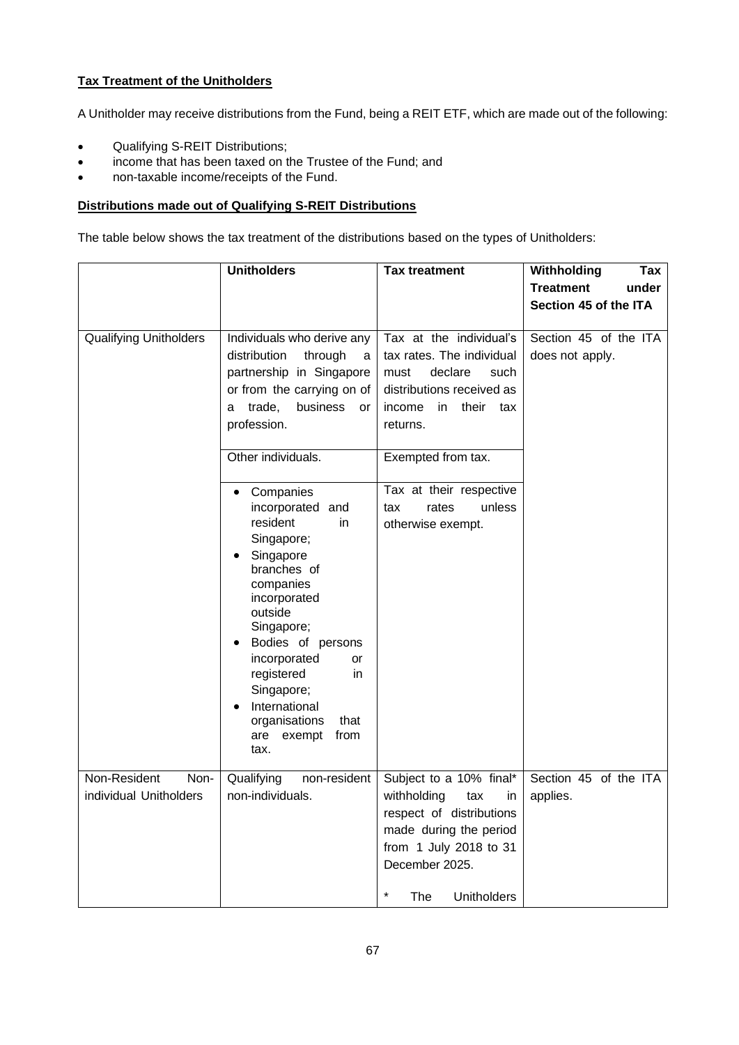**Tax Treatment of the Unitholders**

A Unitholder may receive distributions from the Fund, being a REIT ETF, which are made out of the following:

- Qualifying S-REIT Distributions;
- income that has been taxed on the Trustee of the Fund; and
- non-taxable income/receipts of the Fund.

**Distributions made out of Qualifying S-REIT Distributions**

The table below shows the tax treatment of the distributions based on the types of Unitholders:

| | Unitholders | Tax treatment | Withholding Tax Treatment under Section 45 of the ITA |
|---|---|---|---|
| Qualifying Unitholders | Individuals who derive any distribution through a partnership in Singapore or from the carrying on of a trade, business or profession. | Tax at the individual's tax rates. The individual must declare such distributions received as income in their tax returns. | Section 45 of the ITA does not apply. |
| | Other individuals. | Exempted from tax. | |
| | • Companies incorporated and resident in Singapore;<br>• Singapore branches of companies incorporated outside Singapore;<br>• Bodies of persons incorporated or registered in Singapore;<br>• International organisations that are exempt from tax. | Tax at their respective tax rates unless otherwise exempt. | |
| Non-Resident Non-individual Unitholders | Qualifying non-resident non-individuals. | Subject to a 10% final* withholding tax in respect of distributions made during the period from 1 July 2018 to 31 December 2025.<br><br>* The Unitholders | Section 45 of the ITA applies. |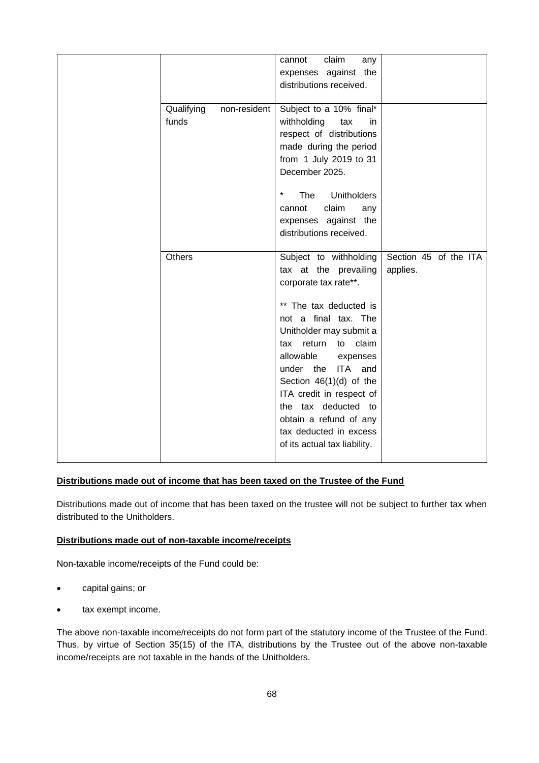| | | | |
|---|---|---|---|
| | | cannot claim any expenses against the distributions received. | |
| | Qualifying non-resident funds | Subject to a 10% final* withholding tax in respect of distributions made during the period from 1 July 2019 to 31 December 2025.<br><br>* The Unitholders cannot claim any expenses against the distributions received. | |
| | Others | Subject to withholding tax at the prevailing corporate tax rate**.<br><br>** The tax deducted is not a final tax. The Unitholder may submit a tax return to claim allowable expenses under the ITA and Section 46(1)(d) of the ITA credit in respect of the tax deducted to obtain a refund of any tax deducted in excess of its actual tax liability. | Section 45 of the ITA applies. |

**Distributions made out of income that has been taxed on the Trustee of the Fund**

Distributions made out of income that has been taxed on the trustee will not be subject to further tax when distributed to the Unitholders.

**Distributions made out of non-taxable income/receipts**

Non-taxable income/receipts of the Fund could be:

- capital gains; or
- tax exempt income.

The above non-taxable income/receipts do not form part of the statutory income of the Trustee of the Fund. Thus, by virtue of Section 35(15) of the ITA, distributions by the Trustee out of the above non-taxable income/receipts are not taxable in the hands of the Unitholders.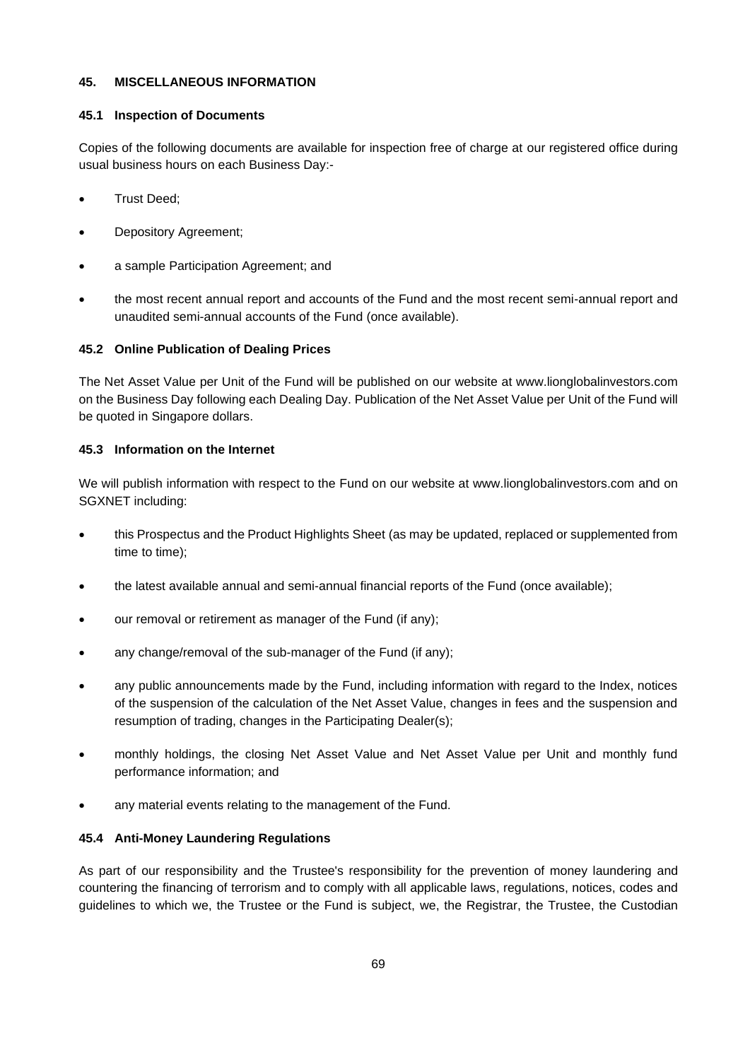## 45. MISCELLANEOUS INFORMATION

### 45.1 Inspection of Documents

Copies of the following documents are available for inspection free of charge at our registered office during usual business hours on each Business Day:-

- Trust Deed;
- Depository Agreement;
- a sample Participation Agreement; and
- the most recent annual report and accounts of the Fund and the most recent semi-annual report and unaudited semi-annual accounts of the Fund (once available).

### 45.2 Online Publication of Dealing Prices

The Net Asset Value per Unit of the Fund will be published on our website at www.lionglobalinvestors.com on the Business Day following each Dealing Day. Publication of the Net Asset Value per Unit of the Fund will be quoted in Singapore dollars.

### 45.3 Information on the Internet

We will publish information with respect to the Fund on our website at www.lionglobalinvestors.com and on SGXNET including:

- this Prospectus and the Product Highlights Sheet (as may be updated, replaced or supplemented from time to time);
- the latest available annual and semi-annual financial reports of the Fund (once available);
- our removal or retirement as manager of the Fund (if any);
- any change/removal of the sub-manager of the Fund (if any);
- any public announcements made by the Fund, including information with regard to the Index, notices of the suspension of the calculation of the Net Asset Value, changes in fees and the suspension and resumption of trading, changes in the Participating Dealer(s);
- monthly holdings, the closing Net Asset Value and Net Asset Value per Unit and monthly fund performance information; and
- any material events relating to the management of the Fund.

### 45.4 Anti-Money Laundering Regulations

As part of our responsibility and the Trustee's responsibility for the prevention of money laundering and countering the financing of terrorism and to comply with all applicable laws, regulations, notices, codes and guidelines to which we, the Trustee or the Fund is subject, we, the Registrar, the Trustee, the Custodian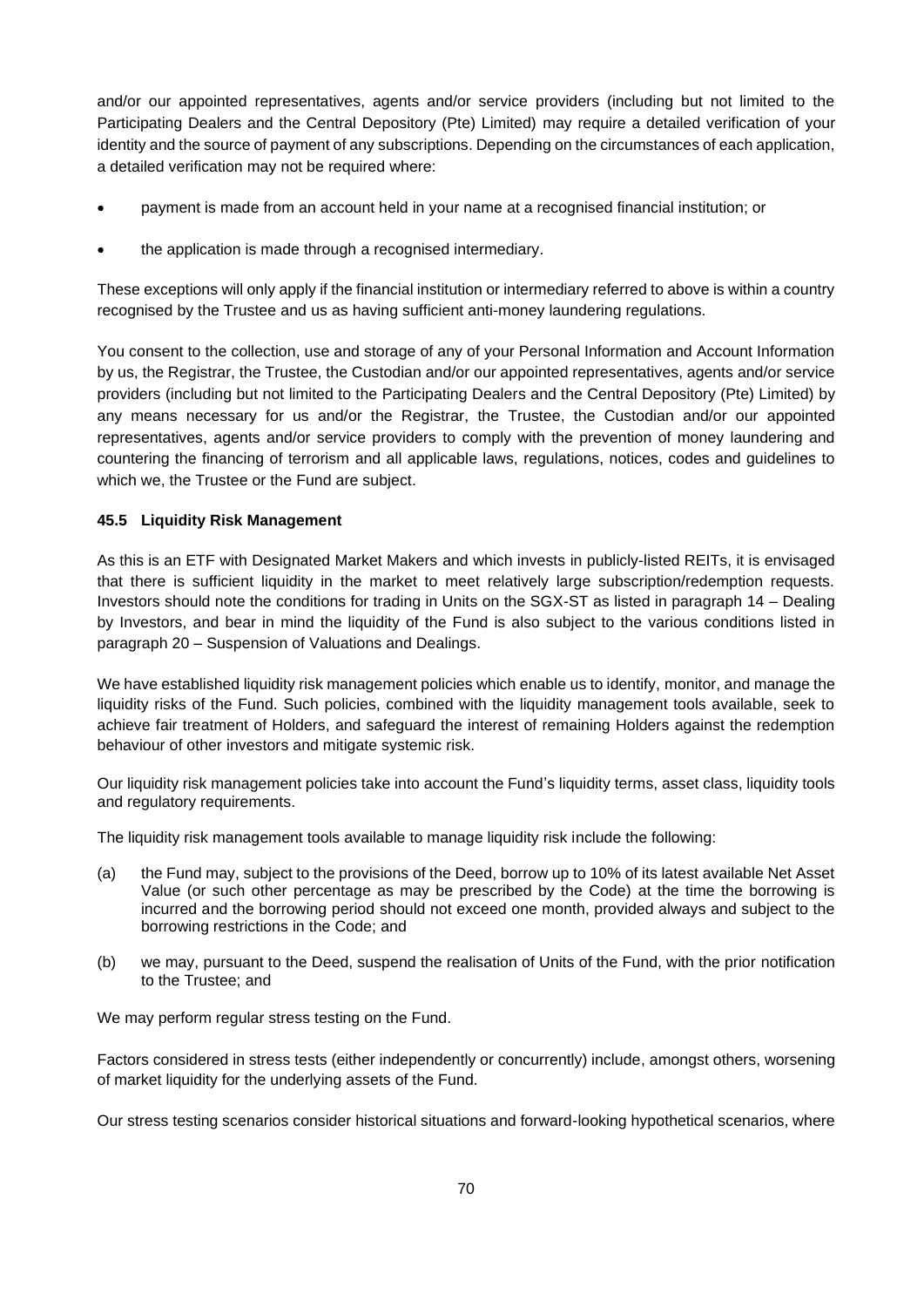and/or our appointed representatives, agents and/or service providers (including but not limited to the Participating Dealers and the Central Depository (Pte) Limited) may require a detailed verification of your identity and the source of payment of any subscriptions. Depending on the circumstances of each application, a detailed verification may not be required where:

- payment is made from an account held in your name at a recognised financial institution; or
- the application is made through a recognised intermediary.

These exceptions will only apply if the financial institution or intermediary referred to above is within a country recognised by the Trustee and us as having sufficient anti-money laundering regulations.

You consent to the collection, use and storage of any of your Personal Information and Account Information by us, the Registrar, the Trustee, the Custodian and/or our appointed representatives, agents and/or service providers (including but not limited to the Participating Dealers and the Central Depository (Pte) Limited) by any means necessary for us and/or the Registrar, the Trustee, the Custodian and/or our appointed representatives, agents and/or service providers to comply with the prevention of money laundering and countering the financing of terrorism and all applicable laws, regulations, notices, codes and guidelines to which we, the Trustee or the Fund are subject.

### 45.5 Liquidity Risk Management

As this is an ETF with Designated Market Makers and which invests in publicly-listed REITs, it is envisaged that there is sufficient liquidity in the market to meet relatively large subscription/redemption requests. Investors should note the conditions for trading in Units on the SGX-ST as listed in paragraph 14 – Dealing by Investors, and bear in mind the liquidity of the Fund is also subject to the various conditions listed in paragraph 20 – Suspension of Valuations and Dealings.

We have established liquidity risk management policies which enable us to identify, monitor, and manage the liquidity risks of the Fund. Such policies, combined with the liquidity management tools available, seek to achieve fair treatment of Holders, and safeguard the interest of remaining Holders against the redemption behaviour of other investors and mitigate systemic risk.

Our liquidity risk management policies take into account the Fund's liquidity terms, asset class, liquidity tools and regulatory requirements.

The liquidity risk management tools available to manage liquidity risk include the following:

(a) the Fund may, subject to the provisions of the Deed, borrow up to 10% of its latest available Net Asset Value (or such other percentage as may be prescribed by the Code) at the time the borrowing is incurred and the borrowing period should not exceed one month, provided always and subject to the borrowing restrictions in the Code; and

(b) we may, pursuant to the Deed, suspend the realisation of Units of the Fund, with the prior notification to the Trustee; and

We may perform regular stress testing on the Fund.

Factors considered in stress tests (either independently or concurrently) include, amongst others, worsening of market liquidity for the underlying assets of the Fund.

Our stress testing scenarios consider historical situations and forward-looking hypothetical scenarios, where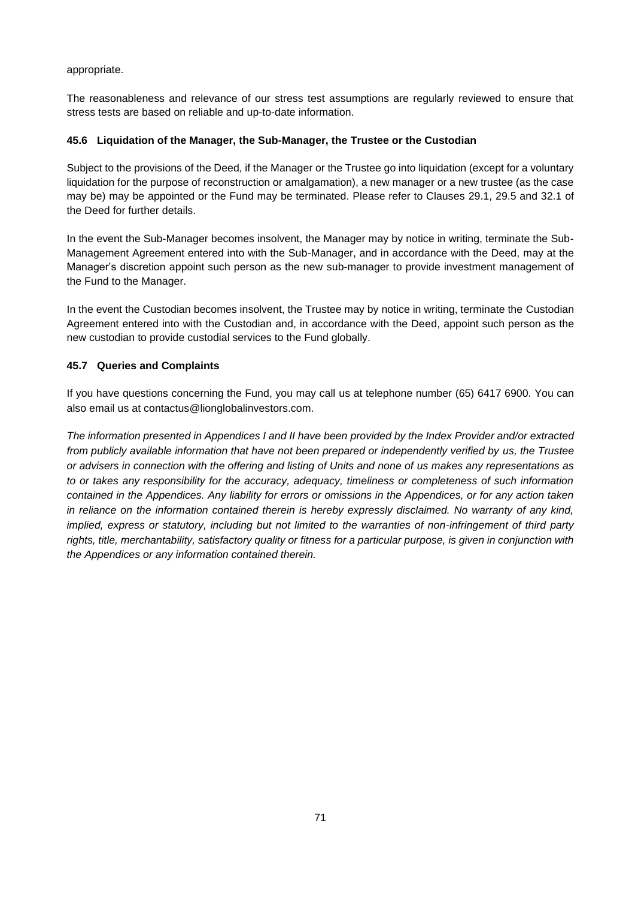appropriate.

The reasonableness and relevance of our stress test assumptions are regularly reviewed to ensure that stress tests are based on reliable and up-to-date information.

### 45.6 Liquidation of the Manager, the Sub-Manager, the Trustee or the Custodian

Subject to the provisions of the Deed, if the Manager or the Trustee go into liquidation (except for a voluntary liquidation for the purpose of reconstruction or amalgamation), a new manager or a new trustee (as the case may be) may be appointed or the Fund may be terminated. Please refer to Clauses 29.1, 29.5 and 32.1 of the Deed for further details.

In the event the Sub-Manager becomes insolvent, the Manager may by notice in writing, terminate the Sub-Management Agreement entered into with the Sub-Manager, and in accordance with the Deed, may at the Manager's discretion appoint such person as the new sub-manager to provide investment management of the Fund to the Manager.

In the event the Custodian becomes insolvent, the Trustee may by notice in writing, terminate the Custodian Agreement entered into with the Custodian and, in accordance with the Deed, appoint such person as the new custodian to provide custodial services to the Fund globally.

### 45.7 Queries and Complaints

If you have questions concerning the Fund, you may call us at telephone number (65) 6417 6900. You can also email us at contactus@lionglobalinvestors.com.

*The information presented in Appendices I and II have been provided by the Index Provider and/or extracted from publicly available information that have not been prepared or independently verified by us, the Trustee or advisers in connection with the offering and listing of Units and none of us makes any representations as to or takes any responsibility for the accuracy, adequacy, timeliness or completeness of such information contained in the Appendices. Any liability for errors or omissions in the Appendices, or for any action taken in reliance on the information contained therein is hereby expressly disclaimed. No warranty of any kind, implied, express or statutory, including but not limited to the warranties of non-infringement of third party rights, title, merchantability, satisfactory quality or fitness for a particular purpose, is given in conjunction with the Appendices or any information contained therein.*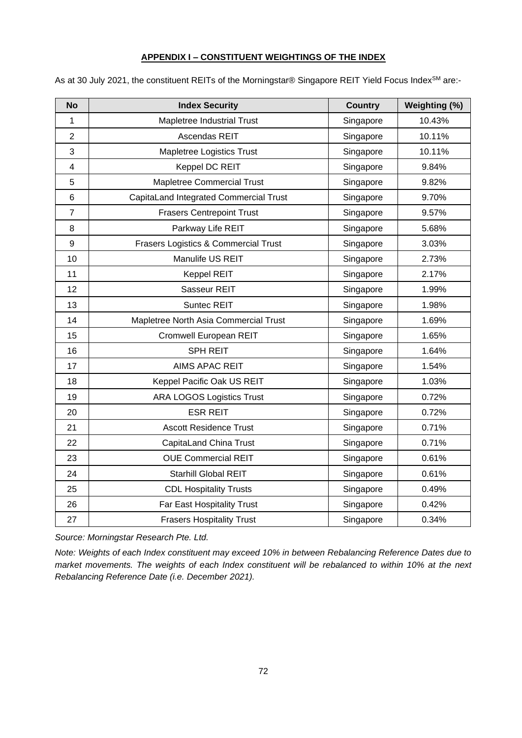## APPENDIX I – CONSTITUENT WEIGHTINGS OF THE INDEX

As at 30 July 2021, the constituent REITs of the Morningstar® Singapore REIT Yield Focus Index[SM] are:-

| No | Index Security | Country | Weighting (%) |
|---|---|---|---|
| 1 | Mapletree Industrial Trust | Singapore | 10.43% |
| 2 | Ascendas REIT | Singapore | 10.11% |
| 3 | Mapletree Logistics Trust | Singapore | 10.11% |
| 4 | Keppel DC REIT | Singapore | 9.84% |
| 5 | Mapletree Commercial Trust | Singapore | 9.82% |
| 6 | CapitaLand Integrated Commercial Trust | Singapore | 9.70% |
| 7 | Frasers Centrepoint Trust | Singapore | 9.57% |
| 8 | Parkway Life REIT | Singapore | 5.68% |
| 9 | Frasers Logistics & Commercial Trust | Singapore | 3.03% |
| 10 | Manulife US REIT | Singapore | 2.73% |
| 11 | Keppel REIT | Singapore | 2.17% |
| 12 | Sasseur REIT | Singapore | 1.99% |
| 13 | Suntec REIT | Singapore | 1.98% |
| 14 | Mapletree North Asia Commercial Trust | Singapore | 1.69% |
| 15 | Cromwell European REIT | Singapore | 1.65% |
| 16 | SPH REIT | Singapore | 1.64% |
| 17 | AIMS APAC REIT | Singapore | 1.54% |
| 18 | Keppel Pacific Oak US REIT | Singapore | 1.03% |
| 19 | ARA LOGOS Logistics Trust | Singapore | 0.72% |
| 20 | ESR REIT | Singapore | 0.72% |
| 21 | Ascott Residence Trust | Singapore | 0.71% |
| 22 | CapitaLand China Trust | Singapore | 0.71% |
| 23 | OUE Commercial REIT | Singapore | 0.61% |
| 24 | Starhill Global REIT | Singapore | 0.61% |
| 25 | CDL Hospitality Trusts | Singapore | 0.49% |
| 26 | Far East Hospitality Trust | Singapore | 0.42% |
| 27 | Frasers Hospitality Trust | Singapore | 0.34% |

*Source: Morningstar Research Pte. Ltd.*

*Note: Weights of each Index constituent may exceed 10% in between Rebalancing Reference Dates due to market movements. The weights of each Index constituent will be rebalanced to within 10% at the next Rebalancing Reference Date (i.e. December 2021).*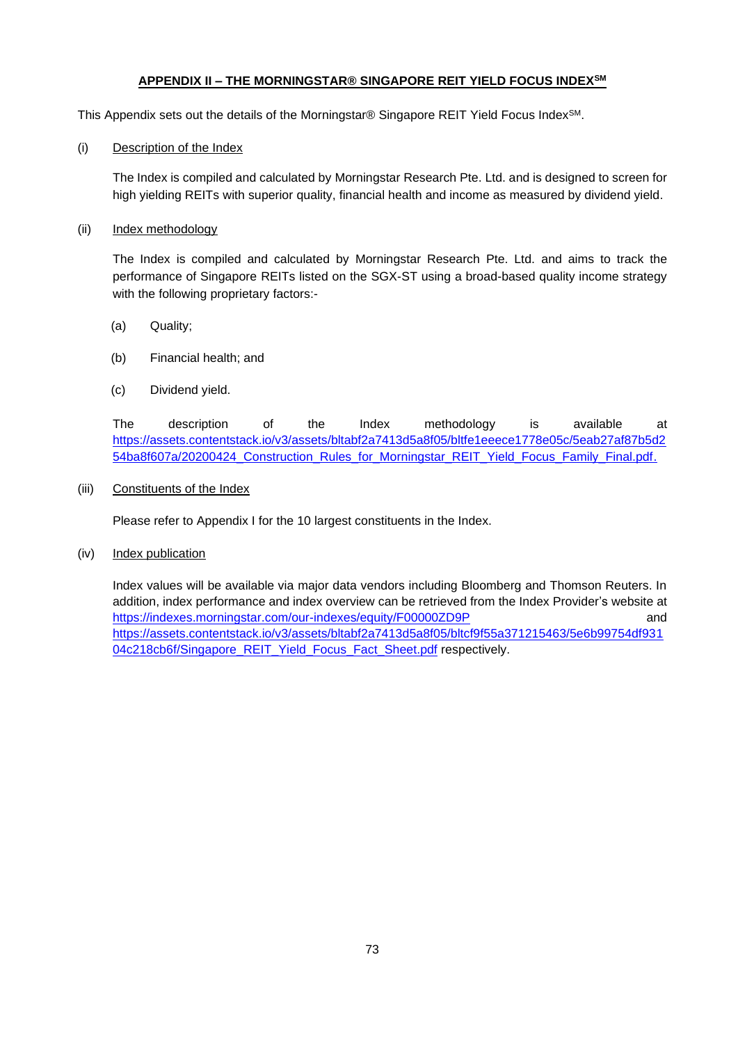## APPENDIX II – THE MORNINGSTAR® SINGAPORE REIT YIELD FOCUS INDEX[SM]

This Appendix sets out the details of the Morningstar® Singapore REIT Yield Focus Index[SM].

(i) Description of the Index

The Index is compiled and calculated by Morningstar Research Pte. Ltd. and is designed to screen for high yielding REITs with superior quality, financial health and income as measured by dividend yield.

(ii) Index methodology

The Index is compiled and calculated by Morningstar Research Pte. Ltd. and aims to track the performance of Singapore REITs listed on the SGX-ST using a broad-based quality income strategy with the following proprietary factors:-

(a) Quality;

(b) Financial health; and

(c) Dividend yield.

The description of the Index methodology is available at https://assets.contentstack.io/v3/assets/bltabf2a7413d5a8f05/bltfe1eeece1778e05c/5eab27af87b5d254ba8f607a/20200424_Construction_Rules_for_Morningstar_REIT_Yield_Focus_Family_Final.pdf.

(iii) Constituents of the Index

Please refer to Appendix I for the 10 largest constituents in the Index.

(iv) Index publication

Index values will be available via major data vendors including Bloomberg and Thomson Reuters. In addition, index performance and index overview can be retrieved from the Index Provider's website at https://indexes.morningstar.com/our-indexes/equity/F00000ZD9P and https://assets.contentstack.io/v3/assets/bltabf2a7413d5a8f05/bltcf9f55a371215463/5e6b99754df93104c218cb6f/Singapore_REIT_Yield_Focus_Fact_Sheet.pdf respectively.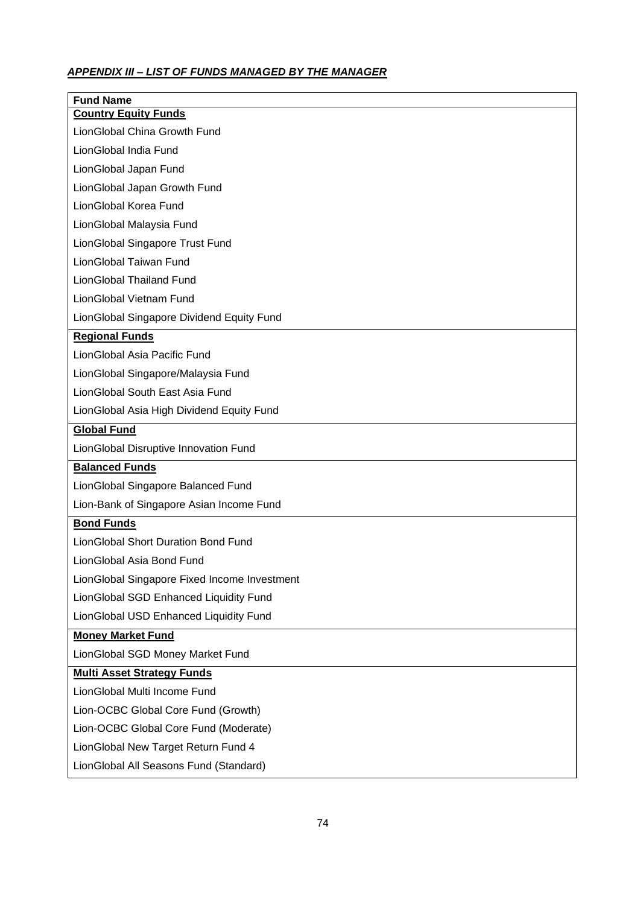## ***APPENDIX III – LIST OF FUNDS MANAGED BY THE MANAGER***

| Fund Name |
|---|
| **Country Equity Funds** |
| LionGlobal China Growth Fund |
| LionGlobal India Fund |
| LionGlobal Japan Fund |
| LionGlobal Japan Growth Fund |
| LionGlobal Korea Fund |
| LionGlobal Malaysia Fund |
| LionGlobal Singapore Trust Fund |
| LionGlobal Taiwan Fund |
| LionGlobal Thailand Fund |
| LionGlobal Vietnam Fund |
| LionGlobal Singapore Dividend Equity Fund |
| **Regional Funds** |
| LionGlobal Asia Pacific Fund |
| LionGlobal Singapore/Malaysia Fund |
| LionGlobal South East Asia Fund |
| LionGlobal Asia High Dividend Equity Fund |
| **Global Fund** |
| LionGlobal Disruptive Innovation Fund |
| **Balanced Funds** |
| LionGlobal Singapore Balanced Fund |
| Lion-Bank of Singapore Asian Income Fund |
| **Bond Funds** |
| LionGlobal Short Duration Bond Fund |
| LionGlobal Asia Bond Fund |
| LionGlobal Singapore Fixed Income Investment |
| LionGlobal SGD Enhanced Liquidity Fund |
| LionGlobal USD Enhanced Liquidity Fund |
| **Money Market Fund** |
| LionGlobal SGD Money Market Fund |
| **Multi Asset Strategy Funds** |
| LionGlobal Multi Income Fund |
| Lion-OCBC Global Core Fund (Growth) |
| Lion-OCBC Global Core Fund (Moderate) |
| LionGlobal New Target Return Fund 4 |
| LionGlobal All Seasons Fund (Standard) |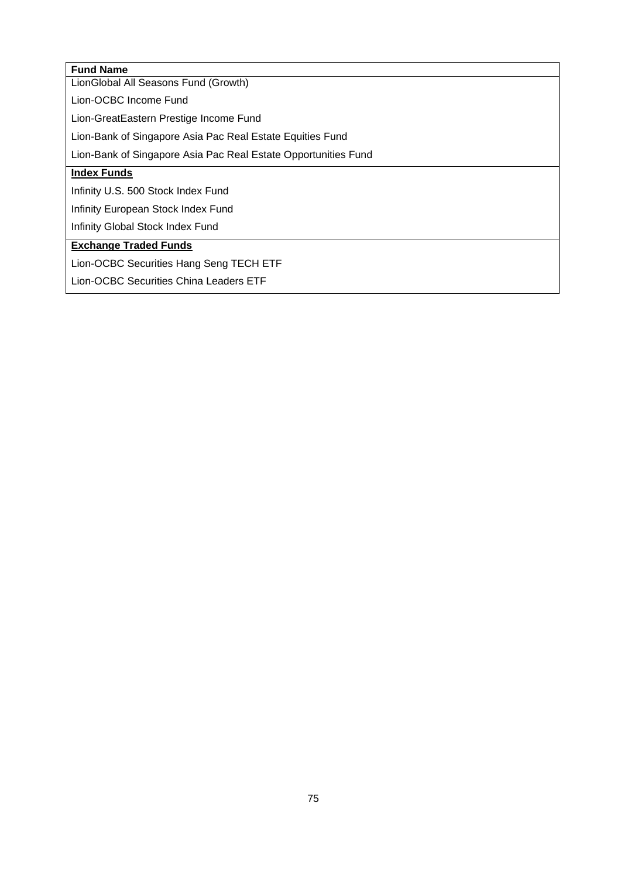| Fund Name |
| --- |
| LionGlobal All Seasons Fund (Growth) |
| Lion-OCBC Income Fund |
| Lion-GreatEastern Prestige Income Fund |
| Lion-Bank of Singapore Asia Pac Real Estate Equities Fund |
| Lion-Bank of Singapore Asia Pac Real Estate Opportunities Fund |
| **Index Funds** |
| Infinity U.S. 500 Stock Index Fund |
| Infinity European Stock Index Fund |
| Infinity Global Stock Index Fund |
| **Exchange Traded Funds** |
| Lion-OCBC Securities Hang Seng TECH ETF |
| Lion-OCBC Securities China Leaders ETF |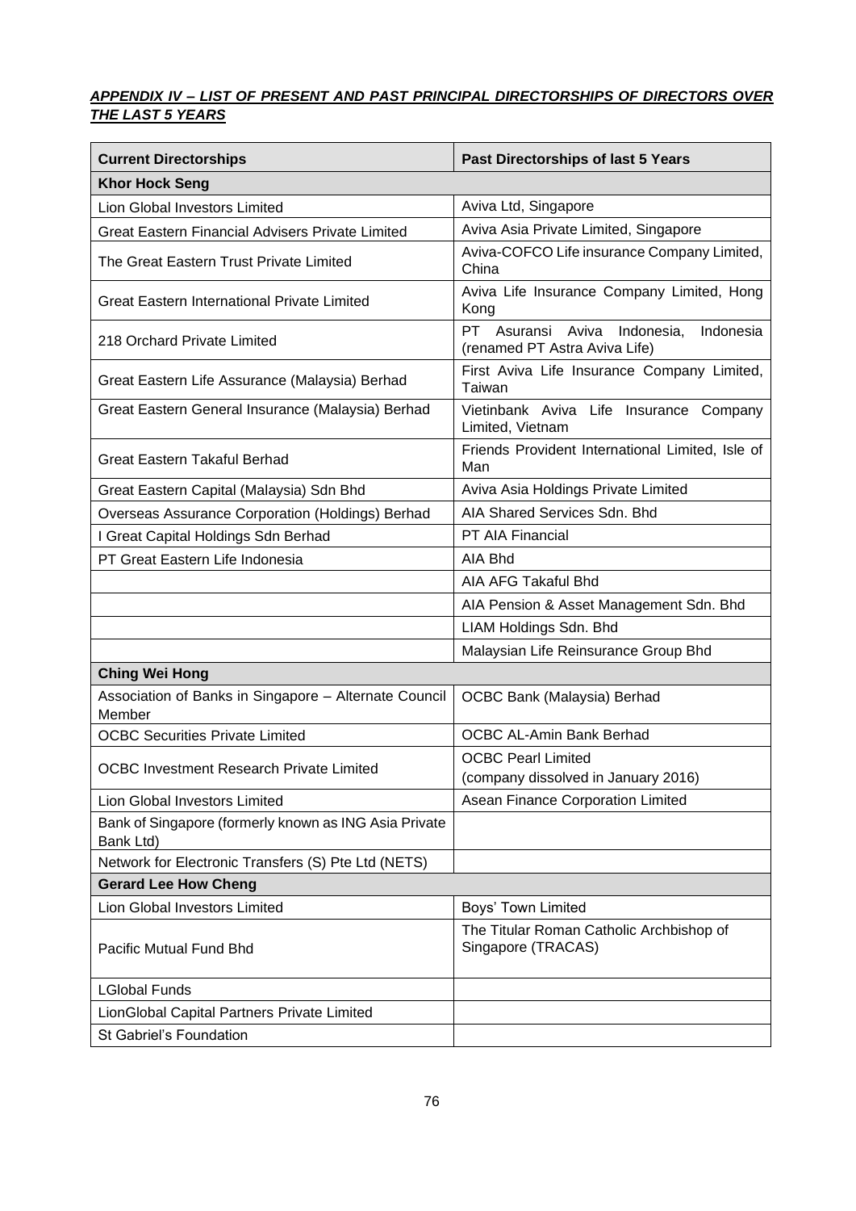***APPENDIX IV – LIST OF PRESENT AND PAST PRINCIPAL DIRECTORSHIPS OF DIRECTORS OVER THE LAST 5 YEARS***

| Current Directorships | Past Directorships of last 5 Years |
|---|---|
| **Khor Hock Seng** | |
| Lion Global Investors Limited | Aviva Ltd, Singapore |
| Great Eastern Financial Advisers Private Limited | Aviva Asia Private Limited, Singapore |
| The Great Eastern Trust Private Limited | Aviva-COFCO Life insurance Company Limited, China |
| Great Eastern International Private Limited | Aviva Life Insurance Company Limited, Hong Kong |
| 218 Orchard Private Limited | PT Asuransi Aviva Indonesia, Indonesia (renamed PT Astra Aviva Life) |
| Great Eastern Life Assurance (Malaysia) Berhad | First Aviva Life Insurance Company Limited, Taiwan |
| Great Eastern General Insurance (Malaysia) Berhad | Vietinbank Aviva Life Insurance Company Limited, Vietnam |
| Great Eastern Takaful Berhad | Friends Provident International Limited, Isle of Man |
| Great Eastern Capital (Malaysia) Sdn Bhd | Aviva Asia Holdings Private Limited |
| Overseas Assurance Corporation (Holdings) Berhad | AIA Shared Services Sdn. Bhd |
| I Great Capital Holdings Sdn Berhad | PT AIA Financial |
| PT Great Eastern Life Indonesia | AIA Bhd |
| | AIA AFG Takaful Bhd |
| | AIA Pension & Asset Management Sdn. Bhd |
| | LIAM Holdings Sdn. Bhd |
| | Malaysian Life Reinsurance Group Bhd |
| **Ching Wei Hong** | |
| Association of Banks in Singapore – Alternate Council Member | OCBC Bank (Malaysia) Berhad |
| OCBC Securities Private Limited | OCBC AL-Amin Bank Berhad |
| OCBC Investment Research Private Limited | OCBC Pearl Limited (company dissolved in January 2016) |
| Lion Global Investors Limited | Asean Finance Corporation Limited |
| Bank of Singapore (formerly known as ING Asia Private Bank Ltd) | |
| Network for Electronic Transfers (S) Pte Ltd (NETS) | |
| **Gerard Lee How Cheng** | |
| Lion Global Investors Limited | Boys' Town Limited |
| Pacific Mutual Fund Bhd | The Titular Roman Catholic Archbishop of Singapore (TRACAS) |
| LGlobal Funds | |
| LionGlobal Capital Partners Private Limited | |
| St Gabriel's Foundation | |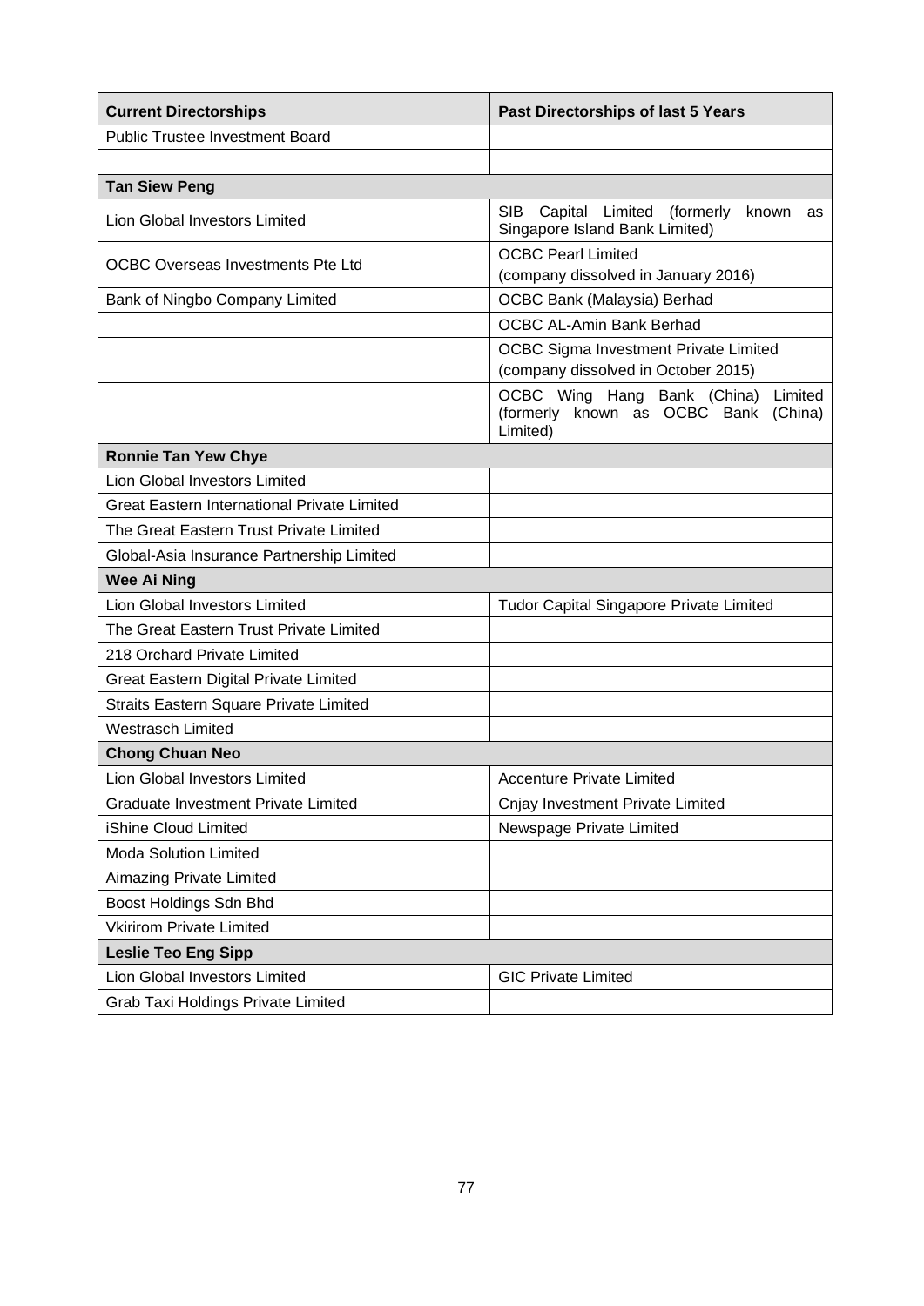| Current Directorships | Past Directorships of last 5 Years |
|---|---|
| Public Trustee Investment Board | |
| | |
| **Tan Siew Peng** | |
| Lion Global Investors Limited | SIB Capital Limited (formerly known as Singapore Island Bank Limited) |
| OCBC Overseas Investments Pte Ltd | OCBC Pearl Limited (company dissolved in January 2016) |
| Bank of Ningbo Company Limited | OCBC Bank (Malaysia) Berhad |
| | OCBC AL-Amin Bank Berhad |
| | OCBC Sigma Investment Private Limited (company dissolved in October 2015) |
| | OCBC Wing Hang Bank (China) Limited (formerly known as OCBC Bank (China) Limited) |
| **Ronnie Tan Yew Chye** | |
| Lion Global Investors Limited | |
| Great Eastern International Private Limited | |
| The Great Eastern Trust Private Limited | |
| Global-Asia Insurance Partnership Limited | |
| **Wee Ai Ning** | |
| Lion Global Investors Limited | Tudor Capital Singapore Private Limited |
| The Great Eastern Trust Private Limited | |
| 218 Orchard Private Limited | |
| Great Eastern Digital Private Limited | |
| Straits Eastern Square Private Limited | |
| Westrasch Limited | |
| **Chong Chuan Neo** | |
| Lion Global Investors Limited | Accenture Private Limited |
| Graduate Investment Private Limited | Cnjay Investment Private Limited |
| iShine Cloud Limited | Newspage Private Limited |
| Moda Solution Limited | |
| Aimazing Private Limited | |
| Boost Holdings Sdn Bhd | |
| Vkirirom Private Limited | |
| **Leslie Teo Eng Sipp** | |
| Lion Global Investors Limited | GIC Private Limited |
| Grab Taxi Holdings Private Limited | |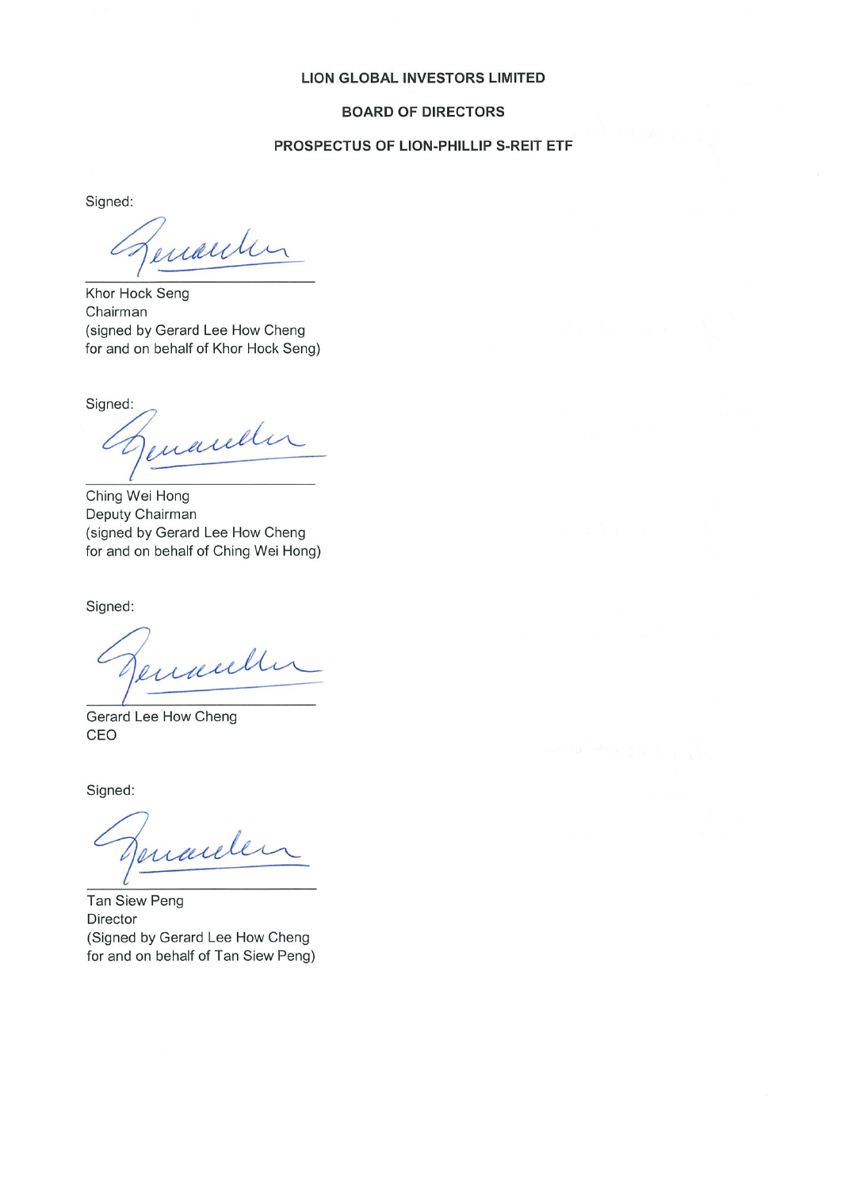**LION GLOBAL INVESTORS LIMITED**

**BOARD OF DIRECTORS**

**PROSPECTUS OF LION-PHILLIP S-REIT ETF**

Signed:

Khor Hock Seng
Chairman
(signed by Gerard Lee How Cheng for and on behalf of Khor Hock Seng)

Signed:

Ching Wei Hong
Deputy Chairman
(signed by Gerard Lee How Cheng for and on behalf of Ching Wei Hong)

Signed:

Gerard Lee How Cheng
CEO

Signed:

Tan Siew Peng
Director
(Signed by Gerard Lee How Cheng for and on behalf of Tan Siew Peng)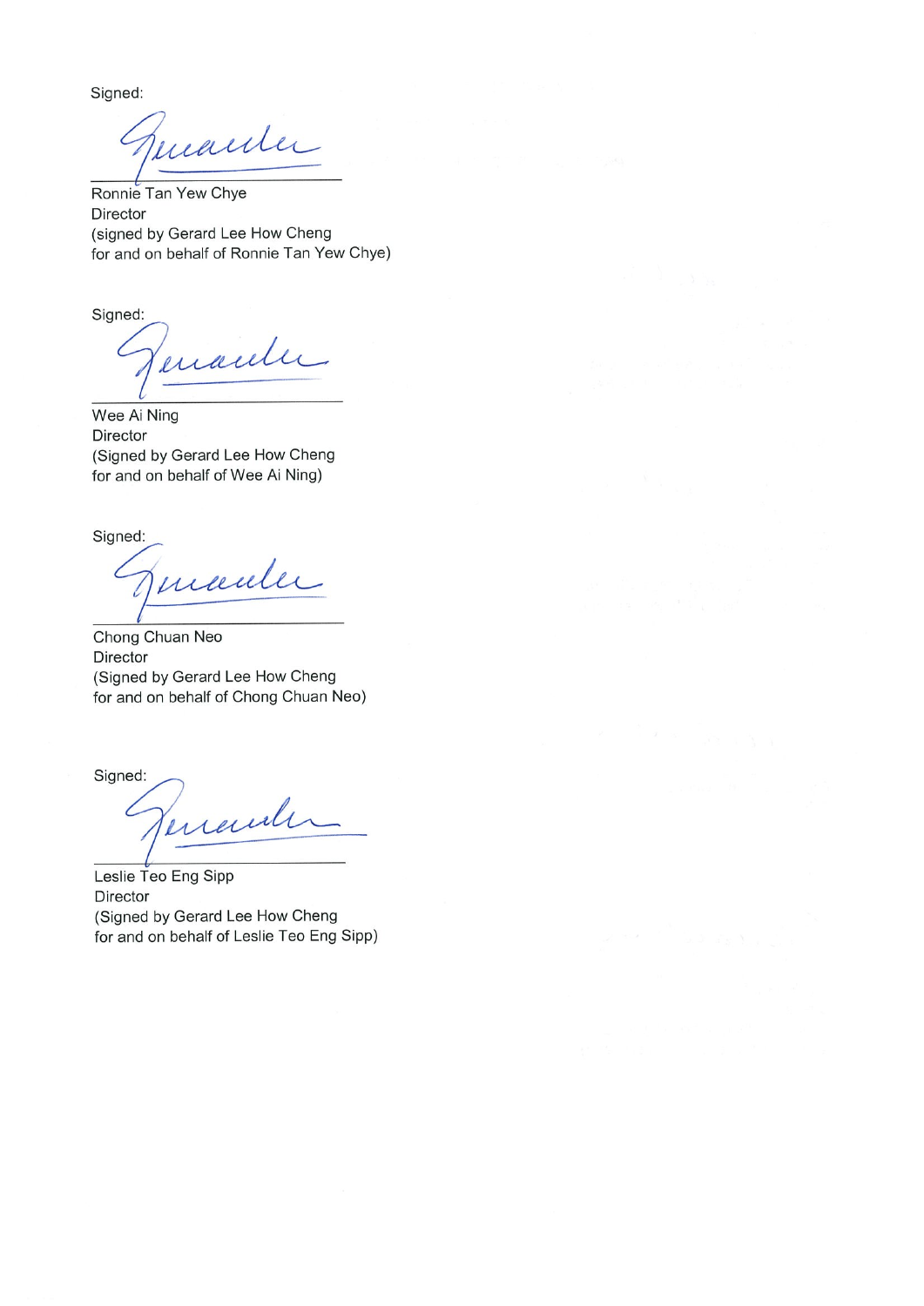Signed:

Ronnie Tan Yew Chye
Director
(signed by Gerard Lee How Cheng
for and on behalf of Ronnie Tan Yew Chye)

Signed:

Wee Ai Ning
Director
(Signed by Gerard Lee How Cheng
for and on behalf of Wee Ai Ning)

Signed:

Chong Chuan Neo
Director
(Signed by Gerard Lee How Cheng
for and on behalf of Chong Chuan Neo)

Signed:

Leslie Teo Eng Sipp
Director
(Signed by Gerard Lee How Cheng
for and on behalf of Leslie Teo Eng Sipp)